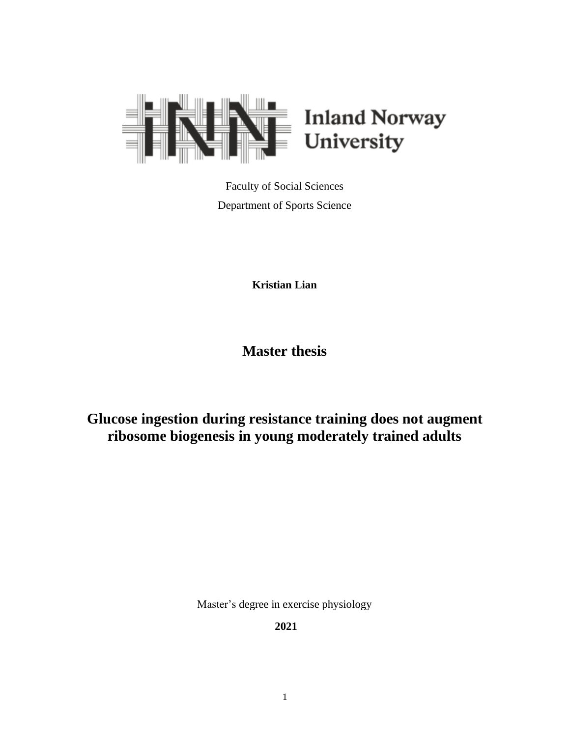Inland Norway University

Faculty of Social Sciences

Department of Sports Science

**Kristian Lian**

# Master thesis

# Glucose ingestion during resistance training does not augment ribosome biogenesis in young moderately trained adults

Master's degree in exercise physiology

**2021**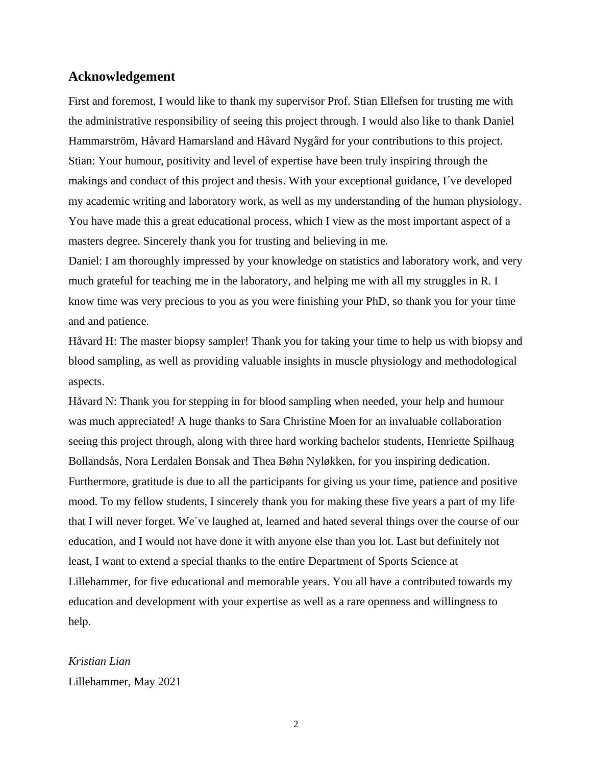## Acknowledgement

First and foremost, I would like to thank my supervisor Prof. Stian Ellefsen for trusting me with the administrative responsibility of seeing this project through. I would also like to thank Daniel Hammarström, Håvard Hamarsland and Håvard Nygård for your contributions to this project. Stian: Your humour, positivity and level of expertise have been truly inspiring through the makings and conduct of this project and thesis. With your exceptional guidance, I´ve developed my academic writing and laboratory work, as well as my understanding of the human physiology. You have made this a great educational process, which I view as the most important aspect of a masters degree. Sincerely thank you for trusting and believing in me.
Daniel: I am thoroughly impressed by your knowledge on statistics and laboratory work, and very much grateful for teaching me in the laboratory, and helping me with all my struggles in R. I know time was very precious to you as you were finishing your PhD, so thank you for your time and and patience.
Håvard H: The master biopsy sampler! Thank you for taking your time to help us with biopsy and blood sampling, as well as providing valuable insights in muscle physiology and methodological aspects.
Håvard N: Thank you for stepping in for blood sampling when needed, your help and humour was much appreciated! A huge thanks to Sara Christine Moen for an invaluable collaboration seeing this project through, along with three hard working bachelor students, Henriette Spilhaug Bollandsås, Nora Lerdalen Bonsak and Thea Bøhn Nyløkken, for you inspiring dedication. Furthermore, gratitude is due to all the participants for giving us your time, patience and positive mood. To my fellow students, I sincerely thank you for making these five years a part of my life that I will never forget. We´ve laughed at, learned and hated several things over the course of our education, and I would not have done it with anyone else than you lot. Last but definitely not least, I want to extend a special thanks to the entire Department of Sports Science at Lillehammer, for five educational and memorable years. You all have a contributed towards my education and development with your expertise as well as a rare openness and willingness to help.

*Kristian Lian*
Lillehammer, May 2021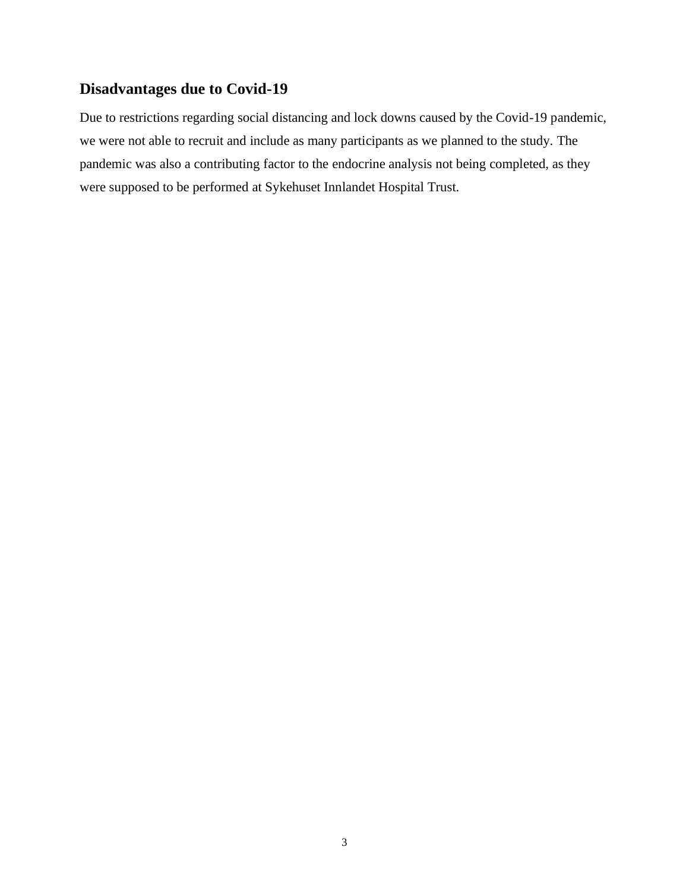## Disadvantages due to Covid-19

Due to restrictions regarding social distancing and lock downs caused by the Covid-19 pandemic, we were not able to recruit and include as many participants as we planned to the study. The pandemic was also a contributing factor to the endocrine analysis not being completed, as they were supposed to be performed at Sykehuset Innlandet Hospital Trust.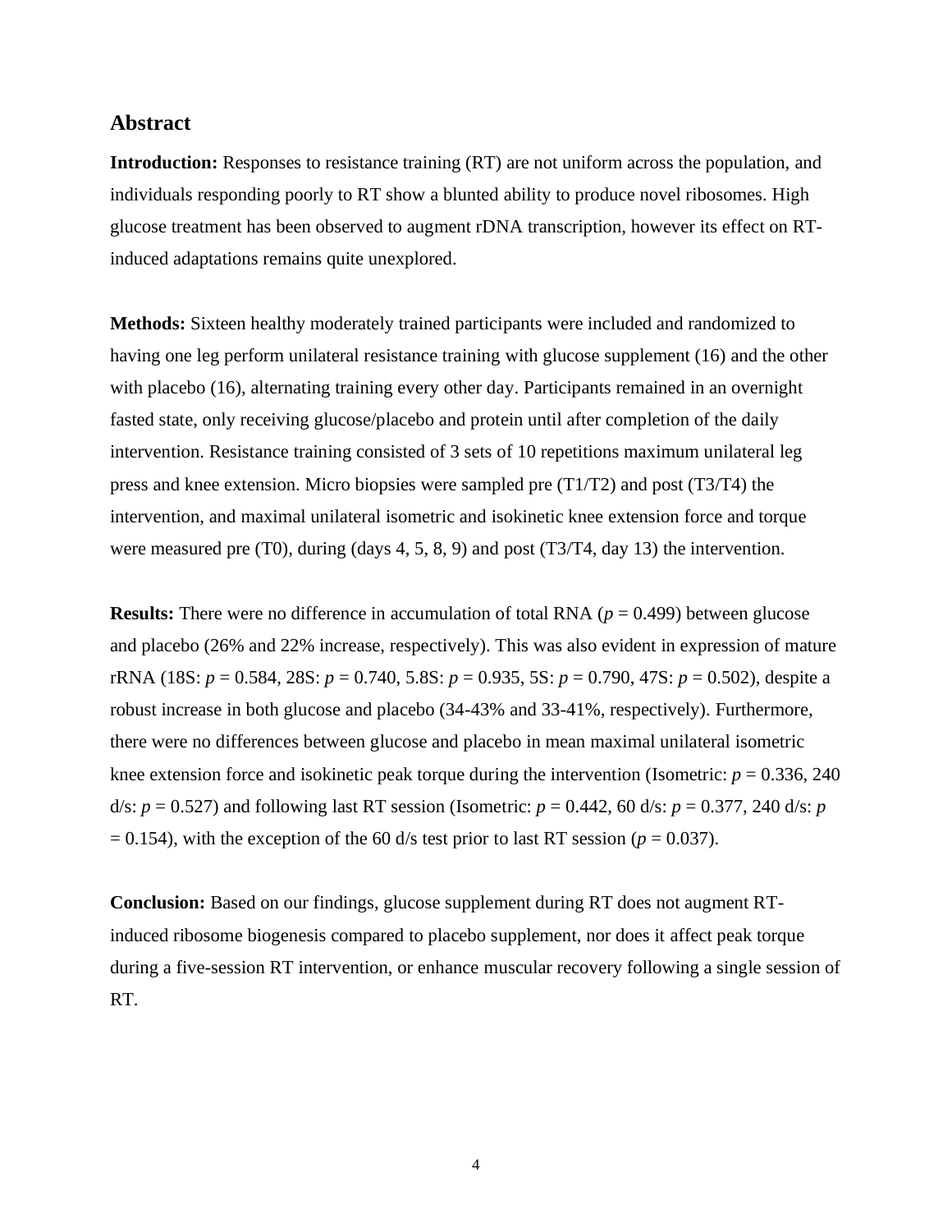## Abstract

**Introduction:** Responses to resistance training (RT) are not uniform across the population, and individuals responding poorly to RT show a blunted ability to produce novel ribosomes. High glucose treatment has been observed to augment rDNA transcription, however its effect on RT-induced adaptations remains quite unexplored.

**Methods:** Sixteen healthy moderately trained participants were included and randomized to having one leg perform unilateral resistance training with glucose supplement (16) and the other with placebo (16), alternating training every other day. Participants remained in an overnight fasted state, only receiving glucose/placebo and protein until after completion of the daily intervention. Resistance training consisted of 3 sets of 10 repetitions maximum unilateral leg press and knee extension. Micro biopsies were sampled pre (T1/T2) and post (T3/T4) the intervention, and maximal unilateral isometric and isokinetic knee extension force and torque were measured pre (T0), during (days 4, 5, 8, 9) and post (T3/T4, day 13) the intervention.

**Results:** There were no difference in accumulation of total RNA ($p = 0.499$) between glucose and placebo (26% and 22% increase, respectively). This was also evident in expression of mature rRNA (18S: $p = 0.584$, 28S: $p = 0.740$, 5.8S: $p = 0.935$, 5S: $p = 0.790$, 47S: $p = 0.502$), despite a robust increase in both glucose and placebo (34-43% and 33-41%, respectively). Furthermore, there were no differences between glucose and placebo in mean maximal unilateral isometric knee extension force and isokinetic peak torque during the intervention (Isometric: $p = 0.336$, 240 d/s: $p = 0.527$) and following last RT session (Isometric: $p = 0.442$, 60 d/s: $p = 0.377$, 240 d/s: $p = 0.154$), with the exception of the 60 d/s test prior to last RT session ($p = 0.037$).

**Conclusion:** Based on our findings, glucose supplement during RT does not augment RT-induced ribosome biogenesis compared to placebo supplement, nor does it affect peak torque during a five-session RT intervention, or enhance muscular recovery following a single session of RT.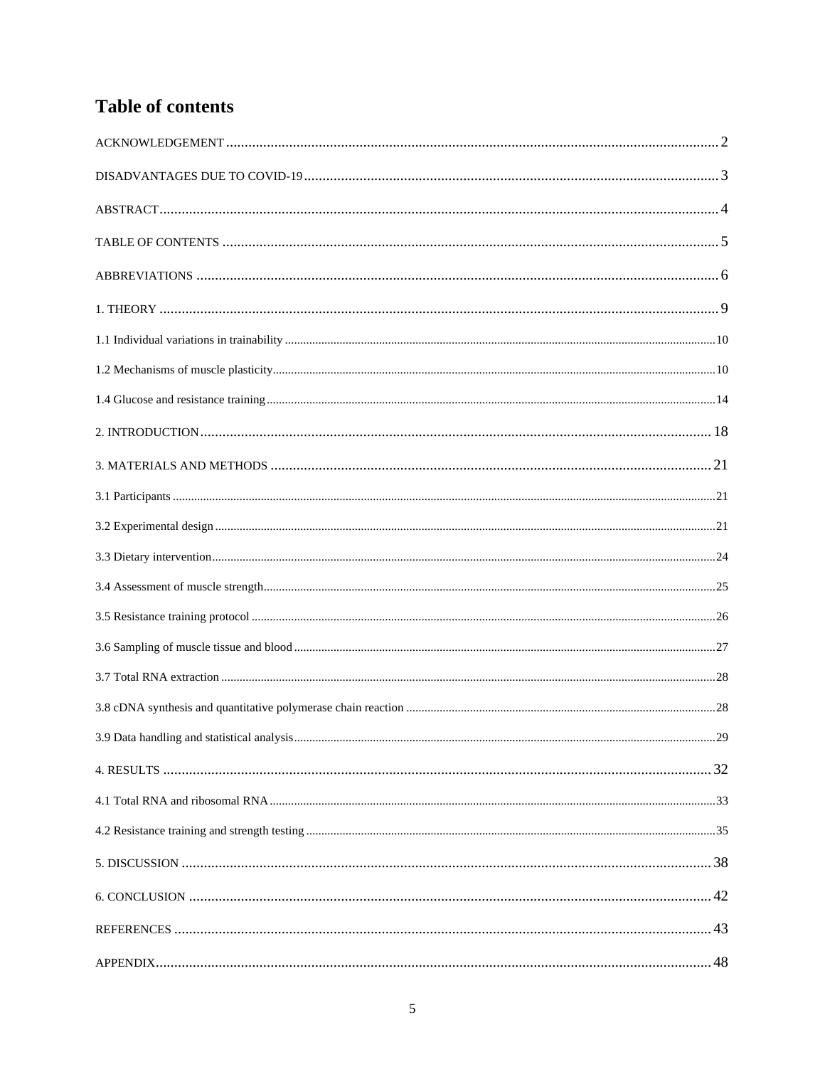# Table of contents

ACKNOWLEDGEMENT ........ 2

DISADVANTAGES DUE TO COVID-19 ........ 3

ABSTRACT ........ 4

TABLE OF CONTENTS ........ 5

ABBREVIATIONS ........ 6

1. THEORY ........ 9

1.1 Individual variations in trainability ........ 10

1.2 Mechanisms of muscle plasticity ........ 10

1.4 Glucose and resistance training ........ 14

2. INTRODUCTION ........ 18

3. MATERIALS AND METHODS ........ 21

3.1 Participants ........ 21

3.2 Experimental design ........ 21

3.3 Dietary intervention ........ 24

3.4 Assessment of muscle strength ........ 25

3.5 Resistance training protocol ........ 26

3.6 Sampling of muscle tissue and blood ........ 27

3.7 Total RNA extraction ........ 28

3.8 cDNA synthesis and quantitative polymerase chain reaction ........ 28

3.9 Data handling and statistical analysis ........ 29

4. RESULTS ........ 32

4.1 Total RNA and ribosomal RNA ........ 33

4.2 Resistance training and strength testing ........ 35

5. DISCUSSION ........ 38

6. CONCLUSION ........ 42

REFERENCES ........ 43

APPENDIX ........ 48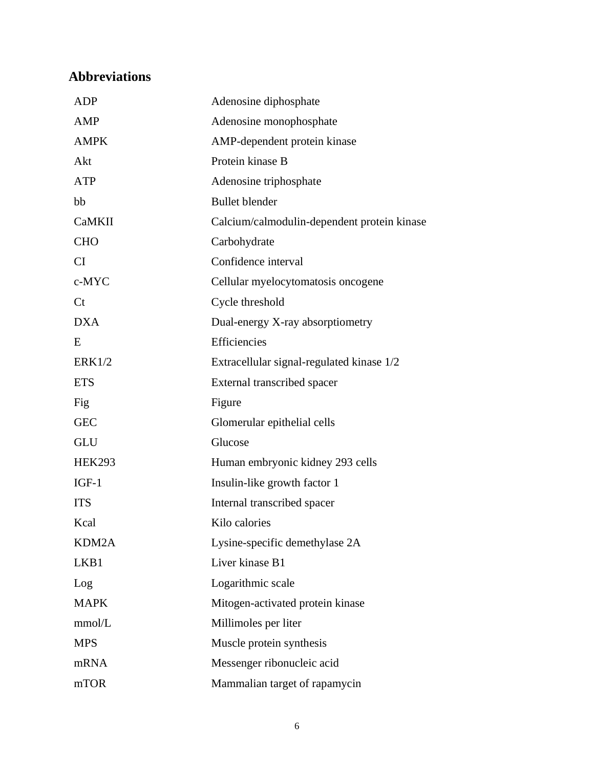## Abbreviations

| | |
|---|---|
| ADP | Adenosine diphosphate |
| AMP | Adenosine monophosphate |
| AMPK | AMP-dependent protein kinase |
| Akt | Protein kinase B |
| ATP | Adenosine triphosphate |
| bb | Bullet blender |
| CaMKII | Calcium/calmodulin-dependent protein kinase |
| CHO | Carbohydrate |
| CI | Confidence interval |
| c-MYC | Cellular myelocytomatosis oncogene |
| Ct | Cycle threshold |
| DXA | Dual-energy X-ray absorptiometry |
| E | Efficiencies |
| ERK1/2 | Extracellular signal-regulated kinase 1/2 |
| ETS | External transcribed spacer |
| Fig | Figure |
| GEC | Glomerular epithelial cells |
| GLU | Glucose |
| HEK293 | Human embryonic kidney 293 cells |
| IGF-1 | Insulin-like growth factor 1 |
| ITS | Internal transcribed spacer |
| Kcal | Kilo calories |
| KDM2A | Lysine-specific demethylase 2A |
| LKB1 | Liver kinase B1 |
| Log | Logarithmic scale |
| MAPK | Mitogen-activated protein kinase |
| mmol/L | Millimoles per liter |
| MPS | Muscle protein synthesis |
| mRNA | Messenger ribonucleic acid |
| mTOR | Mammalian target of rapamycin |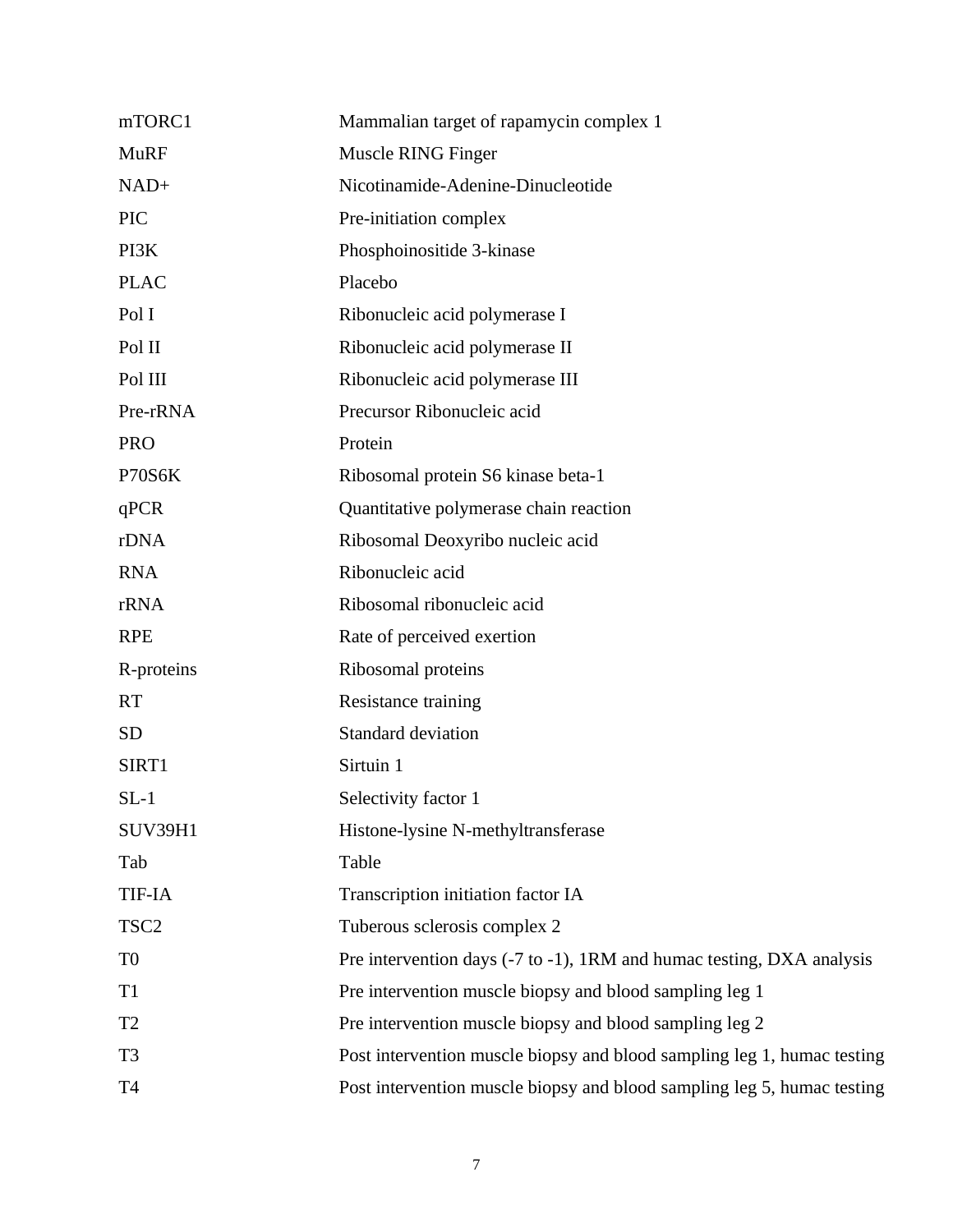| | |
|---|---|
| mTORC1 | Mammalian target of rapamycin complex 1 |
| MuRF | Muscle RING Finger |
| NAD+ | Nicotinamide-Adenine-Dinucleotide |
| PIC | Pre-initiation complex |
| PI3K | Phosphoinositide 3-kinase |
| PLAC | Placebo |
| Pol I | Ribonucleic acid polymerase I |
| Pol II | Ribonucleic acid polymerase II |
| Pol III | Ribonucleic acid polymerase III |
| Pre-rRNA | Precursor Ribonucleic acid |
| PRO | Protein |
| P70S6K | Ribosomal protein S6 kinase beta-1 |
| qPCR | Quantitative polymerase chain reaction |
| rDNA | Ribosomal Deoxyribo nucleic acid |
| RNA | Ribonucleic acid |
| rRNA | Ribosomal ribonucleic acid |
| RPE | Rate of perceived exertion |
| R-proteins | Ribosomal proteins |
| RT | Resistance training |
| SD | Standard deviation |
| SIRT1 | Sirtuin 1 |
| SL-1 | Selectivity factor 1 |
| SUV39H1 | Histone-lysine N-methyltransferase |
| Tab | Table |
| TIF-IA | Transcription initiation factor IA |
| TSC2 | Tuberous sclerosis complex 2 |
| T0 | Pre intervention days (-7 to -1), 1RM and humac testing, DXA analysis |
| T1 | Pre intervention muscle biopsy and blood sampling leg 1 |
| T2 | Pre intervention muscle biopsy and blood sampling leg 2 |
| T3 | Post intervention muscle biopsy and blood sampling leg 1, humac testing |
| T4 | Post intervention muscle biopsy and blood sampling leg 5, humac testing |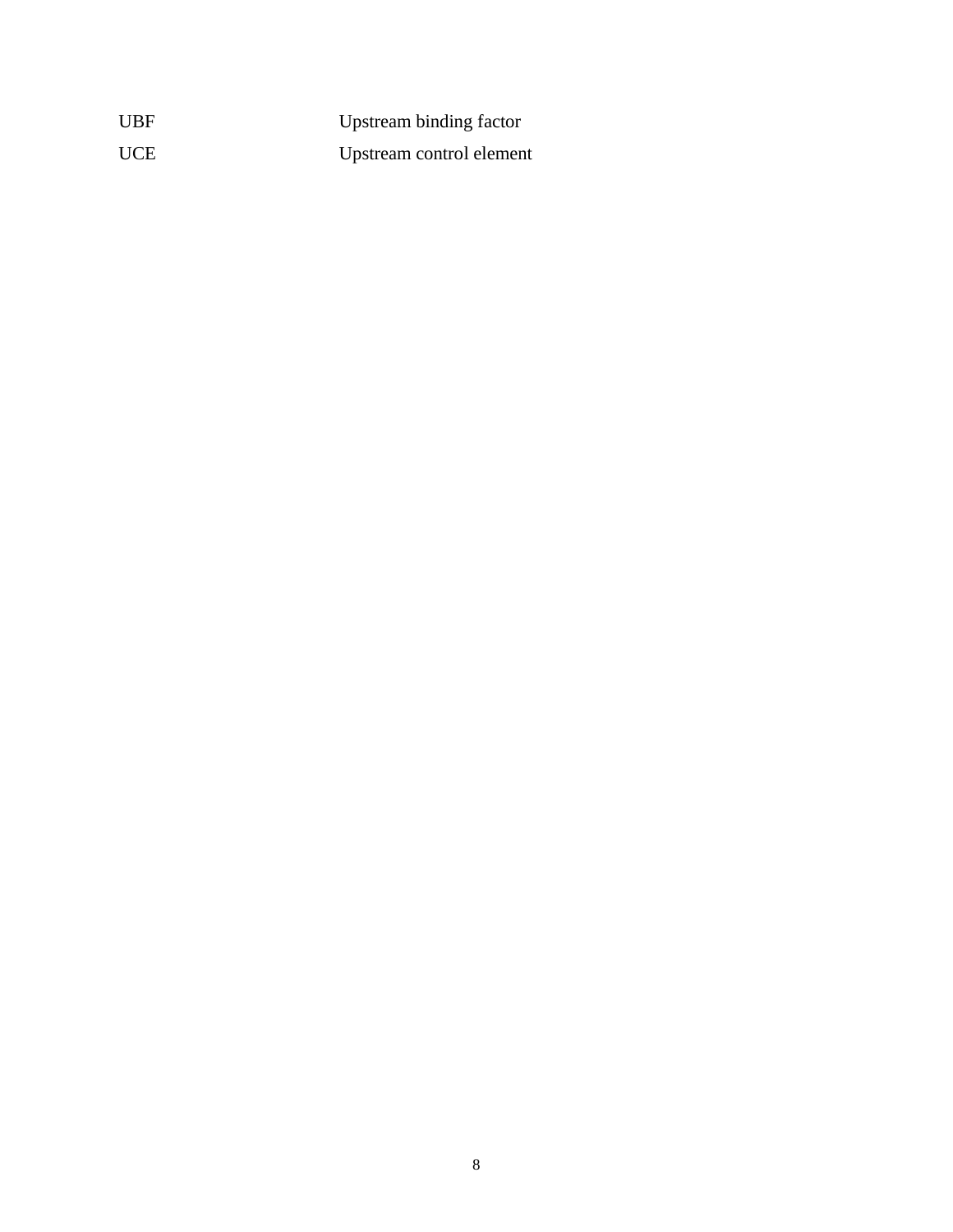| | |
|---|---|
| UBF | Upstream binding factor |
| UCE | Upstream control element |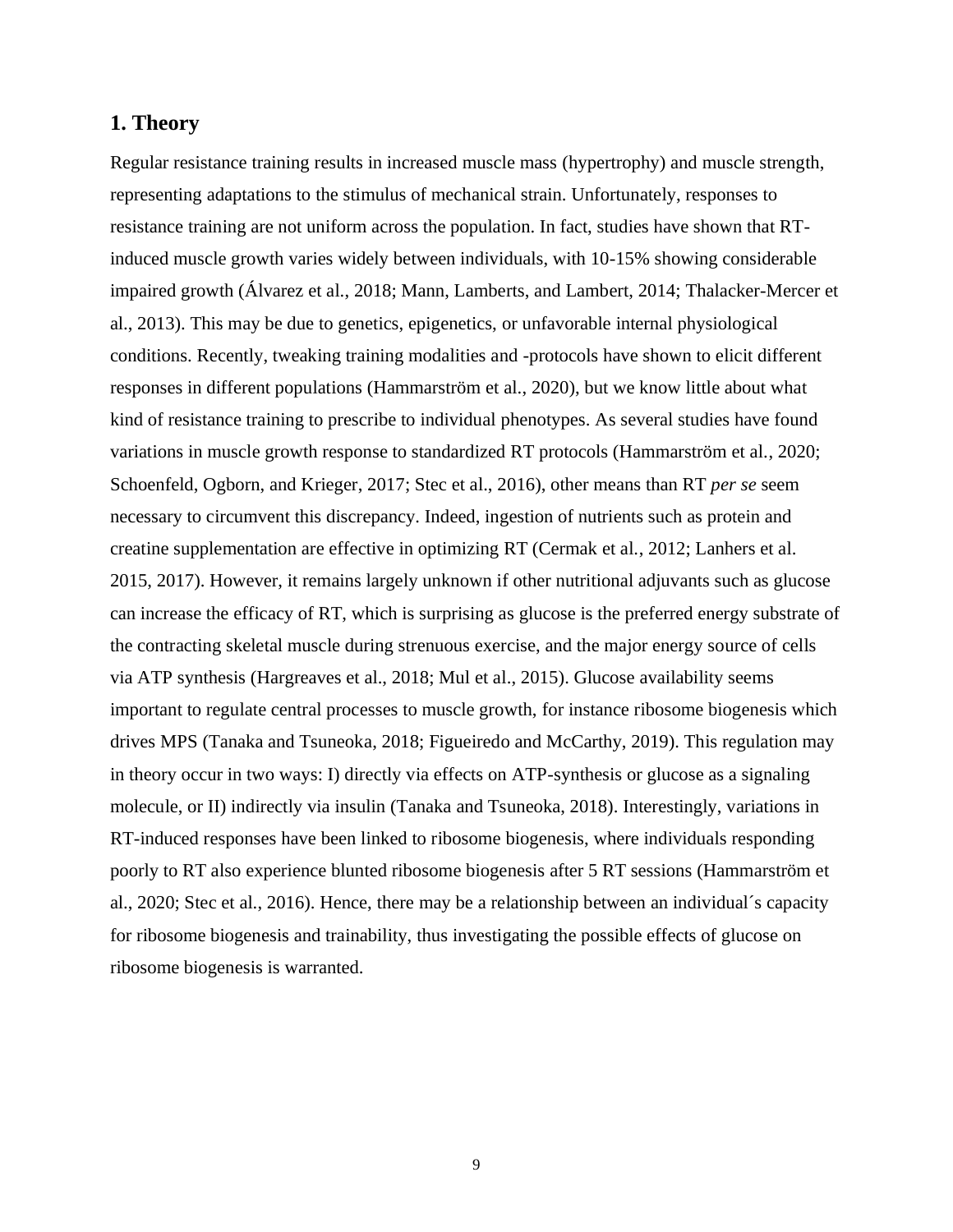## 1. Theory

Regular resistance training results in increased muscle mass (hypertrophy) and muscle strength, representing adaptations to the stimulus of mechanical strain. Unfortunately, responses to resistance training are not uniform across the population. In fact, studies have shown that RT-induced muscle growth varies widely between individuals, with 10-15% showing considerable impaired growth (Álvarez et al., 2018; Mann, Lamberts, and Lambert, 2014; Thalacker-Mercer et al., 2013). This may be due to genetics, epigenetics, or unfavorable internal physiological conditions. Recently, tweaking training modalities and -protocols have shown to elicit different responses in different populations (Hammarström et al., 2020), but we know little about what kind of resistance training to prescribe to individual phenotypes. As several studies have found variations in muscle growth response to standardized RT protocols (Hammarström et al., 2020; Schoenfeld, Ogborn, and Krieger, 2017; Stec et al., 2016), other means than RT *per se* seem necessary to circumvent this discrepancy. Indeed, ingestion of nutrients such as protein and creatine supplementation are effective in optimizing RT (Cermak et al., 2012; Lanhers et al. 2015, 2017). However, it remains largely unknown if other nutritional adjuvants such as glucose can increase the efficacy of RT, which is surprising as glucose is the preferred energy substrate of the contracting skeletal muscle during strenuous exercise, and the major energy source of cells via ATP synthesis (Hargreaves et al., 2018; Mul et al., 2015). Glucose availability seems important to regulate central processes to muscle growth, for instance ribosome biogenesis which drives MPS (Tanaka and Tsuneoka, 2018; Figueiredo and McCarthy, 2019). This regulation may in theory occur in two ways: I) directly via effects on ATP-synthesis or glucose as a signaling molecule, or II) indirectly via insulin (Tanaka and Tsuneoka, 2018). Interestingly, variations in RT-induced responses have been linked to ribosome biogenesis, where individuals responding poorly to RT also experience blunted ribosome biogenesis after 5 RT sessions (Hammarström et al., 2020; Stec et al., 2016). Hence, there may be a relationship between an individual´s capacity for ribosome biogenesis and trainability, thus investigating the possible effects of glucose on ribosome biogenesis is warranted.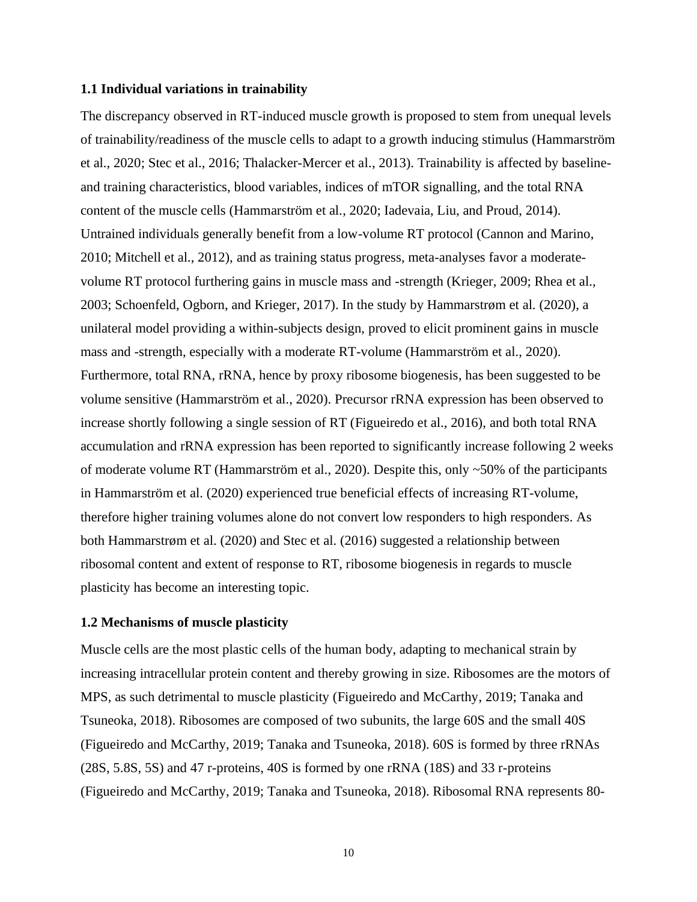### 1.1 Individual variations in trainability

The discrepancy observed in RT-induced muscle growth is proposed to stem from unequal levels of trainability/readiness of the muscle cells to adapt to a growth inducing stimulus (Hammarström et al., 2020; Stec et al., 2016; Thalacker-Mercer et al., 2013). Trainability is affected by baseline- and training characteristics, blood variables, indices of mTOR signalling, and the total RNA content of the muscle cells (Hammarström et al., 2020; Iadevaia, Liu, and Proud, 2014). Untrained individuals generally benefit from a low-volume RT protocol (Cannon and Marino, 2010; Mitchell et al., 2012), and as training status progress, meta-analyses favor a moderate-volume RT protocol furthering gains in muscle mass and -strength (Krieger, 2009; Rhea et al., 2003; Schoenfeld, Ogborn, and Krieger, 2017). In the study by Hammarstrøm et al. (2020), a unilateral model providing a within-subjects design, proved to elicit prominent gains in muscle mass and -strength, especially with a moderate RT-volume (Hammarström et al., 2020). Furthermore, total RNA, rRNA, hence by proxy ribosome biogenesis, has been suggested to be volume sensitive (Hammarström et al., 2020). Precursor rRNA expression has been observed to increase shortly following a single session of RT (Figueiredo et al., 2016), and both total RNA accumulation and rRNA expression has been reported to significantly increase following 2 weeks of moderate volume RT (Hammarström et al., 2020). Despite this, only ~50% of the participants in Hammarström et al. (2020) experienced true beneficial effects of increasing RT-volume, therefore higher training volumes alone do not convert low responders to high responders. As both Hammarstrøm et al. (2020) and Stec et al. (2016) suggested a relationship between ribosomal content and extent of response to RT, ribosome biogenesis in regards to muscle plasticity has become an interesting topic.

### 1.2 Mechanisms of muscle plasticity

Muscle cells are the most plastic cells of the human body, adapting to mechanical strain by increasing intracellular protein content and thereby growing in size. Ribosomes are the motors of MPS, as such detrimental to muscle plasticity (Figueiredo and McCarthy, 2019; Tanaka and Tsuneoka, 2018). Ribosomes are composed of two subunits, the large 60S and the small 40S (Figueiredo and McCarthy, 2019; Tanaka and Tsuneoka, 2018). 60S is formed by three rRNAs (28S, 5.8S, 5S) and 47 r-proteins, 40S is formed by one rRNA (18S) and 33 r-proteins (Figueiredo and McCarthy, 2019; Tanaka and Tsuneoka, 2018). Ribosomal RNA represents 80-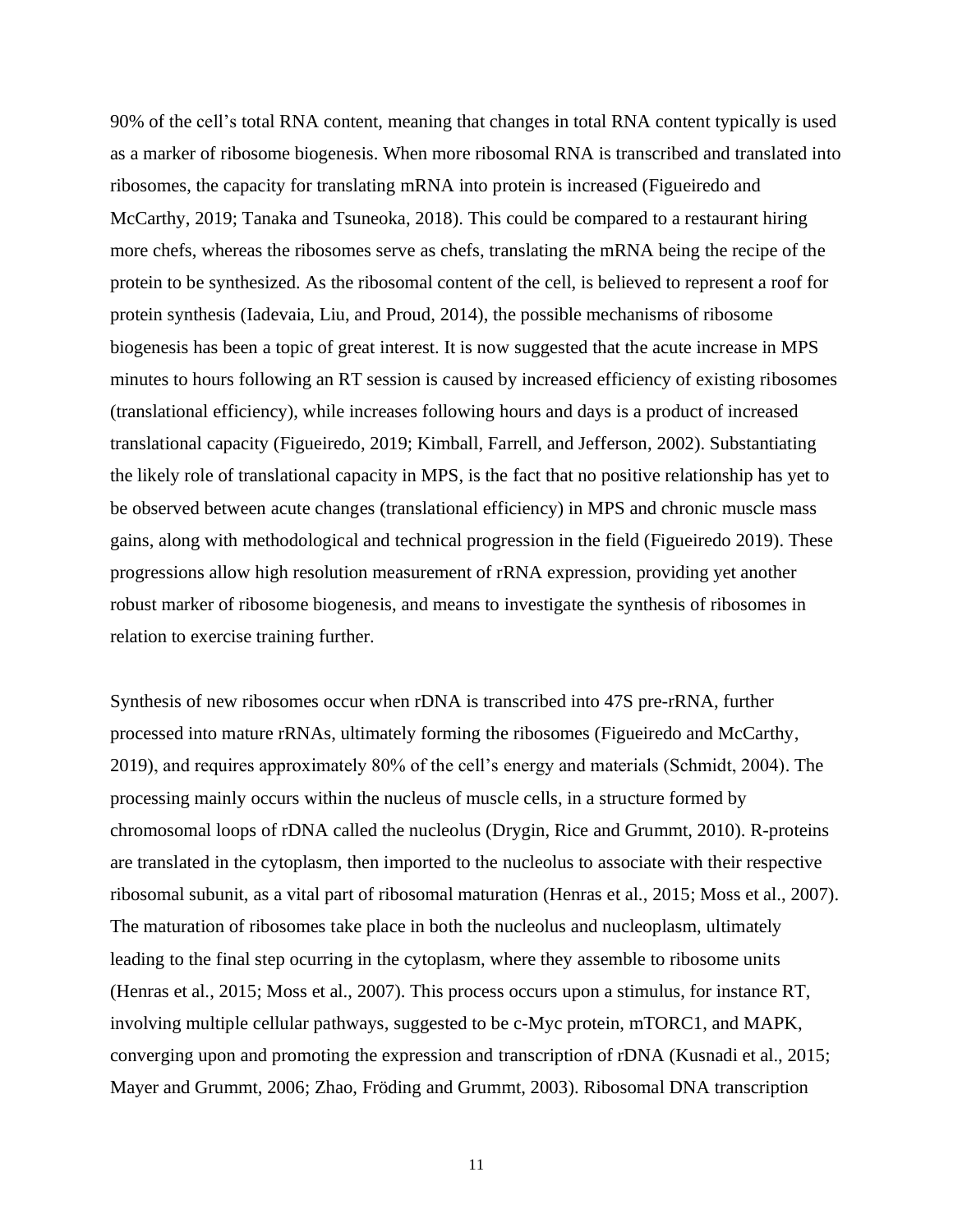90% of the cell's total RNA content, meaning that changes in total RNA content typically is used as a marker of ribosome biogenesis. When more ribosomal RNA is transcribed and translated into ribosomes, the capacity for translating mRNA into protein is increased (Figueiredo and McCarthy, 2019; Tanaka and Tsuneoka, 2018). This could be compared to a restaurant hiring more chefs, whereas the ribosomes serve as chefs, translating the mRNA being the recipe of the protein to be synthesized. As the ribosomal content of the cell, is believed to represent a roof for protein synthesis (Iadevaia, Liu, and Proud, 2014), the possible mechanisms of ribosome biogenesis has been a topic of great interest. It is now suggested that the acute increase in MPS minutes to hours following an RT session is caused by increased efficiency of existing ribosomes (translational efficiency), while increases following hours and days is a product of increased translational capacity (Figueiredo, 2019; Kimball, Farrell, and Jefferson, 2002). Substantiating the likely role of translational capacity in MPS, is the fact that no positive relationship has yet to be observed between acute changes (translational efficiency) in MPS and chronic muscle mass gains, along with methodological and technical progression in the field (Figueiredo 2019). These progressions allow high resolution measurement of rRNA expression, providing yet another robust marker of ribosome biogenesis, and means to investigate the synthesis of ribosomes in relation to exercise training further.

Synthesis of new ribosomes occur when rDNA is transcribed into 47S pre-rRNA, further processed into mature rRNAs, ultimately forming the ribosomes (Figueiredo and McCarthy, 2019), and requires approximately 80% of the cell's energy and materials (Schmidt, 2004). The processing mainly occurs within the nucleus of muscle cells, in a structure formed by chromosomal loops of rDNA called the nucleolus (Drygin, Rice and Grummt, 2010). R-proteins are translated in the cytoplasm, then imported to the nucleolus to associate with their respective ribosomal subunit, as a vital part of ribosomal maturation (Henras et al., 2015; Moss et al., 2007). The maturation of ribosomes take place in both the nucleolus and nucleoplasm, ultimately leading to the final step ocurring in the cytoplasm, where they assemble to ribosome units (Henras et al., 2015; Moss et al., 2007). This process occurs upon a stimulus, for instance RT, involving multiple cellular pathways, suggested to be c-Myc protein, mTORC1, and MAPK, converging upon and promoting the expression and transcription of rDNA (Kusnadi et al., 2015; Mayer and Grummt, 2006; Zhao, Fröding and Grummt, 2003). Ribosomal DNA transcription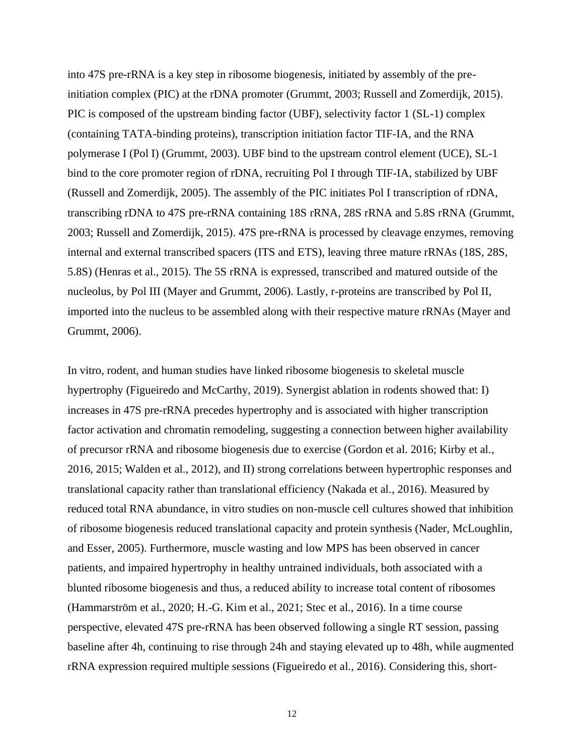into 47S pre-rRNA is a key step in ribosome biogenesis, initiated by assembly of the pre-initiation complex (PIC) at the rDNA promoter (Grummt, 2003; Russell and Zomerdijk, 2015). PIC is composed of the upstream binding factor (UBF), selectivity factor 1 (SL-1) complex (containing TATA-binding proteins), transcription initiation factor TIF-IA, and the RNA polymerase I (Pol I) (Grummt, 2003). UBF bind to the upstream control element (UCE), SL-1 bind to the core promoter region of rDNA, recruiting Pol I through TIF-IA, stabilized by UBF (Russell and Zomerdijk, 2005). The assembly of the PIC initiates Pol I transcription of rDNA, transcribing rDNA to 47S pre-rRNA containing 18S rRNA, 28S rRNA and 5.8S rRNA (Grummt, 2003; Russell and Zomerdijk, 2015). 47S pre-rRNA is processed by cleavage enzymes, removing internal and external transcribed spacers (ITS and ETS), leaving three mature rRNAs (18S, 28S, 5.8S) (Henras et al., 2015). The 5S rRNA is expressed, transcribed and matured outside of the nucleolus, by Pol III (Mayer and Grummt, 2006). Lastly, r-proteins are transcribed by Pol II, imported into the nucleus to be assembled along with their respective mature rRNAs (Mayer and Grummt, 2006).

In vitro, rodent, and human studies have linked ribosome biogenesis to skeletal muscle hypertrophy (Figueiredo and McCarthy, 2019). Synergist ablation in rodents showed that: I) increases in 47S pre-rRNA precedes hypertrophy and is associated with higher transcription factor activation and chromatin remodeling, suggesting a connection between higher availability of precursor rRNA and ribosome biogenesis due to exercise (Gordon et al. 2016; Kirby et al., 2016, 2015; Walden et al., 2012), and II) strong correlations between hypertrophic responses and translational capacity rather than translational efficiency (Nakada et al., 2016). Measured by reduced total RNA abundance, in vitro studies on non-muscle cell cultures showed that inhibition of ribosome biogenesis reduced translational capacity and protein synthesis (Nader, McLoughlin, and Esser, 2005). Furthermore, muscle wasting and low MPS has been observed in cancer patients, and impaired hypertrophy in healthy untrained individuals, both associated with a blunted ribosome biogenesis and thus, a reduced ability to increase total content of ribosomes (Hammarström et al., 2020; H.-G. Kim et al., 2021; Stec et al., 2016). In a time course perspective, elevated 47S pre-rRNA has been observed following a single RT session, passing baseline after 4h, continuing to rise through 24h and staying elevated up to 48h, while augmented rRNA expression required multiple sessions (Figueiredo et al., 2016). Considering this, short-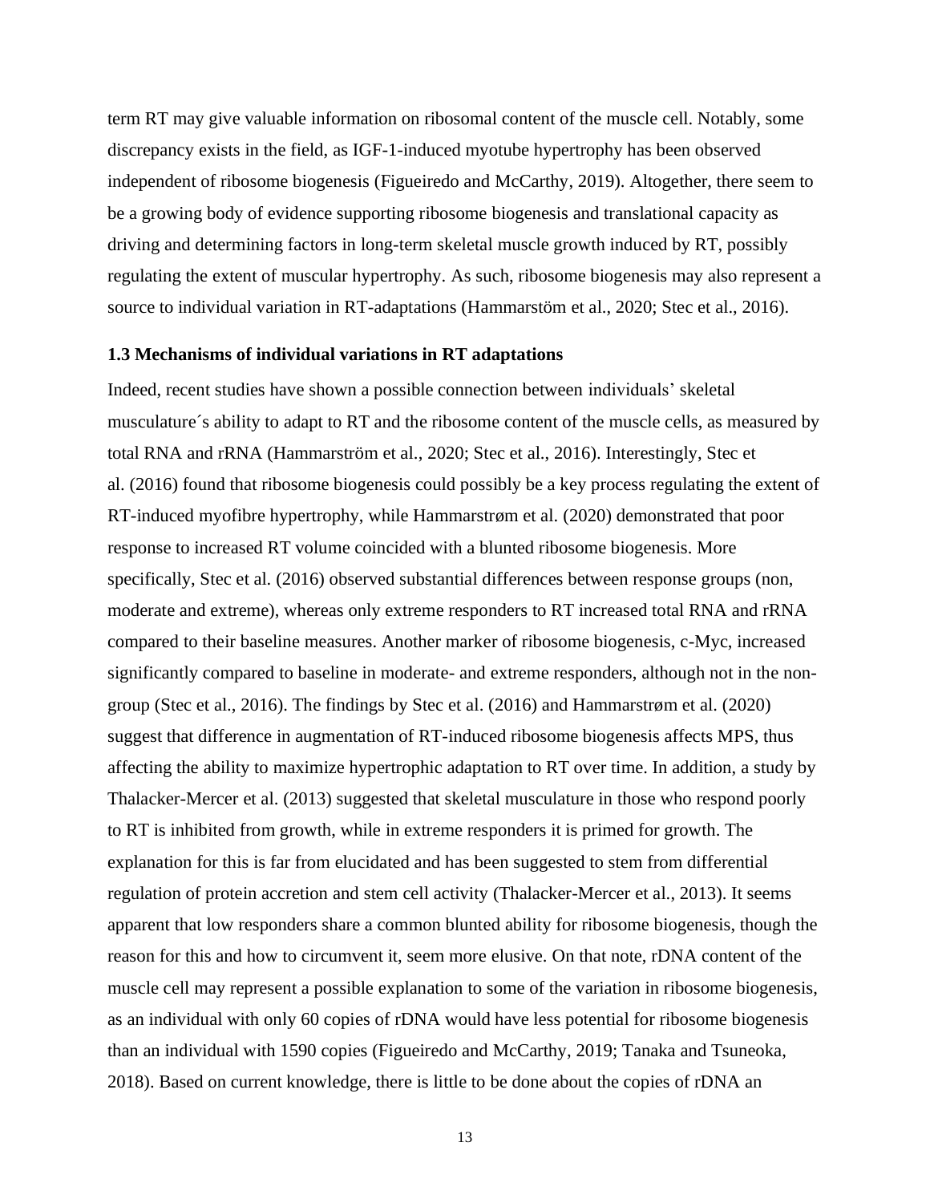term RT may give valuable information on ribosomal content of the muscle cell. Notably, some discrepancy exists in the field, as IGF-1-induced myotube hypertrophy has been observed independent of ribosome biogenesis (Figueiredo and McCarthy, 2019). Altogether, there seem to be a growing body of evidence supporting ribosome biogenesis and translational capacity as driving and determining factors in long-term skeletal muscle growth induced by RT, possibly regulating the extent of muscular hypertrophy. As such, ribosome biogenesis may also represent a source to individual variation in RT-adaptations (Hammarstöm et al., 2020; Stec et al., 2016).

### 1.3 Mechanisms of individual variations in RT adaptations

Indeed, recent studies have shown a possible connection between individuals' skeletal musculature´s ability to adapt to RT and the ribosome content of the muscle cells, as measured by total RNA and rRNA (Hammarström et al., 2020; Stec et al., 2016). Interestingly, Stec et al. (2016) found that ribosome biogenesis could possibly be a key process regulating the extent of RT-induced myofibre hypertrophy, while Hammarstrøm et al. (2020) demonstrated that poor response to increased RT volume coincided with a blunted ribosome biogenesis. More specifically, Stec et al. (2016) observed substantial differences between response groups (non, moderate and extreme), whereas only extreme responders to RT increased total RNA and rRNA compared to their baseline measures. Another marker of ribosome biogenesis, c-Myc, increased significantly compared to baseline in moderate- and extreme responders, although not in the non-group (Stec et al., 2016). The findings by Stec et al. (2016) and Hammarstrøm et al. (2020) suggest that difference in augmentation of RT-induced ribosome biogenesis affects MPS, thus affecting the ability to maximize hypertrophic adaptation to RT over time. In addition, a study by Thalacker-Mercer et al. (2013) suggested that skeletal musculature in those who respond poorly to RT is inhibited from growth, while in extreme responders it is primed for growth. The explanation for this is far from elucidated and has been suggested to stem from differential regulation of protein accretion and stem cell activity (Thalacker-Mercer et al., 2013). It seems apparent that low responders share a common blunted ability for ribosome biogenesis, though the reason for this and how to circumvent it, seem more elusive. On that note, rDNA content of the muscle cell may represent a possible explanation to some of the variation in ribosome biogenesis, as an individual with only 60 copies of rDNA would have less potential for ribosome biogenesis than an individual with 1590 copies (Figueiredo and McCarthy, 2019; Tanaka and Tsuneoka, 2018). Based on current knowledge, there is little to be done about the copies of rDNA an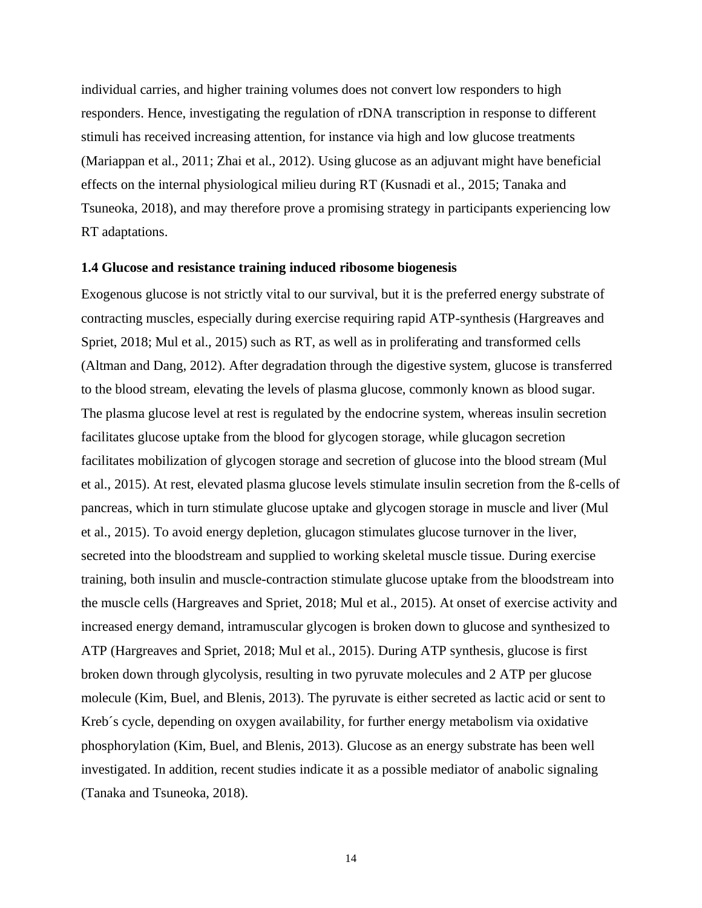individual carries, and higher training volumes does not convert low responders to high responders. Hence, investigating the regulation of rDNA transcription in response to different stimuli has received increasing attention, for instance via high and low glucose treatments (Mariappan et al., 2011; Zhai et al., 2012). Using glucose as an adjuvant might have beneficial effects on the internal physiological milieu during RT (Kusnadi et al., 2015; Tanaka and Tsuneoka, 2018), and may therefore prove a promising strategy in participants experiencing low RT adaptations.

### 1.4 Glucose and resistance training induced ribosome biogenesis

Exogenous glucose is not strictly vital to our survival, but it is the preferred energy substrate of contracting muscles, especially during exercise requiring rapid ATP-synthesis (Hargreaves and Spriet, 2018; Mul et al., 2015) such as RT, as well as in proliferating and transformed cells (Altman and Dang, 2012). After degradation through the digestive system, glucose is transferred to the blood stream, elevating the levels of plasma glucose, commonly known as blood sugar. The plasma glucose level at rest is regulated by the endocrine system, whereas insulin secretion facilitates glucose uptake from the blood for glycogen storage, while glucagon secretion facilitates mobilization of glycogen storage and secretion of glucose into the blood stream (Mul et al., 2015). At rest, elevated plasma glucose levels stimulate insulin secretion from the ß-cells of pancreas, which in turn stimulate glucose uptake and glycogen storage in muscle and liver (Mul et al., 2015). To avoid energy depletion, glucagon stimulates glucose turnover in the liver, secreted into the bloodstream and supplied to working skeletal muscle tissue. During exercise training, both insulin and muscle-contraction stimulate glucose uptake from the bloodstream into the muscle cells (Hargreaves and Spriet, 2018; Mul et al., 2015). At onset of exercise activity and increased energy demand, intramuscular glycogen is broken down to glucose and synthesized to ATP (Hargreaves and Spriet, 2018; Mul et al., 2015). During ATP synthesis, glucose is first broken down through glycolysis, resulting in two pyruvate molecules and 2 ATP per glucose molecule (Kim, Buel, and Blenis, 2013). The pyruvate is either secreted as lactic acid or sent to Kreb´s cycle, depending on oxygen availability, for further energy metabolism via oxidative phosphorylation (Kim, Buel, and Blenis, 2013). Glucose as an energy substrate has been well investigated. In addition, recent studies indicate it as a possible mediator of anabolic signaling (Tanaka and Tsuneoka, 2018).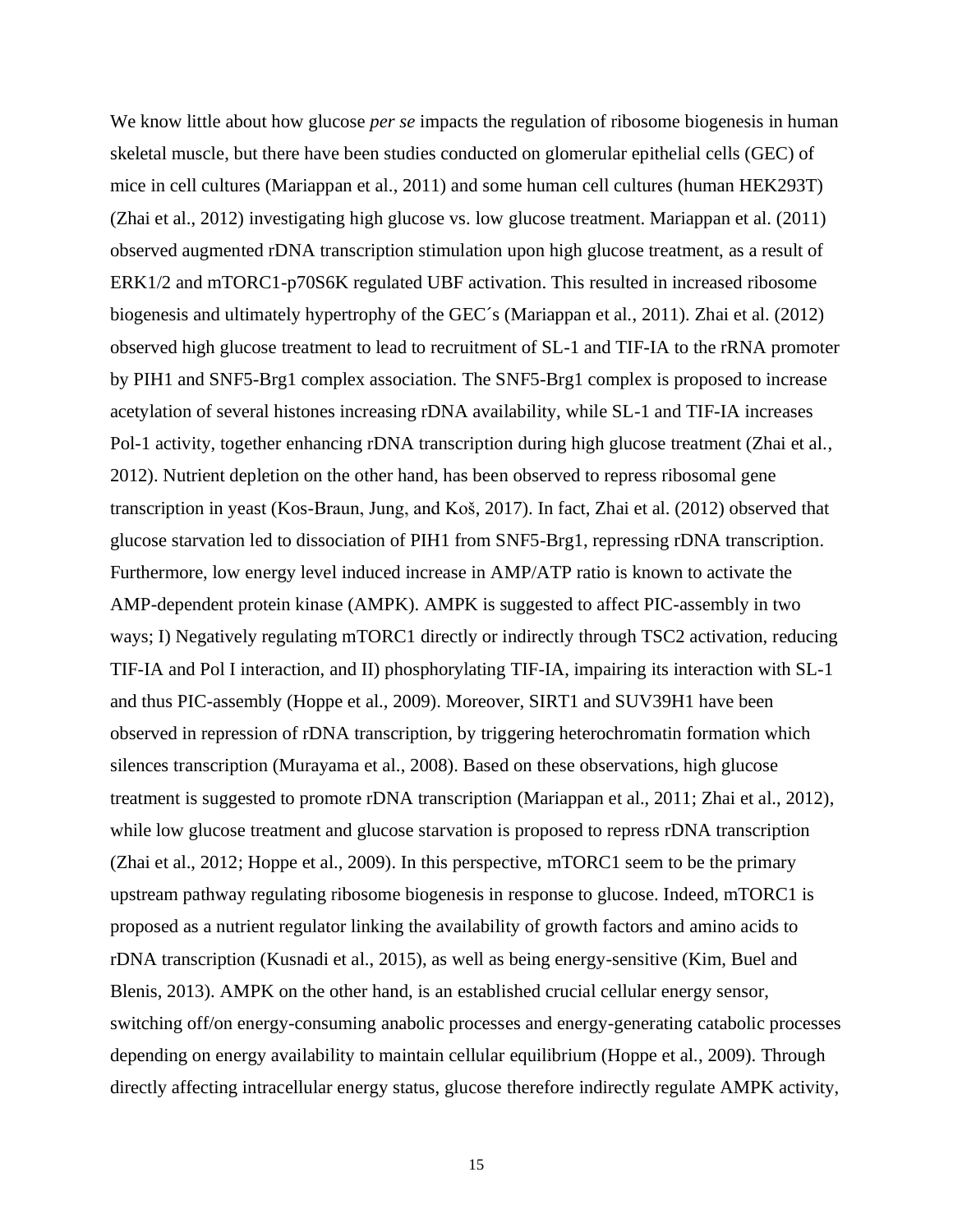We know little about how glucose *per se* impacts the regulation of ribosome biogenesis in human skeletal muscle, but there have been studies conducted on glomerular epithelial cells (GEC) of mice in cell cultures (Mariappan et al., 2011) and some human cell cultures (human HEK293T) (Zhai et al., 2012) investigating high glucose vs. low glucose treatment. Mariappan et al. (2011) observed augmented rDNA transcription stimulation upon high glucose treatment, as a result of ERK1/2 and mTORC1-p70S6K regulated UBF activation. This resulted in increased ribosome biogenesis and ultimately hypertrophy of the GEC´s (Mariappan et al., 2011). Zhai et al. (2012) observed high glucose treatment to lead to recruitment of SL-1 and TIF-IA to the rRNA promoter by PIH1 and SNF5-Brg1 complex association. The SNF5-Brg1 complex is proposed to increase acetylation of several histones increasing rDNA availability, while SL-1 and TIF-IA increases Pol-1 activity, together enhancing rDNA transcription during high glucose treatment (Zhai et al., 2012). Nutrient depletion on the other hand, has been observed to repress ribosomal gene transcription in yeast (Kos-Braun, Jung, and Koš, 2017). In fact, Zhai et al. (2012) observed that glucose starvation led to dissociation of PIH1 from SNF5-Brg1, repressing rDNA transcription. Furthermore, low energy level induced increase in AMP/ATP ratio is known to activate the AMP-dependent protein kinase (AMPK). AMPK is suggested to affect PIC-assembly in two ways; I) Negatively regulating mTORC1 directly or indirectly through TSC2 activation, reducing TIF-IA and Pol I interaction, and II) phosphorylating TIF-IA, impairing its interaction with SL-1 and thus PIC-assembly (Hoppe et al., 2009). Moreover, SIRT1 and SUV39H1 have been observed in repression of rDNA transcription, by triggering heterochromatin formation which silences transcription (Murayama et al., 2008). Based on these observations, high glucose treatment is suggested to promote rDNA transcription (Mariappan et al., 2011; Zhai et al., 2012), while low glucose treatment and glucose starvation is proposed to repress rDNA transcription (Zhai et al., 2012; Hoppe et al., 2009). In this perspective, mTORC1 seem to be the primary upstream pathway regulating ribosome biogenesis in response to glucose. Indeed, mTORC1 is proposed as a nutrient regulator linking the availability of growth factors and amino acids to rDNA transcription (Kusnadi et al., 2015), as well as being energy-sensitive (Kim, Buel and Blenis, 2013). AMPK on the other hand, is an established crucial cellular energy sensor, switching off/on energy-consuming anabolic processes and energy-generating catabolic processes depending on energy availability to maintain cellular equilibrium (Hoppe et al., 2009). Through directly affecting intracellular energy status, glucose therefore indirectly regulate AMPK activity,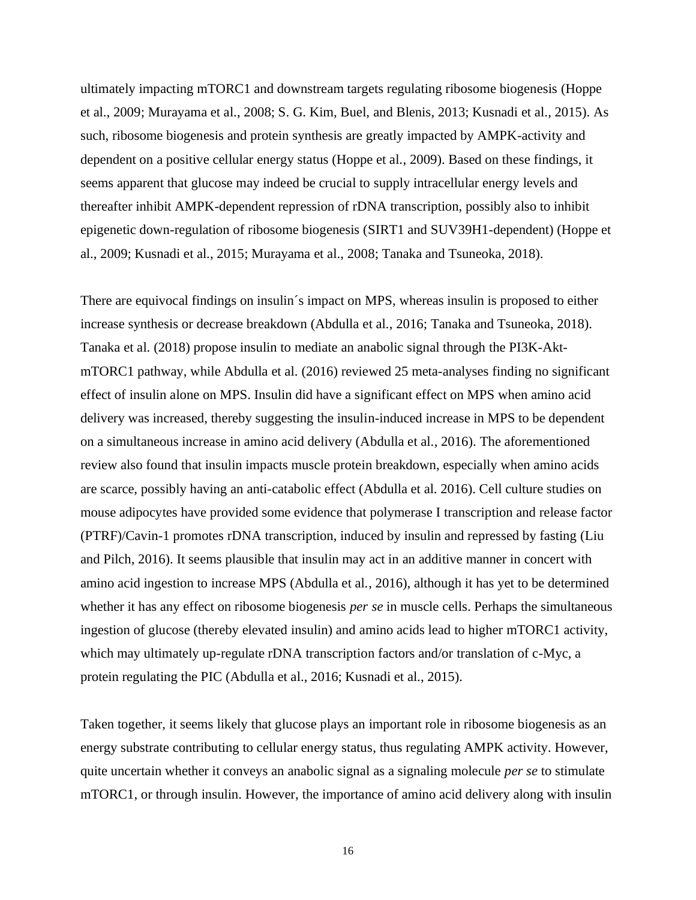ultimately impacting mTORC1 and downstream targets regulating ribosome biogenesis (Hoppe et al., 2009; Murayama et al., 2008; S. G. Kim, Buel, and Blenis, 2013; Kusnadi et al., 2015). As such, ribosome biogenesis and protein synthesis are greatly impacted by AMPK-activity and dependent on a positive cellular energy status (Hoppe et al., 2009). Based on these findings, it seems apparent that glucose may indeed be crucial to supply intracellular energy levels and thereafter inhibit AMPK-dependent repression of rDNA transcription, possibly also to inhibit epigenetic down-regulation of ribosome biogenesis (SIRT1 and SUV39H1-dependent) (Hoppe et al., 2009; Kusnadi et al., 2015; Murayama et al., 2008; Tanaka and Tsuneoka, 2018).

There are equivocal findings on insulin´s impact on MPS, whereas insulin is proposed to either increase synthesis or decrease breakdown (Abdulla et al., 2016; Tanaka and Tsuneoka, 2018). Tanaka et al. (2018) propose insulin to mediate an anabolic signal through the PI3K-Akt-mTORC1 pathway, while Abdulla et al. (2016) reviewed 25 meta-analyses finding no significant effect of insulin alone on MPS. Insulin did have a significant effect on MPS when amino acid delivery was increased, thereby suggesting the insulin-induced increase in MPS to be dependent on a simultaneous increase in amino acid delivery (Abdulla et al., 2016). The aforementioned review also found that insulin impacts muscle protein breakdown, especially when amino acids are scarce, possibly having an anti-catabolic effect (Abdulla et al. 2016). Cell culture studies on mouse adipocytes have provided some evidence that polymerase I transcription and release factor (PTRF)/Cavin-1 promotes rDNA transcription, induced by insulin and repressed by fasting (Liu and Pilch, 2016). It seems plausible that insulin may act in an additive manner in concert with amino acid ingestion to increase MPS (Abdulla et al., 2016), although it has yet to be determined whether it has any effect on ribosome biogenesis *per se* in muscle cells. Perhaps the simultaneous ingestion of glucose (thereby elevated insulin) and amino acids lead to higher mTORC1 activity, which may ultimately up-regulate rDNA transcription factors and/or translation of c-Myc, a protein regulating the PIC (Abdulla et al., 2016; Kusnadi et al., 2015).

Taken together, it seems likely that glucose plays an important role in ribosome biogenesis as an energy substrate contributing to cellular energy status, thus regulating AMPK activity. However, quite uncertain whether it conveys an anabolic signal as a signaling molecule *per se* to stimulate mTORC1, or through insulin. However, the importance of amino acid delivery along with insulin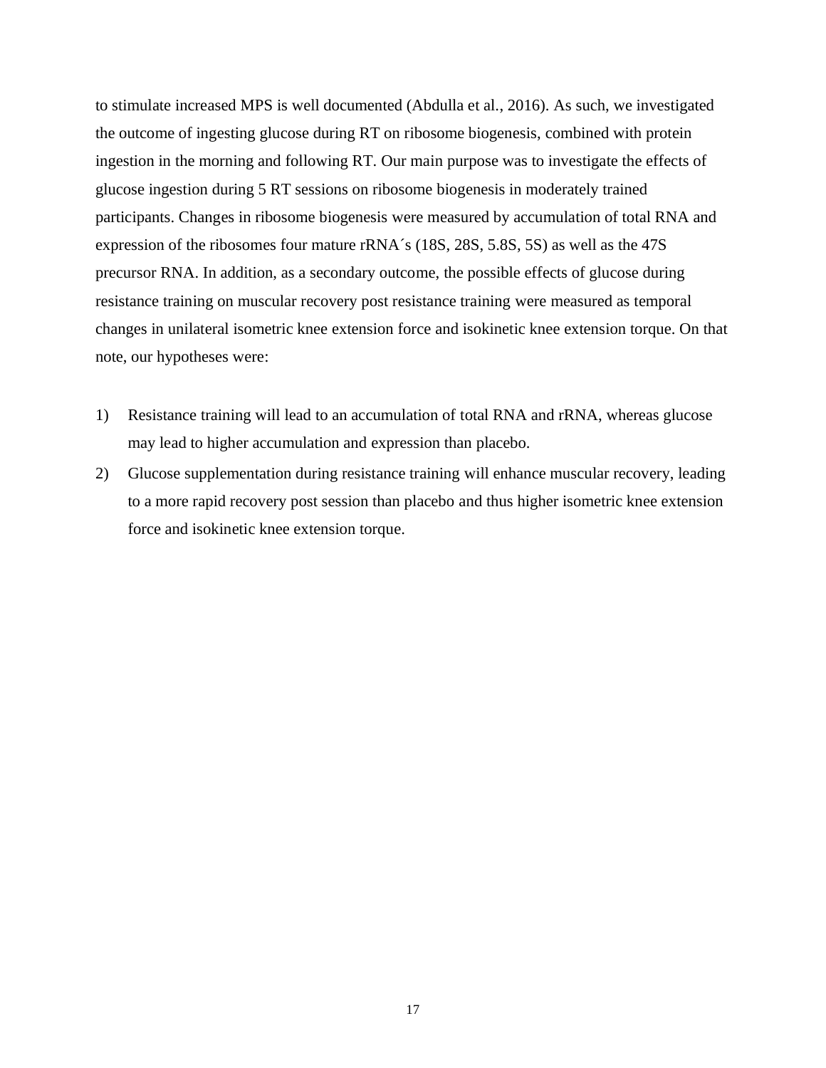to stimulate increased MPS is well documented (Abdulla et al., 2016). As such, we investigated the outcome of ingesting glucose during RT on ribosome biogenesis, combined with protein ingestion in the morning and following RT. Our main purpose was to investigate the effects of glucose ingestion during 5 RT sessions on ribosome biogenesis in moderately trained participants. Changes in ribosome biogenesis were measured by accumulation of total RNA and expression of the ribosomes four mature rRNA´s (18S, 28S, 5.8S, 5S) as well as the 47S precursor RNA. In addition, as a secondary outcome, the possible effects of glucose during resistance training on muscular recovery post resistance training were measured as temporal changes in unilateral isometric knee extension force and isokinetic knee extension torque. On that note, our hypotheses were:

1) Resistance training will lead to an accumulation of total RNA and rRNA, whereas glucose may lead to higher accumulation and expression than placebo.
2) Glucose supplementation during resistance training will enhance muscular recovery, leading to a more rapid recovery post session than placebo and thus higher isometric knee extension force and isokinetic knee extension torque.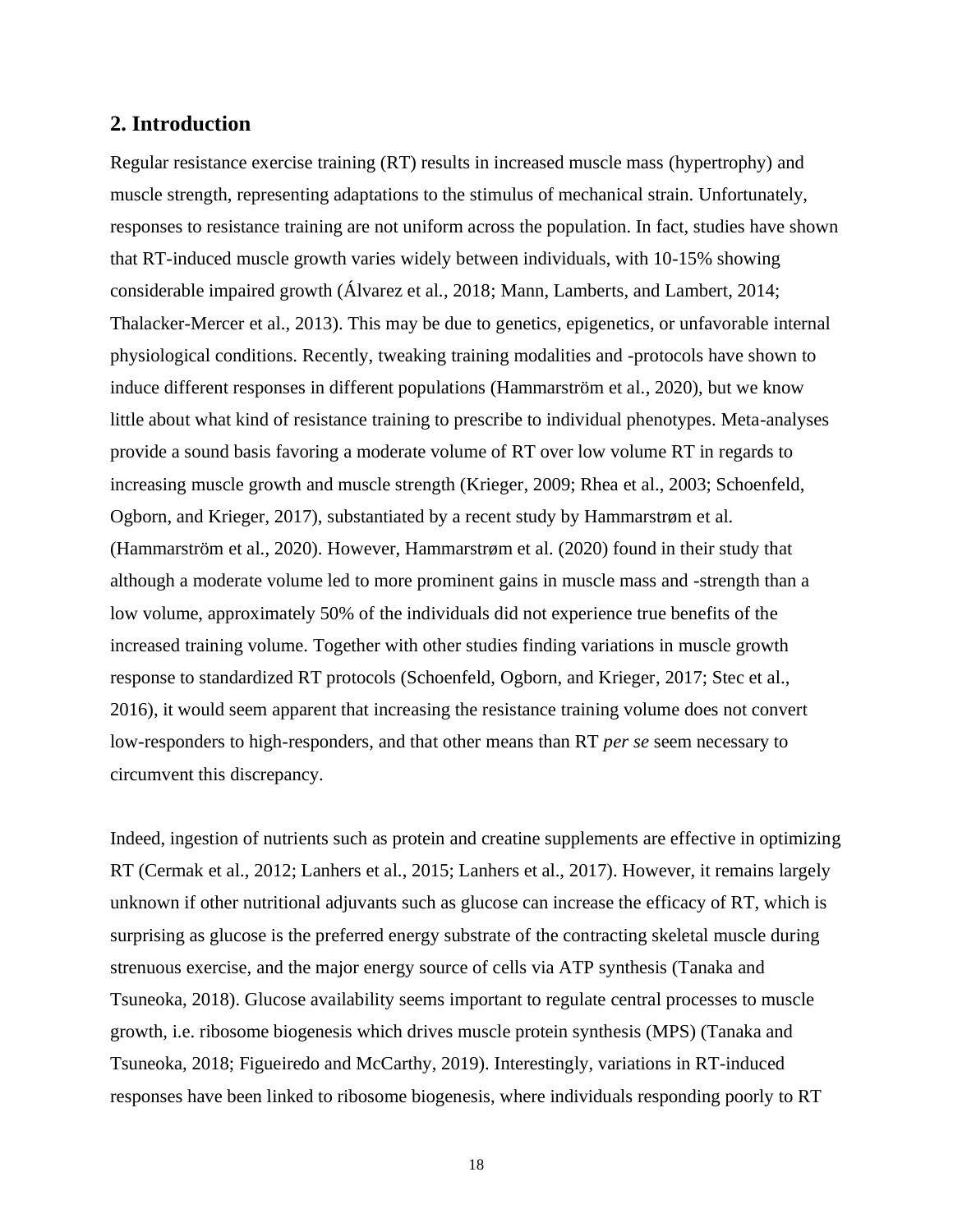## 2. Introduction

Regular resistance exercise training (RT) results in increased muscle mass (hypertrophy) and muscle strength, representing adaptations to the stimulus of mechanical strain. Unfortunately, responses to resistance training are not uniform across the population. In fact, studies have shown that RT-induced muscle growth varies widely between individuals, with 10-15% showing considerable impaired growth (Álvarez et al., 2018; Mann, Lamberts, and Lambert, 2014; Thalacker-Mercer et al., 2013). This may be due to genetics, epigenetics, or unfavorable internal physiological conditions. Recently, tweaking training modalities and -protocols have shown to induce different responses in different populations (Hammarström et al., 2020), but we know little about what kind of resistance training to prescribe to individual phenotypes. Meta-analyses provide a sound basis favoring a moderate volume of RT over low volume RT in regards to increasing muscle growth and muscle strength (Krieger, 2009; Rhea et al., 2003; Schoenfeld, Ogborn, and Krieger, 2017), substantiated by a recent study by Hammarstrøm et al. (Hammarström et al., 2020). However, Hammarstrøm et al. (2020) found in their study that although a moderate volume led to more prominent gains in muscle mass and -strength than a low volume, approximately 50% of the individuals did not experience true benefits of the increased training volume. Together with other studies finding variations in muscle growth response to standardized RT protocols (Schoenfeld, Ogborn, and Krieger, 2017; Stec et al., 2016), it would seem apparent that increasing the resistance training volume does not convert low-responders to high-responders, and that other means than RT *per se* seem necessary to circumvent this discrepancy.

Indeed, ingestion of nutrients such as protein and creatine supplements are effective in optimizing RT (Cermak et al., 2012; Lanhers et al., 2015; Lanhers et al., 2017). However, it remains largely unknown if other nutritional adjuvants such as glucose can increase the efficacy of RT, which is surprising as glucose is the preferred energy substrate of the contracting skeletal muscle during strenuous exercise, and the major energy source of cells via ATP synthesis (Tanaka and Tsuneoka, 2018). Glucose availability seems important to regulate central processes to muscle growth, i.e. ribosome biogenesis which drives muscle protein synthesis (MPS) (Tanaka and Tsuneoka, 2018; Figueiredo and McCarthy, 2019). Interestingly, variations in RT-induced responses have been linked to ribosome biogenesis, where individuals responding poorly to RT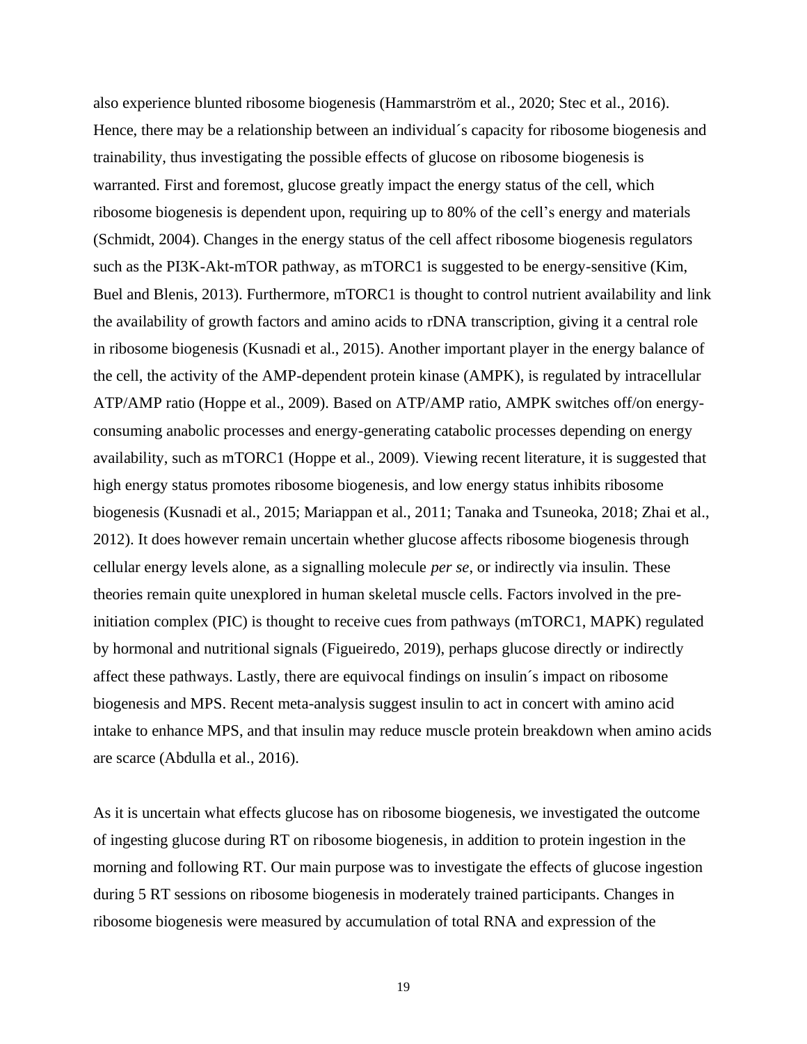also experience blunted ribosome biogenesis (Hammarström et al., 2020; Stec et al., 2016). Hence, there may be a relationship between an individual´s capacity for ribosome biogenesis and trainability, thus investigating the possible effects of glucose on ribosome biogenesis is warranted. First and foremost, glucose greatly impact the energy status of the cell, which ribosome biogenesis is dependent upon, requiring up to 80% of the cell's energy and materials (Schmidt, 2004). Changes in the energy status of the cell affect ribosome biogenesis regulators such as the PI3K-Akt-mTOR pathway, as mTORC1 is suggested to be energy-sensitive (Kim, Buel and Blenis, 2013). Furthermore, mTORC1 is thought to control nutrient availability and link the availability of growth factors and amino acids to rDNA transcription, giving it a central role in ribosome biogenesis (Kusnadi et al., 2015). Another important player in the energy balance of the cell, the activity of the AMP-dependent protein kinase (AMPK), is regulated by intracellular ATP/AMP ratio (Hoppe et al., 2009). Based on ATP/AMP ratio, AMPK switches off/on energy-consuming anabolic processes and energy-generating catabolic processes depending on energy availability, such as mTORC1 (Hoppe et al., 2009). Viewing recent literature, it is suggested that high energy status promotes ribosome biogenesis, and low energy status inhibits ribosome biogenesis (Kusnadi et al., 2015; Mariappan et al., 2011; Tanaka and Tsuneoka, 2018; Zhai et al., 2012). It does however remain uncertain whether glucose affects ribosome biogenesis through cellular energy levels alone, as a signalling molecule *per se*, or indirectly via insulin. These theories remain quite unexplored in human skeletal muscle cells. Factors involved in the pre-initiation complex (PIC) is thought to receive cues from pathways (mTORC1, MAPK) regulated by hormonal and nutritional signals (Figueiredo, 2019), perhaps glucose directly or indirectly affect these pathways. Lastly, there are equivocal findings on insulin´s impact on ribosome biogenesis and MPS. Recent meta-analysis suggest insulin to act in concert with amino acid intake to enhance MPS, and that insulin may reduce muscle protein breakdown when amino acids are scarce (Abdulla et al., 2016).

As it is uncertain what effects glucose has on ribosome biogenesis, we investigated the outcome of ingesting glucose during RT on ribosome biogenesis, in addition to protein ingestion in the morning and following RT. Our main purpose was to investigate the effects of glucose ingestion during 5 RT sessions on ribosome biogenesis in moderately trained participants. Changes in ribosome biogenesis were measured by accumulation of total RNA and expression of the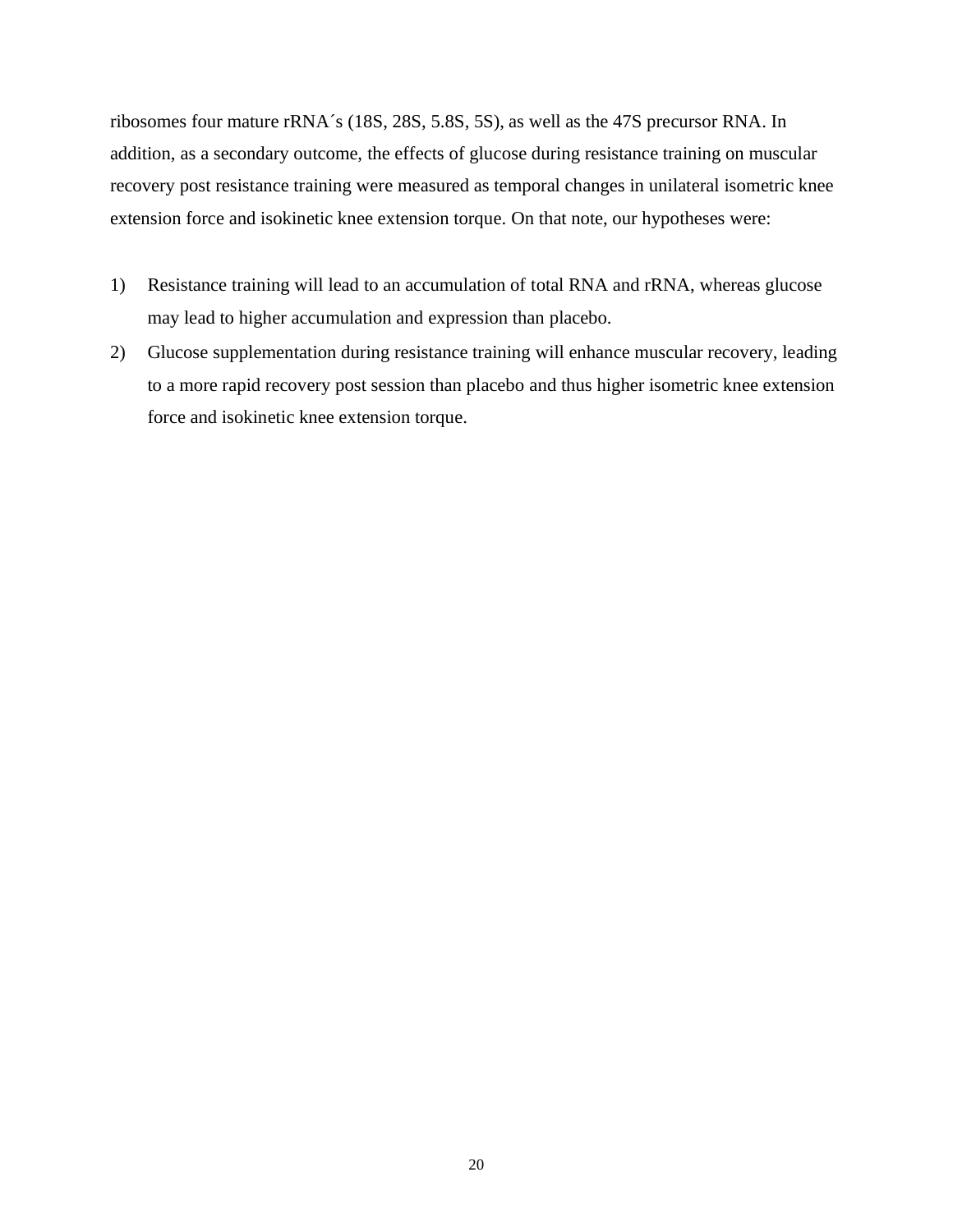ribosomes four mature rRNA´s (18S, 28S, 5.8S, 5S), as well as the 47S precursor RNA. In addition, as a secondary outcome, the effects of glucose during resistance training on muscular recovery post resistance training were measured as temporal changes in unilateral isometric knee extension force and isokinetic knee extension torque. On that note, our hypotheses were:

1) Resistance training will lead to an accumulation of total RNA and rRNA, whereas glucose may lead to higher accumulation and expression than placebo.
2) Glucose supplementation during resistance training will enhance muscular recovery, leading to a more rapid recovery post session than placebo and thus higher isometric knee extension force and isokinetic knee extension torque.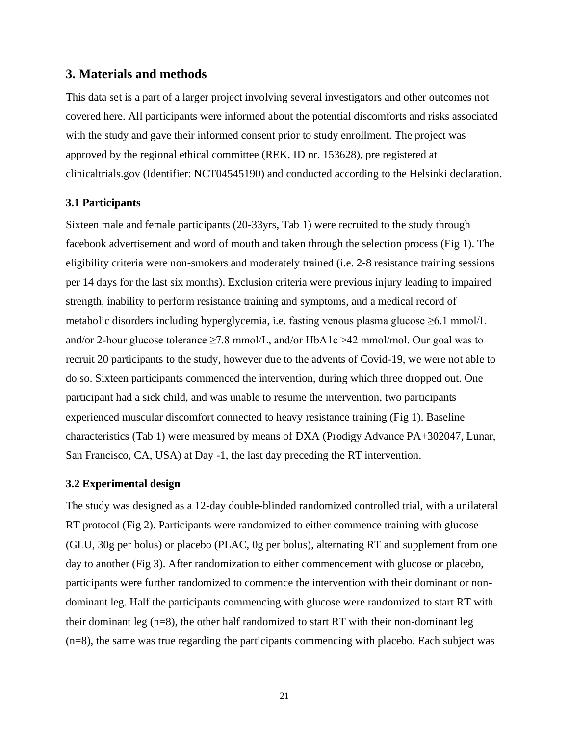## 3. Materials and methods

This data set is a part of a larger project involving several investigators and other outcomes not covered here. All participants were informed about the potential discomforts and risks associated with the study and gave their informed consent prior to study enrollment. The project was approved by the regional ethical committee (REK, ID nr. 153628), pre registered at clinicaltrials.gov (Identifier: NCT04545190) and conducted according to the Helsinki declaration.

### 3.1 Participants

Sixteen male and female participants (20-33yrs, Tab 1) were recruited to the study through facebook advertisement and word of mouth and taken through the selection process (Fig 1). The eligibility criteria were non-smokers and moderately trained (i.e. 2-8 resistance training sessions per 14 days for the last six months). Exclusion criteria were previous injury leading to impaired strength, inability to perform resistance training and symptoms, and a medical record of metabolic disorders including hyperglycemia, i.e. fasting venous plasma glucose ≥6.1 mmol/L and/or 2-hour glucose tolerance ≥7.8 mmol/L, and/or HbA1c >42 mmol/mol. Our goal was to recruit 20 participants to the study, however due to the advents of Covid-19, we were not able to do so. Sixteen participants commenced the intervention, during which three dropped out. One participant had a sick child, and was unable to resume the intervention, two participants experienced muscular discomfort connected to heavy resistance training (Fig 1). Baseline characteristics (Tab 1) were measured by means of DXA (Prodigy Advance PA+302047, Lunar, San Francisco, CA, USA) at Day -1, the last day preceding the RT intervention.

### 3.2 Experimental design

The study was designed as a 12-day double-blinded randomized controlled trial, with a unilateral RT protocol (Fig 2). Participants were randomized to either commence training with glucose (GLU, 30g per bolus) or placebo (PLAC, 0g per bolus), alternating RT and supplement from one day to another (Fig 3). After randomization to either commencement with glucose or placebo, participants were further randomized to commence the intervention with their dominant or non-dominant leg. Half the participants commencing with glucose were randomized to start RT with their dominant leg (n=8), the other half randomized to start RT with their non-dominant leg (n=8), the same was true regarding the participants commencing with placebo. Each subject was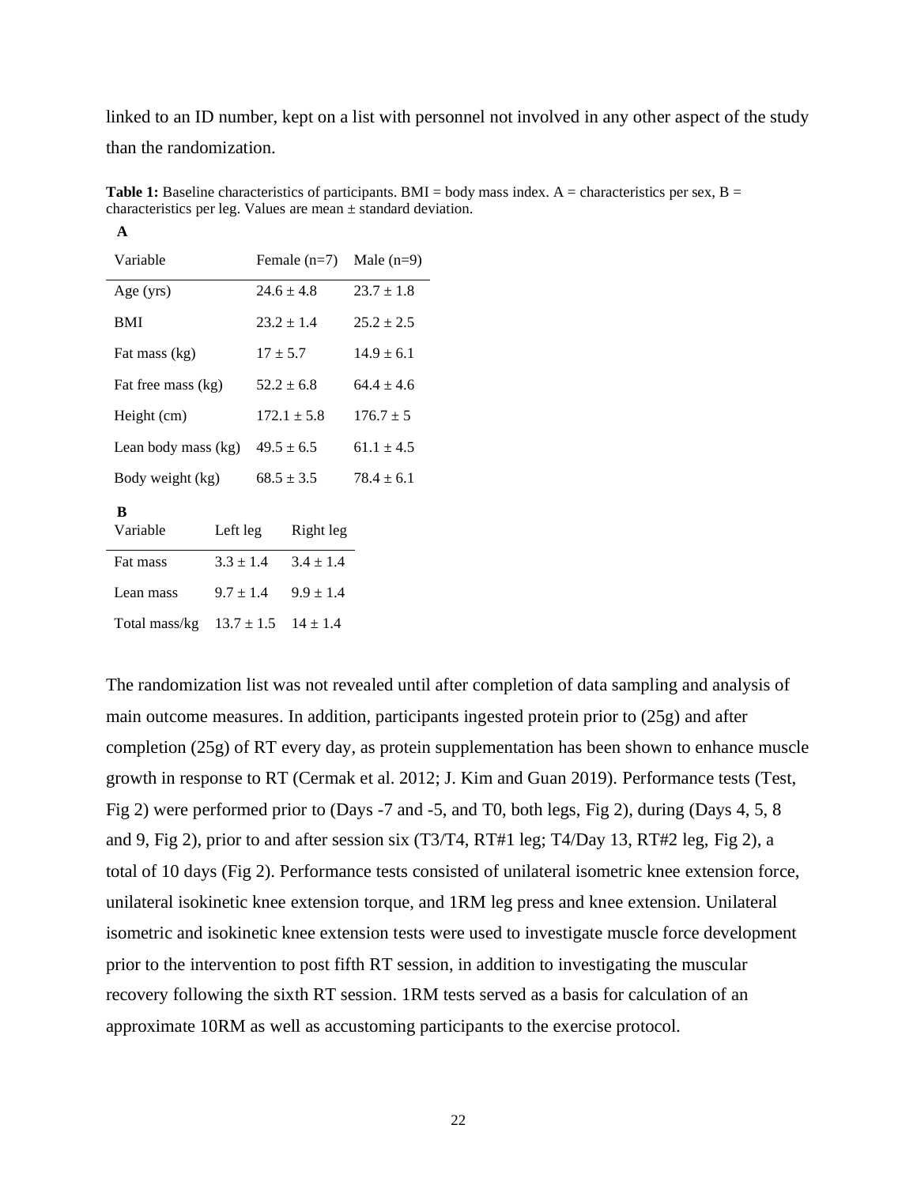linked to an ID number, kept on a list with personnel not involved in any other aspect of the study than the randomization.

**Table 1:** Baseline characteristics of participants. BMI = body mass index. A = characteristics per sex, B = characteristics per leg. Values are mean ± standard deviation.

**A**

| Variable | Female (n=7) | Male (n=9) |
|---|---|---|
| Age (yrs) | 24.6 ± 4.8 | 23.7 ± 1.8 |
| BMI | 23.2 ± 1.4 | 25.2 ± 2.5 |
| Fat mass (kg) | 17 ± 5.7 | 14.9 ± 6.1 |
| Fat free mass (kg) | 52.2 ± 6.8 | 64.4 ± 4.6 |
| Height (cm) | 172.1 ± 5.8 | 176.7 ± 5 |
| Lean body mass (kg) | 49.5 ± 6.5 | 61.1 ± 4.5 |
| Body weight (kg) | 68.5 ± 3.5 | 78.4 ± 6.1 |

**B**

| Variable | Left leg | Right leg |
|---|---|---|
| Fat mass | 3.3 ± 1.4 | 3.4 ± 1.4 |
| Lean mass | 9.7 ± 1.4 | 9.9 ± 1.4 |
| Total mass/kg | 13.7 ± 1.5 | 14 ± 1.4 |

The randomization list was not revealed until after completion of data sampling and analysis of main outcome measures. In addition, participants ingested protein prior to (25g) and after completion (25g) of RT every day, as protein supplementation has been shown to enhance muscle growth in response to RT (Cermak et al. 2012; J. Kim and Guan 2019). Performance tests (Test, Fig 2) were performed prior to (Days -7 and -5, and T0, both legs, Fig 2), during (Days 4, 5, 8 and 9, Fig 2), prior to and after session six (T3/T4, RT#1 leg; T4/Day 13, RT#2 leg, Fig 2), a total of 10 days (Fig 2). Performance tests consisted of unilateral isometric knee extension force, unilateral isokinetic knee extension torque, and 1RM leg press and knee extension. Unilateral isometric and isokinetic knee extension tests were used to investigate muscle force development prior to the intervention to post fifth RT session, in addition to investigating the muscular recovery following the sixth RT session. 1RM tests served as a basis for calculation of an approximate 10RM as well as accustoming participants to the exercise protocol.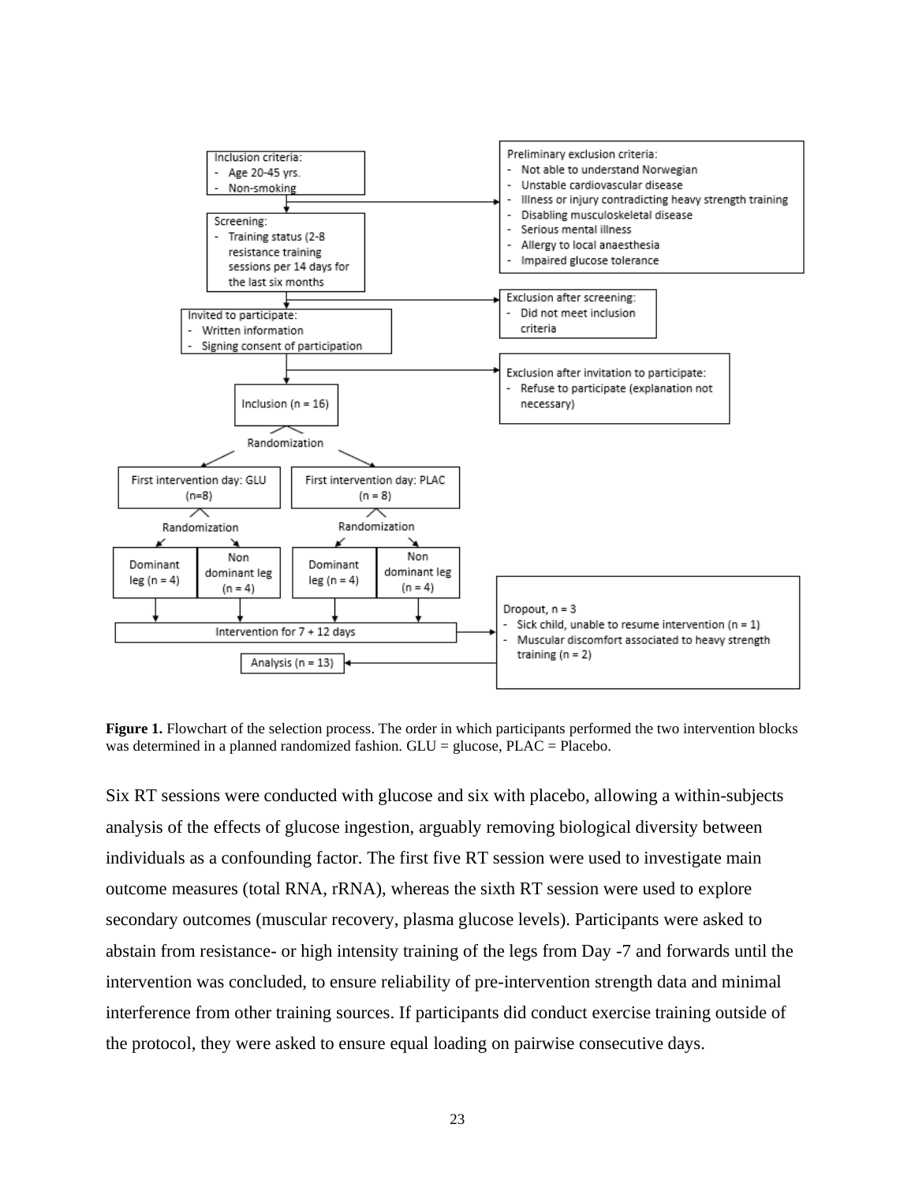Inclusion criteria:
- Age 20-45 yrs.
- Non-smoking

Preliminary exclusion criteria:
- Not able to understand Norwegian
- Unstable cardiovascular disease
- Illness or injury contradicting heavy strength training
- Disabling musculoskeletal disease
- Serious mental illness
- Allergy to local anaesthesia
- Impaired glucose tolerance

Screening:
- Training status (2-8 resistance training sessions per 14 days for the last six months

Exclusion after screening:
- Did not meet inclusion criteria

Invited to participate:
- Written information
- Signing consent of participation

Exclusion after invitation to participate:
- Refuse to participate (explanation not necessary)

Inclusion (n = 16)

Randomization

First intervention day: GLU (n=8)

First intervention day: PLAC (n = 8)

Randomization

Randomization

Dominant leg (n = 4)

Non dominant leg (n = 4)

Dominant leg (n = 4)

Non dominant leg (n = 4)

Intervention for 7 + 12 days

Dropout, n = 3
- Sick child, unable to resume intervention (n = 1)
- Muscular discomfort associated to heavy strength training (n = 2)

Analysis (n = 13)

**Figure 1.** Flowchart of the selection process. The order in which participants performed the two intervention blocks was determined in a planned randomized fashion. GLU = glucose, PLAC = Placebo.

Six RT sessions were conducted with glucose and six with placebo, allowing a within-subjects analysis of the effects of glucose ingestion, arguably removing biological diversity between individuals as a confounding factor. The first five RT session were used to investigate main outcome measures (total RNA, rRNA), whereas the sixth RT session were used to explore secondary outcomes (muscular recovery, plasma glucose levels). Participants were asked to abstain from resistance- or high intensity training of the legs from Day -7 and forwards until the intervention was concluded, to ensure reliability of pre-intervention strength data and minimal interference from other training sources. If participants did conduct exercise training outside of the protocol, they were asked to ensure equal loading on pairwise consecutive days.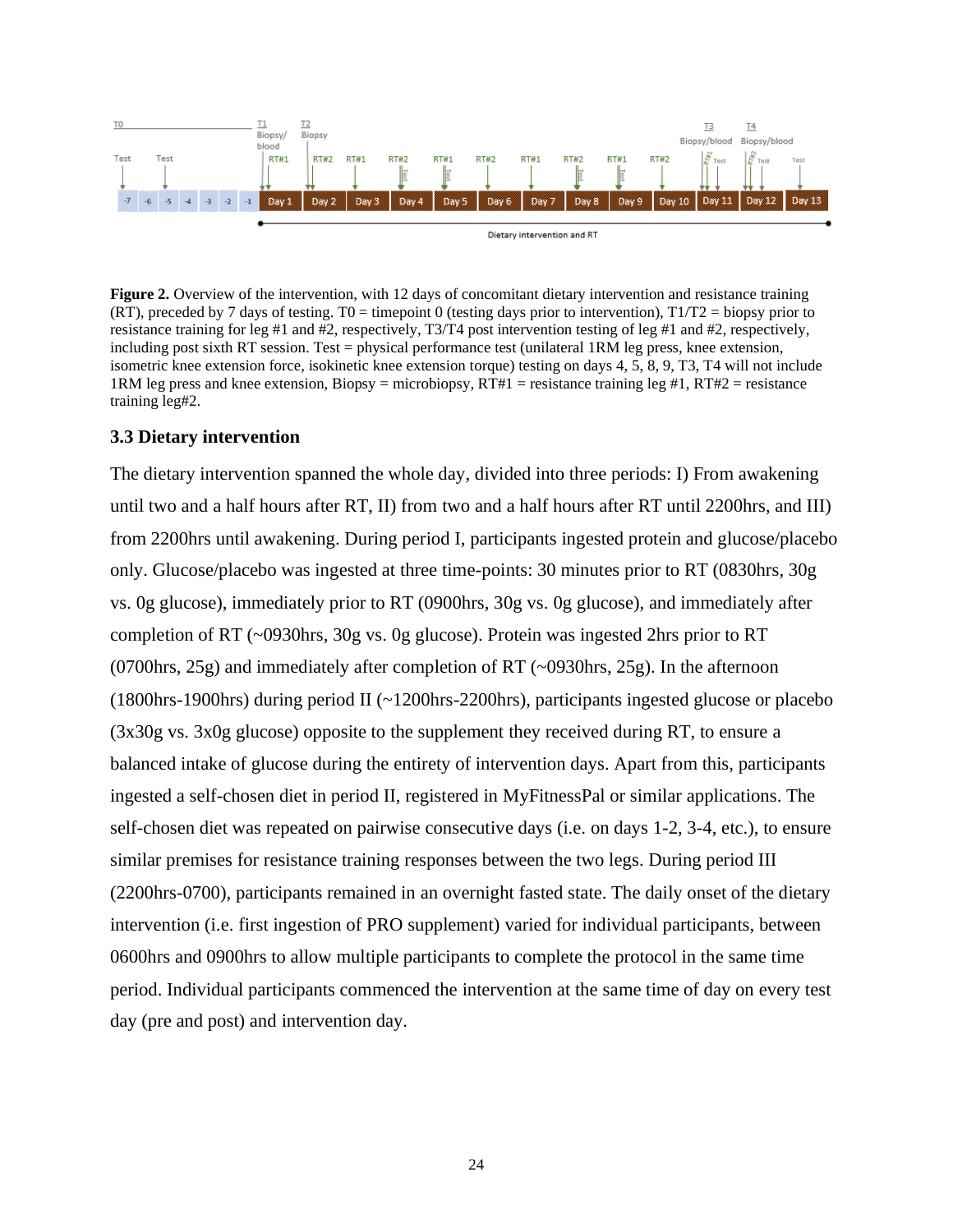**Figure 2.** Overview of the intervention, with 12 days of concomitant dietary intervention and resistance training (RT), preceded by 7 days of testing. T0 = timepoint 0 (testing days prior to intervention), T1/T2 = biopsy prior to resistance training for leg #1 and #2, respectively, T3/T4 post intervention testing of leg #1 and #2, respectively, including post sixth RT session. Test = physical performance test (unilateral 1RM leg press, knee extension, isometric knee extension force, isokinetic knee extension torque) testing on days 4, 5, 8, 9, T3, T4 will not include 1RM leg press and knee extension, Biopsy = microbiopsy, RT#1 = resistance training leg #1, RT#2 = resistance training leg#2.

### 3.3 Dietary intervention

The dietary intervention spanned the whole day, divided into three periods: I) From awakening until two and a half hours after RT, II) from two and a half hours after RT until 2200hrs, and III) from 2200hrs until awakening. During period I, participants ingested protein and glucose/placebo only. Glucose/placebo was ingested at three time-points: 30 minutes prior to RT (0830hrs, 30g vs. 0g glucose), immediately prior to RT (0900hrs, 30g vs. 0g glucose), and immediately after completion of RT (~0930hrs, 30g vs. 0g glucose). Protein was ingested 2hrs prior to RT (0700hrs, 25g) and immediately after completion of RT (~0930hrs, 25g). In the afternoon (1800hrs-1900hrs) during period II (~1200hrs-2200hrs), participants ingested glucose or placebo (3x30g vs. 3x0g glucose) opposite to the supplement they received during RT, to ensure a balanced intake of glucose during the entirety of intervention days. Apart from this, participants ingested a self-chosen diet in period II, registered in MyFitnessPal or similar applications. The self-chosen diet was repeated on pairwise consecutive days (i.e. on days 1-2, 3-4, etc.), to ensure similar premises for resistance training responses between the two legs. During period III (2200hrs-0700), participants remained in an overnight fasted state. The daily onset of the dietary intervention (i.e. first ingestion of PRO supplement) varied for individual participants, between 0600hrs and 0900hrs to allow multiple participants to complete the protocol in the same time period. Individual participants commenced the intervention at the same time of day on every test day (pre and post) and intervention day.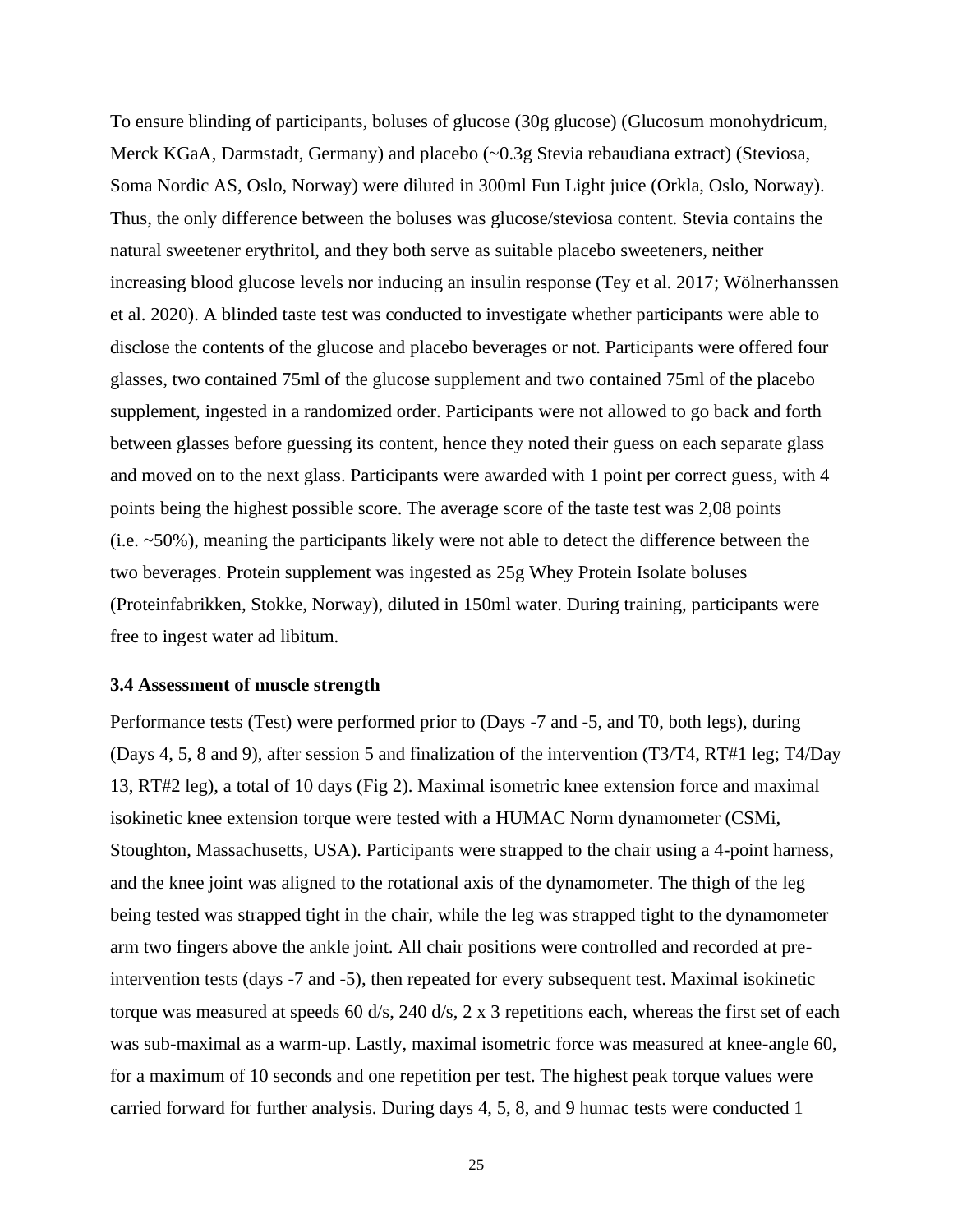To ensure blinding of participants, boluses of glucose (30g glucose) (Glucosum monohydricum, Merck KGaA, Darmstadt, Germany) and placebo (~0.3g Stevia rebaudiana extract) (Steviosa, Soma Nordic AS, Oslo, Norway) were diluted in 300ml Fun Light juice (Orkla, Oslo, Norway). Thus, the only difference between the boluses was glucose/steviosa content. Stevia contains the natural sweetener erythritol, and they both serve as suitable placebo sweeteners, neither increasing blood glucose levels nor inducing an insulin response (Tey et al. 2017; Wölnerhanssen et al. 2020). A blinded taste test was conducted to investigate whether participants were able to disclose the contents of the glucose and placebo beverages or not. Participants were offered four glasses, two contained 75ml of the glucose supplement and two contained 75ml of the placebo supplement, ingested in a randomized order. Participants were not allowed to go back and forth between glasses before guessing its content, hence they noted their guess on each separate glass and moved on to the next glass. Participants were awarded with 1 point per correct guess, with 4 points being the highest possible score. The average score of the taste test was 2,08 points (i.e. ~50%), meaning the participants likely were not able to detect the difference between the two beverages. Protein supplement was ingested as 25g Whey Protein Isolate boluses (Proteinfabrikken, Stokke, Norway), diluted in 150ml water. During training, participants were free to ingest water ad libitum.

### 3.4 Assessment of muscle strength

Performance tests (Test) were performed prior to (Days -7 and -5, and T0, both legs), during (Days 4, 5, 8 and 9), after session 5 and finalization of the intervention (T3/T4, RT#1 leg; T4/Day 13, RT#2 leg), a total of 10 days (Fig 2). Maximal isometric knee extension force and maximal isokinetic knee extension torque were tested with a HUMAC Norm dynamometer (CSMi, Stoughton, Massachusetts, USA). Participants were strapped to the chair using a 4-point harness, and the knee joint was aligned to the rotational axis of the dynamometer. The thigh of the leg being tested was strapped tight in the chair, while the leg was strapped tight to the dynamometer arm two fingers above the ankle joint. All chair positions were controlled and recorded at pre-intervention tests (days -7 and -5), then repeated for every subsequent test. Maximal isokinetic torque was measured at speeds 60 d/s, 240 d/s, 2 x 3 repetitions each, whereas the first set of each was sub-maximal as a warm-up. Lastly, maximal isometric force was measured at knee-angle 60, for a maximum of 10 seconds and one repetition per test. The highest peak torque values were carried forward for further analysis. During days 4, 5, 8, and 9 humac tests were conducted 1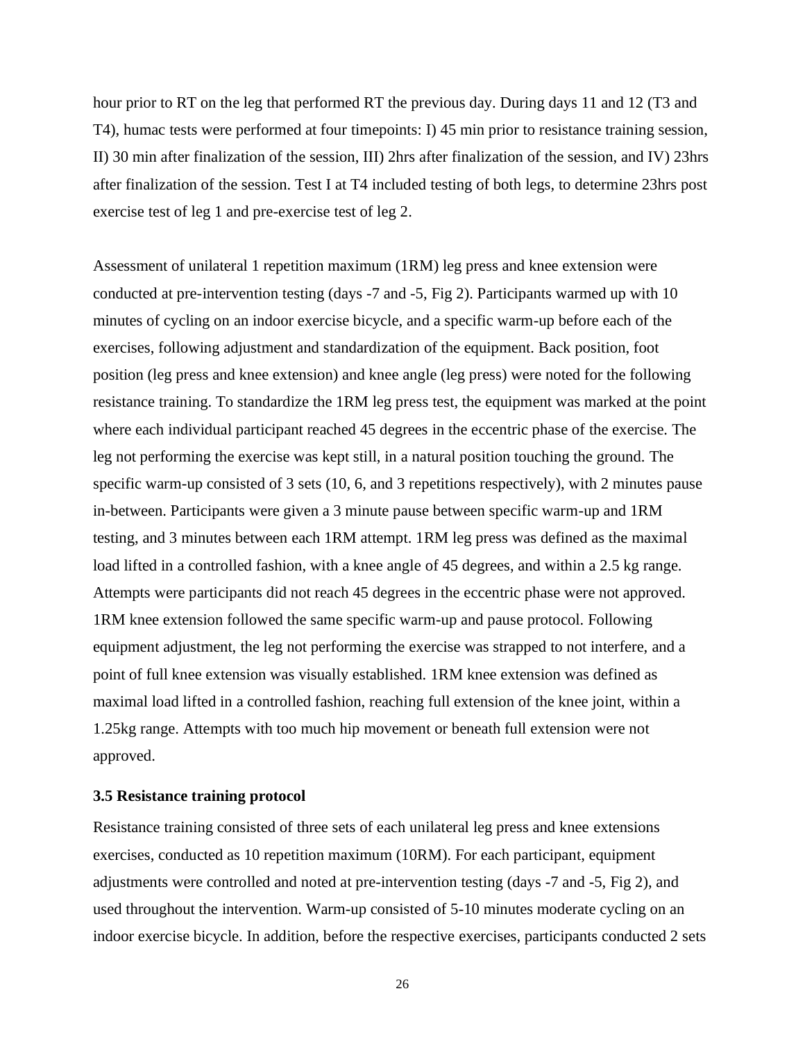hour prior to RT on the leg that performed RT the previous day. During days 11 and 12 (T3 and T4), humac tests were performed at four timepoints: I) 45 min prior to resistance training session, II) 30 min after finalization of the session, III) 2hrs after finalization of the session, and IV) 23hrs after finalization of the session. Test I at T4 included testing of both legs, to determine 23hrs post exercise test of leg 1 and pre-exercise test of leg 2.

Assessment of unilateral 1 repetition maximum (1RM) leg press and knee extension were conducted at pre-intervention testing (days -7 and -5, Fig 2). Participants warmed up with 10 minutes of cycling on an indoor exercise bicycle, and a specific warm-up before each of the exercises, following adjustment and standardization of the equipment. Back position, foot position (leg press and knee extension) and knee angle (leg press) were noted for the following resistance training. To standardize the 1RM leg press test, the equipment was marked at the point where each individual participant reached 45 degrees in the eccentric phase of the exercise. The leg not performing the exercise was kept still, in a natural position touching the ground. The specific warm-up consisted of 3 sets (10, 6, and 3 repetitions respectively), with 2 minutes pause in-between. Participants were given a 3 minute pause between specific warm-up and 1RM testing, and 3 minutes between each 1RM attempt. 1RM leg press was defined as the maximal load lifted in a controlled fashion, with a knee angle of 45 degrees, and within a 2.5 kg range. Attempts were participants did not reach 45 degrees in the eccentric phase were not approved. 1RM knee extension followed the same specific warm-up and pause protocol. Following equipment adjustment, the leg not performing the exercise was strapped to not interfere, and a point of full knee extension was visually established. 1RM knee extension was defined as maximal load lifted in a controlled fashion, reaching full extension of the knee joint, within a 1.25kg range. Attempts with too much hip movement or beneath full extension were not approved.

### 3.5 Resistance training protocol

Resistance training consisted of three sets of each unilateral leg press and knee extensions exercises, conducted as 10 repetition maximum (10RM). For each participant, equipment adjustments were controlled and noted at pre-intervention testing (days -7 and -5, Fig 2), and used throughout the intervention. Warm-up consisted of 5-10 minutes moderate cycling on an indoor exercise bicycle. In addition, before the respective exercises, participants conducted 2 sets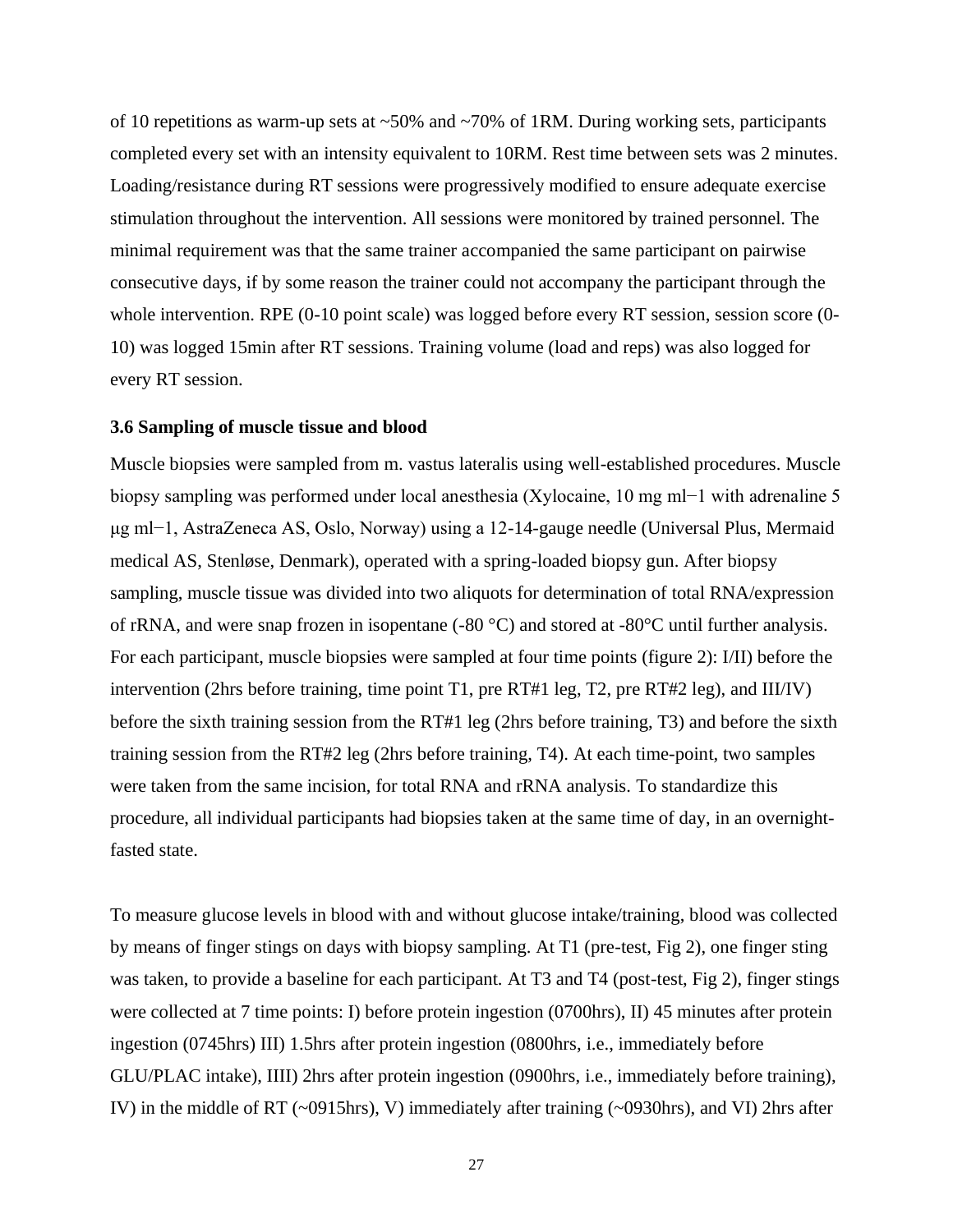of 10 repetitions as warm-up sets at ~50% and ~70% of 1RM. During working sets, participants completed every set with an intensity equivalent to 10RM. Rest time between sets was 2 minutes. Loading/resistance during RT sessions were progressively modified to ensure adequate exercise stimulation throughout the intervention. All sessions were monitored by trained personnel. The minimal requirement was that the same trainer accompanied the same participant on pairwise consecutive days, if by some reason the trainer could not accompany the participant through the whole intervention. RPE (0-10 point scale) was logged before every RT session, session score (0-10) was logged 15min after RT sessions. Training volume (load and reps) was also logged for every RT session.

### 3.6 Sampling of muscle tissue and blood

Muscle biopsies were sampled from m. vastus lateralis using well-established procedures. Muscle biopsy sampling was performed under local anesthesia (Xylocaine, 10 mg ml−1 with adrenaline 5 μg ml−1, AstraZeneca AS, Oslo, Norway) using a 12-14-gauge needle (Universal Plus, Mermaid medical AS, Stenløse, Denmark), operated with a spring-loaded biopsy gun. After biopsy sampling, muscle tissue was divided into two aliquots for determination of total RNA/expression of rRNA, and were snap frozen in isopentane (-80 °C) and stored at -80°C until further analysis. For each participant, muscle biopsies were sampled at four time points (figure 2): I/II) before the intervention (2hrs before training, time point T1, pre RT#1 leg, T2, pre RT#2 leg), and III/IV) before the sixth training session from the RT#1 leg (2hrs before training, T3) and before the sixth training session from the RT#2 leg (2hrs before training, T4). At each time-point, two samples were taken from the same incision, for total RNA and rRNA analysis. To standardize this procedure, all individual participants had biopsies taken at the same time of day, in an overnight-fasted state.

To measure glucose levels in blood with and without glucose intake/training, blood was collected by means of finger stings on days with biopsy sampling. At T1 (pre-test, Fig 2), one finger sting was taken, to provide a baseline for each participant. At T3 and T4 (post-test, Fig 2), finger stings were collected at 7 time points: I) before protein ingestion (0700hrs), II) 45 minutes after protein ingestion (0745hrs) III) 1.5hrs after protein ingestion (0800hrs, i.e., immediately before GLU/PLAC intake), IIII) 2hrs after protein ingestion (0900hrs, i.e., immediately before training), IV) in the middle of RT (~0915hrs), V) immediately after training (~0930hrs), and VI) 2hrs after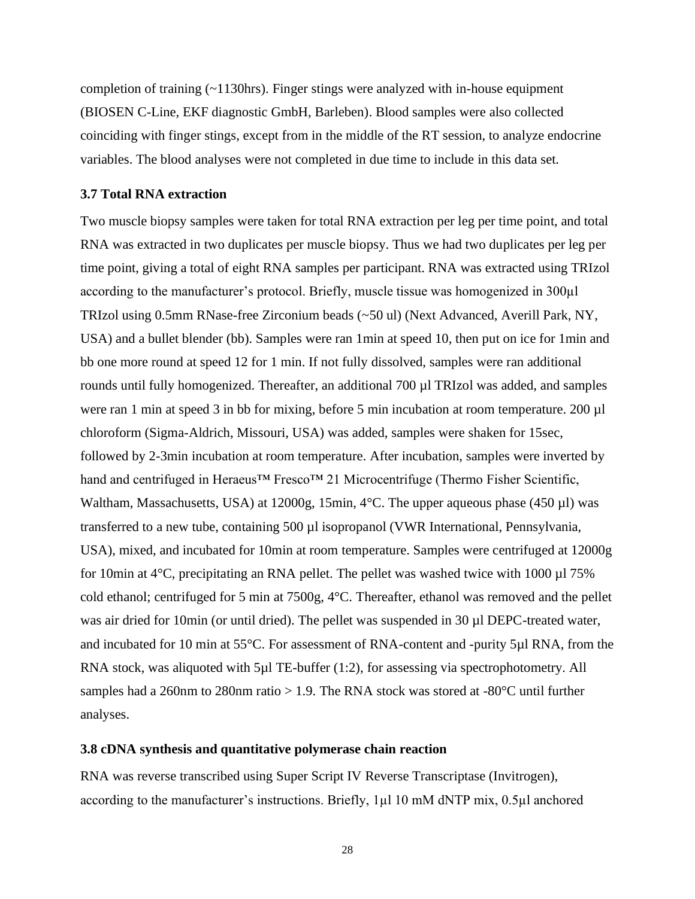completion of training (~1130hrs). Finger stings were analyzed with in-house equipment (BIOSEN C-Line, EKF diagnostic GmbH, Barleben). Blood samples were also collected coinciding with finger stings, except from in the middle of the RT session, to analyze endocrine variables. The blood analyses were not completed in due time to include in this data set.

### 3.7 Total RNA extraction

Two muscle biopsy samples were taken for total RNA extraction per leg per time point, and total RNA was extracted in two duplicates per muscle biopsy. Thus we had two duplicates per leg per time point, giving a total of eight RNA samples per participant. RNA was extracted using TRIzol according to the manufacturer's protocol. Briefly, muscle tissue was homogenized in 300µl TRIzol using 0.5mm RNase-free Zirconium beads (~50 ul) (Next Advanced, Averill Park, NY, USA) and a bullet blender (bb). Samples were ran 1min at speed 10, then put on ice for 1min and bb one more round at speed 12 for 1 min. If not fully dissolved, samples were ran additional rounds until fully homogenized. Thereafter, an additional 700 µl TRIzol was added, and samples were ran 1 min at speed 3 in bb for mixing, before 5 min incubation at room temperature. 200 µl chloroform (Sigma-Aldrich, Missouri, USA) was added, samples were shaken for 15sec, followed by 2-3min incubation at room temperature. After incubation, samples were inverted by hand and centrifuged in Heraeus™ Fresco™ 21 Microcentrifuge (Thermo Fisher Scientific, Waltham, Massachusetts, USA) at 12000g, 15min, 4°C. The upper aqueous phase (450 µl) was transferred to a new tube, containing 500 µl isopropanol (VWR International, Pennsylvania, USA), mixed, and incubated for 10min at room temperature. Samples were centrifuged at 12000g for 10min at 4°C, precipitating an RNA pellet. The pellet was washed twice with 1000 µl 75% cold ethanol; centrifuged for 5 min at 7500g, 4°C. Thereafter, ethanol was removed and the pellet was air dried for 10min (or until dried). The pellet was suspended in 30 µl DEPC-treated water, and incubated for 10 min at 55°C. For assessment of RNA-content and -purity 5µl RNA, from the RNA stock, was aliquoted with 5µl TE-buffer (1:2), for assessing via spectrophotometry. All samples had a 260nm to 280nm ratio > 1.9. The RNA stock was stored at -80°C until further analyses.

### 3.8 cDNA synthesis and quantitative polymerase chain reaction

RNA was reverse transcribed using Super Script IV Reverse Transcriptase (Invitrogen), according to the manufacturer's instructions. Briefly, 1µl 10 mM dNTP mix, 0.5µl anchored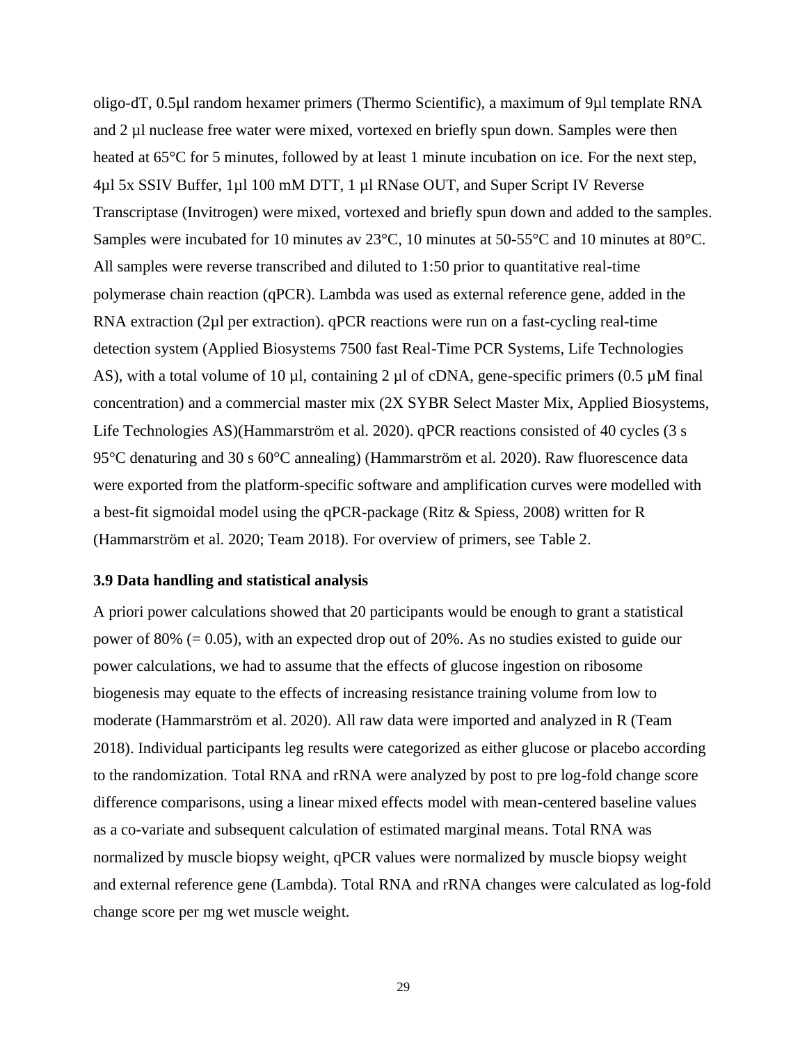oligo-dT, 0.5µl random hexamer primers (Thermo Scientific), a maximum of 9µl template RNA and 2 µl nuclease free water were mixed, vortexed en briefly spun down. Samples were then heated at 65°C for 5 minutes, followed by at least 1 minute incubation on ice. For the next step, 4µl 5x SSIV Buffer, 1µl 100 mM DTT, 1 µl RNase OUT, and Super Script IV Reverse Transcriptase (Invitrogen) were mixed, vortexed and briefly spun down and added to the samples. Samples were incubated for 10 minutes av 23°C, 10 minutes at 50-55°C and 10 minutes at 80°C. All samples were reverse transcribed and diluted to 1:50 prior to quantitative real-time polymerase chain reaction (qPCR). Lambda was used as external reference gene, added in the RNA extraction (2µl per extraction). qPCR reactions were run on a fast-cycling real-time detection system (Applied Biosystems 7500 fast Real-Time PCR Systems, Life Technologies AS), with a total volume of 10 µl, containing 2 µl of cDNA, gene-specific primers (0.5 µM final concentration) and a commercial master mix (2X SYBR Select Master Mix, Applied Biosystems, Life Technologies AS)(Hammarström et al. 2020). qPCR reactions consisted of 40 cycles (3 s 95°C denaturing and 30 s 60°C annealing) (Hammarström et al. 2020). Raw fluorescence data were exported from the platform-specific software and amplification curves were modelled with a best-fit sigmoidal model using the qPCR-package (Ritz & Spiess, 2008) written for R (Hammarström et al. 2020; Team 2018). For overview of primers, see Table 2.

### 3.9 Data handling and statistical analysis

A priori power calculations showed that 20 participants would be enough to grant a statistical power of 80% (= 0.05), with an expected drop out of 20%. As no studies existed to guide our power calculations, we had to assume that the effects of glucose ingestion on ribosome biogenesis may equate to the effects of increasing resistance training volume from low to moderate (Hammarström et al. 2020). All raw data were imported and analyzed in R (Team 2018). Individual participants leg results were categorized as either glucose or placebo according to the randomization. Total RNA and rRNA were analyzed by post to pre log-fold change score difference comparisons, using a linear mixed effects model with mean-centered baseline values as a co-variate and subsequent calculation of estimated marginal means. Total RNA was normalized by muscle biopsy weight, qPCR values were normalized by muscle biopsy weight and external reference gene (Lambda). Total RNA and rRNA changes were calculated as log-fold change score per mg wet muscle weight.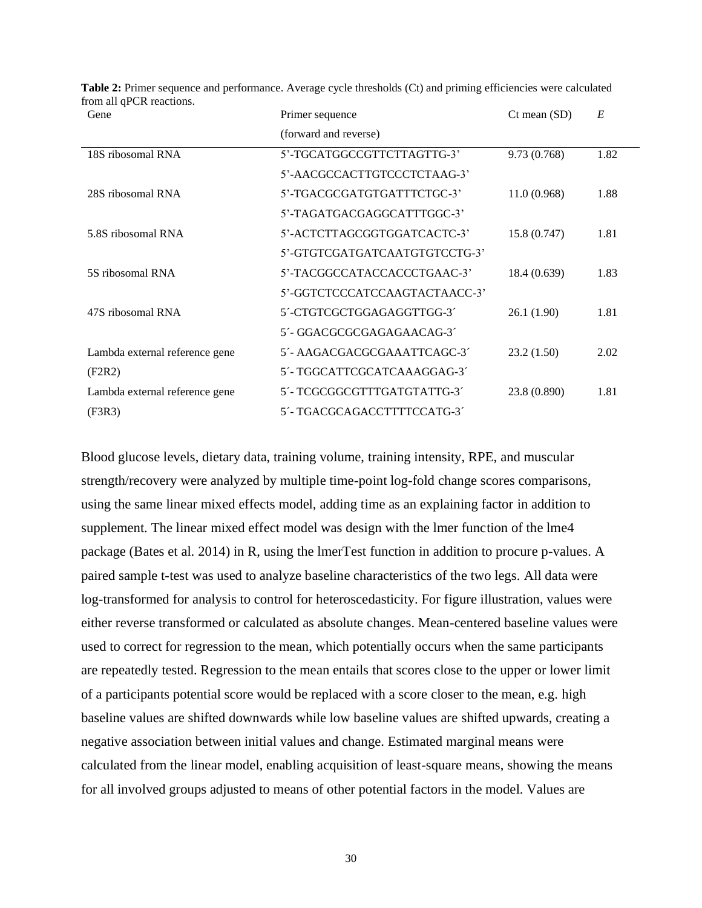**Table 2:** Primer sequence and performance. Average cycle thresholds (Ct) and priming efficiencies were calculated from all qPCR reactions.

| Gene | Primer sequence (forward and reverse) | Ct mean (SD) | *E* |
|---|---|---|---|
| 18S ribosomal RNA | 5'-TGCATGGCCGTTCTTAGTTG-3' | 9.73 (0.768) | 1.82 |
| | 5'-AACGCCACTTGTCCCTCTAAG-3' | | |
| 28S ribosomal RNA | 5'-TGACGCGATGTGATTTCTGC-3' | 11.0 (0.968) | 1.88 |
| | 5'-TAGATGACGAGGCATTTGGC-3' | | |
| 5.8S ribosomal RNA | 5'-ACTCTTAGCGGTGGATCACTC-3' | 15.8 (0.747) | 1.81 |
| | 5'-GTGTCGATGATCAATGTGTCCTG-3' | | |
| 5S ribosomal RNA | 5'-TACGGCCATACCACCCTGAAC-3' | 18.4 (0.639) | 1.83 |
| | 5'-GGTCTCCCATCCAAGTACTAACC-3' | | |
| 47S ribosomal RNA | 5´-CTGTCGCTGGAGAGGTTGG-3´ | 26.1 (1.90) | 1.81 |
| | 5´- GGACGCGCGAGAGAACAG-3´ | | |
| Lambda external reference gene (F2R2) | 5´- AAGACGACGCGAAATTCAGC-3´ | 23.2 (1.50) | 2.02 |
| | 5´- TGGCATTCGCATCAAAGGAG-3´ | | |
| Lambda external reference gene (F3R3) | 5´- TCGCGGCGTTTGATGTATTG-3´ | 23.8 (0.890) | 1.81 |
| | 5´- TGACGCAGACCTTTTCCATG-3´ | | |

Blood glucose levels, dietary data, training volume, training intensity, RPE, and muscular strength/recovery were analyzed by multiple time-point log-fold change scores comparisons, using the same linear mixed effects model, adding time as an explaining factor in addition to supplement. The linear mixed effect model was design with the lmer function of the lme4 package (Bates et al. 2014) in R, using the lmerTest function in addition to procure p-values. A paired sample t-test was used to analyze baseline characteristics of the two legs. All data were log-transformed for analysis to control for heteroscedasticity. For figure illustration, values were either reverse transformed or calculated as absolute changes. Mean-centered baseline values were used to correct for regression to the mean, which potentially occurs when the same participants are repeatedly tested. Regression to the mean entails that scores close to the upper or lower limit of a participants potential score would be replaced with a score closer to the mean, e.g. high baseline values are shifted downwards while low baseline values are shifted upwards, creating a negative association between initial values and change. Estimated marginal means were calculated from the linear model, enabling acquisition of least-square means, showing the means for all involved groups adjusted to means of other potential factors in the model. Values are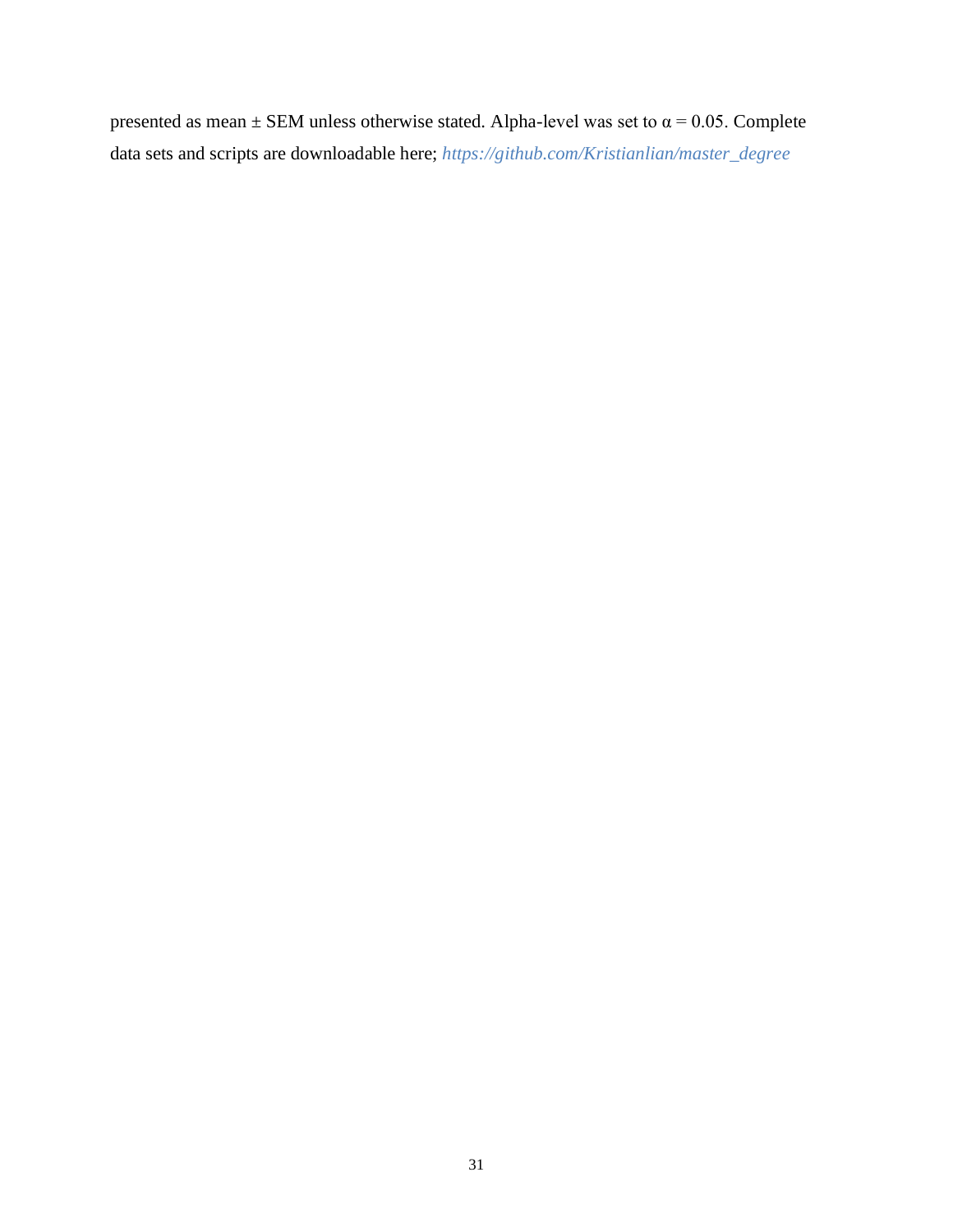presented as mean ± SEM unless otherwise stated. Alpha-level was set to $\alpha = 0.05$. Complete data sets and scripts are downloadable here; *https://github.com/Kristianlian/master_degree*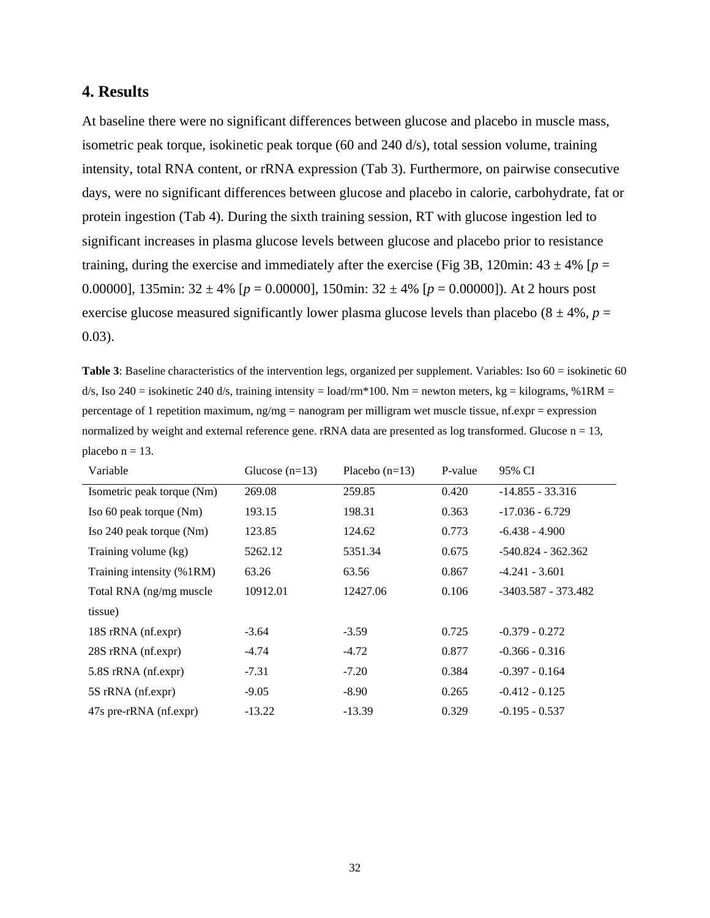## 4. Results

At baseline there were no significant differences between glucose and placebo in muscle mass, isometric peak torque, isokinetic peak torque (60 and 240 d/s), total session volume, training intensity, total RNA content, or rRNA expression (Tab 3). Furthermore, on pairwise consecutive days, were no significant differences between glucose and placebo in calorie, carbohydrate, fat or protein ingestion (Tab 4). During the sixth training session, RT with glucose ingestion led to significant increases in plasma glucose levels between glucose and placebo prior to resistance training, during the exercise and immediately after the exercise (Fig 3B, 120min: 43 ± 4% [$p$ = 0.00000], 135min: 32 ± 4% [$p$ = 0.00000], 150min: 32 ± 4% [$p$ = 0.00000]). At 2 hours post exercise glucose measured significantly lower plasma glucose levels than placebo (8 ± 4%, $p$ = 0.03).

**Table 3**: Baseline characteristics of the intervention legs, organized per supplement. Variables: Iso 60 = isokinetic 60 d/s, Iso 240 = isokinetic 240 d/s, training intensity = load/rm*100. Nm = newton meters, kg = kilograms, %1RM = percentage of 1 repetition maximum, ng/mg = nanogram per milligram wet muscle tissue, nf.expr = expression normalized by weight and external reference gene. rRNA data are presented as log transformed. Glucose n = 13, placebo n = 13.

| Variable | Glucose (n=13) | Placebo (n=13) | P-value | 95% CI |
|---|---|---|---|---|
| Isometric peak torque (Nm) | 269.08 | 259.85 | 0.420 | -14.855 - 33.316 |
| Iso 60 peak torque (Nm) | 193.15 | 198.31 | 0.363 | -17.036 - 6.729 |
| Iso 240 peak torque (Nm) | 123.85 | 124.62 | 0.773 | -6.438 - 4.900 |
| Training volume (kg) | 5262.12 | 5351.34 | 0.675 | -540.824 - 362.362 |
| Training intensity (%1RM) | 63.26 | 63.56 | 0.867 | -4.241 - 3.601 |
| Total RNA (ng/mg muscle tissue) | 10912.01 | 12427.06 | 0.106 | -3403.587 - 373.482 |
| 18S rRNA (nf.expr) | -3.64 | -3.59 | 0.725 | -0.379 - 0.272 |
| 28S rRNA (nf.expr) | -4.74 | -4.72 | 0.877 | -0.366 - 0.316 |
| 5.8S rRNA (nf.expr) | -7.31 | -7.20 | 0.384 | -0.397 - 0.164 |
| 5S rRNA (nf.expr) | -9.05 | -8.90 | 0.265 | -0.412 - 0.125 |
| 47s pre-rRNA (nf.expr) | -13.22 | -13.39 | 0.329 | -0.195 - 0.537 |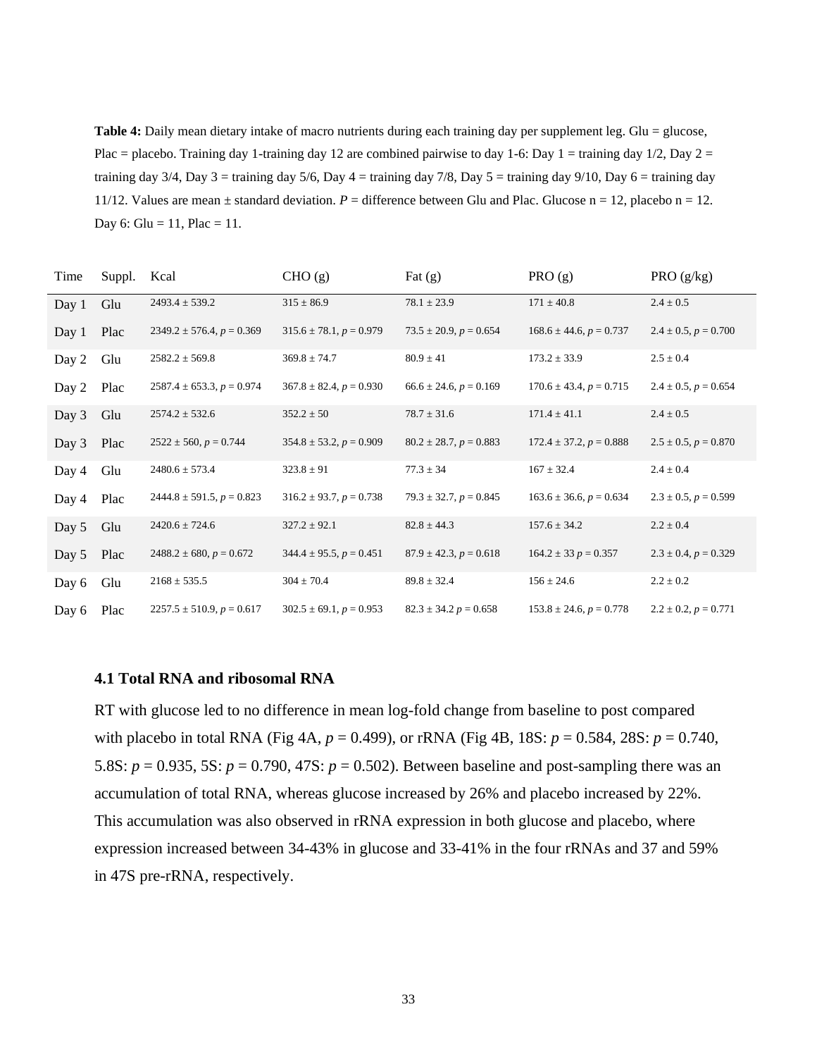**Table 4:** Daily mean dietary intake of macro nutrients during each training day per supplement leg. Glu = glucose, Plac = placebo. Training day 1-training day 12 are combined pairwise to day 1-6: Day 1 = training day 1/2, Day 2 = training day 3/4, Day 3 = training day 5/6, Day 4 = training day 7/8, Day 5 = training day 9/10, Day 6 = training day 11/12. Values are mean ± standard deviation. *P* = difference between Glu and Plac. Glucose n = 12, placebo n = 12. Day 6: Glu = 11, Plac = 11.

| Time | Suppl. | Kcal | CHO (g) | Fat (g) | PRO (g) | PRO (g/kg) |
|---|---|---|---|---|---|---|
| Day 1 | Glu | 2493.4 ± 539.2 | 315 ± 86.9 | 78.1 ± 23.9 | 171 ± 40.8 | 2.4 ± 0.5 |
| Day 1 | Plac | 2349.2 ± 576.4, *p* = 0.369 | 315.6 ± 78.1, *p* = 0.979 | 73.5 ± 20.9, *p* = 0.654 | 168.6 ± 44.6, *p* = 0.737 | 2.4 ± 0.5, *p* = 0.700 |
| Day 2 | Glu | 2582.2 ± 569.8 | 369.8 ± 74.7 | 80.9 ± 41 | 173.2 ± 33.9 | 2.5 ± 0.4 |
| Day 2 | Plac | 2587.4 ± 653.3, *p* = 0.974 | 367.8 ± 82.4, *p* = 0.930 | 66.6 ± 24.6, *p* = 0.169 | 170.6 ± 43.4, *p* = 0.715 | 2.4 ± 0.5, *p* = 0.654 |
| Day 3 | Glu | 2574.2 ± 532.6 | 352.2 ± 50 | 78.7 ± 31.6 | 171.4 ± 41.1 | 2.4 ± 0.5 |
| Day 3 | Plac | 2522 ± 560, *p* = 0.744 | 354.8 ± 53.2, *p* = 0.909 | 80.2 ± 28.7, *p* = 0.883 | 172.4 ± 37.2, *p* = 0.888 | 2.5 ± 0.5, *p* = 0.870 |
| Day 4 | Glu | 2480.6 ± 573.4 | 323.8 ± 91 | 77.3 ± 34 | 167 ± 32.4 | 2.4 ± 0.4 |
| Day 4 | Plac | 2444.8 ± 591.5, *p* = 0.823 | 316.2 ± 93.7, *p* = 0.738 | 79.3 ± 32.7, *p* = 0.845 | 163.6 ± 36.6, *p* = 0.634 | 2.3 ± 0.5, *p* = 0.599 |
| Day 5 | Glu | 2420.6 ± 724.6 | 327.2 ± 92.1 | 82.8 ± 44.3 | 157.6 ± 34.2 | 2.2 ± 0.4 |
| Day 5 | Plac | 2488.2 ± 680, *p* = 0.672 | 344.4 ± 95.5, *p* = 0.451 | 87.9 ± 42.3, *p* = 0.618 | 164.2 ± 33 *p* = 0.357 | 2.3 ± 0.4, *p* = 0.329 |
| Day 6 | Glu | 2168 ± 535.5 | 304 ± 70.4 | 89.8 ± 32.4 | 156 ± 24.6 | 2.2 ± 0.2 |
| Day 6 | Plac | 2257.5 ± 510.9, *p* = 0.617 | 302.5 ± 69.1, *p* = 0.953 | 82.3 ± 34.2 *p* = 0.658 | 153.8 ± 24.6, *p* = 0.778 | 2.2 ± 0.2, *p* = 0.771 |

### 4.1 Total RNA and ribosomal RNA

RT with glucose led to no difference in mean log-fold change from baseline to post compared with placebo in total RNA (Fig 4A, *p* = 0.499), or rRNA (Fig 4B, 18S: *p* = 0.584, 28S: *p* = 0.740, 5.8S: *p* = 0.935, 5S: *p* = 0.790, 47S: *p* = 0.502). Between baseline and post-sampling there was an accumulation of total RNA, whereas glucose increased by 26% and placebo increased by 22%. This accumulation was also observed in rRNA expression in both glucose and placebo, where expression increased between 34-43% in glucose and 33-41% in the four rRNAs and 37 and 59% in 47S pre-rRNA, respectively.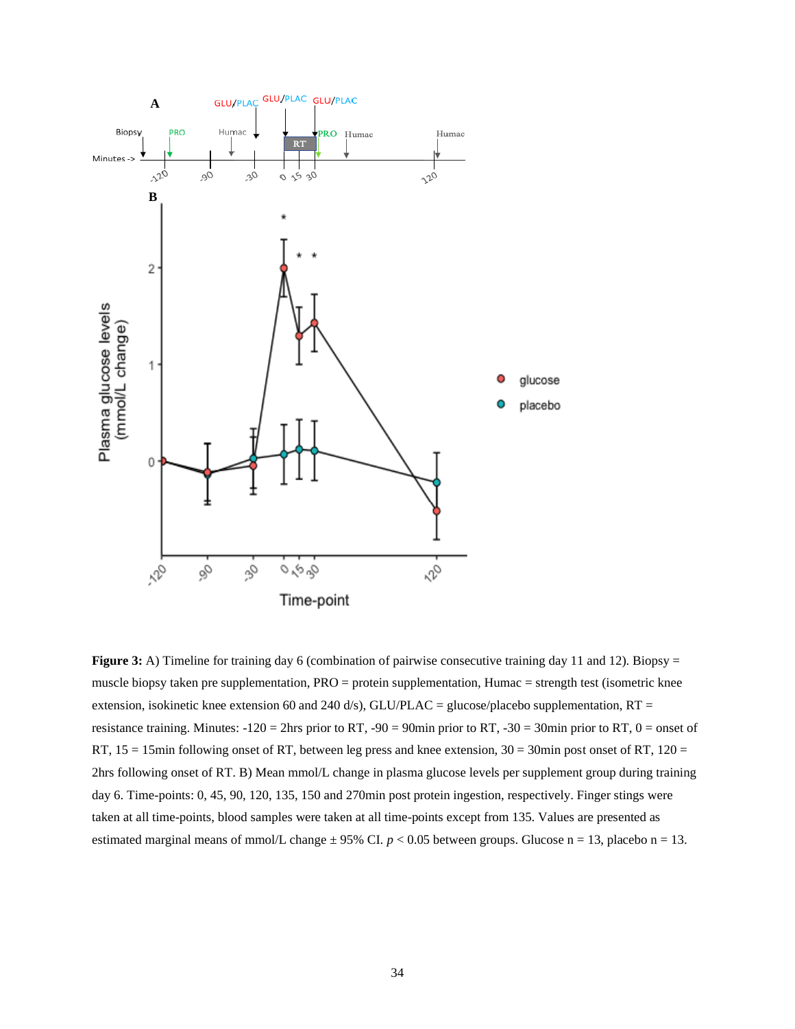**Figure 3:** A) Timeline for training day 6 (combination of pairwise consecutive training day 11 and 12). Biopsy = muscle biopsy taken pre supplementation, PRO = protein supplementation, Humac = strength test (isometric knee extension, isokinetic knee extension 60 and 240 d/s), GLU/PLAC = glucose/placebo supplementation, RT = resistance training. Minutes: -120 = 2hrs prior to RT, -90 = 90min prior to RT, -30 = 30min prior to RT, 0 = onset of RT, 15 = 15min following onset of RT, between leg press and knee extension, 30 = 30min post onset of RT, 120 = 2hrs following onset of RT. B) Mean mmol/L change in plasma glucose levels per supplement group during training day 6. Time-points: 0, 45, 90, 120, 135, 150 and 270min post protein ingestion, respectively. Finger stings were taken at all time-points, blood samples were taken at all time-points except from 135. Values are presented as estimated marginal means of mmol/L change ± 95% CI. $p < 0.05$ between groups. Glucose n = 13, placebo n = 13.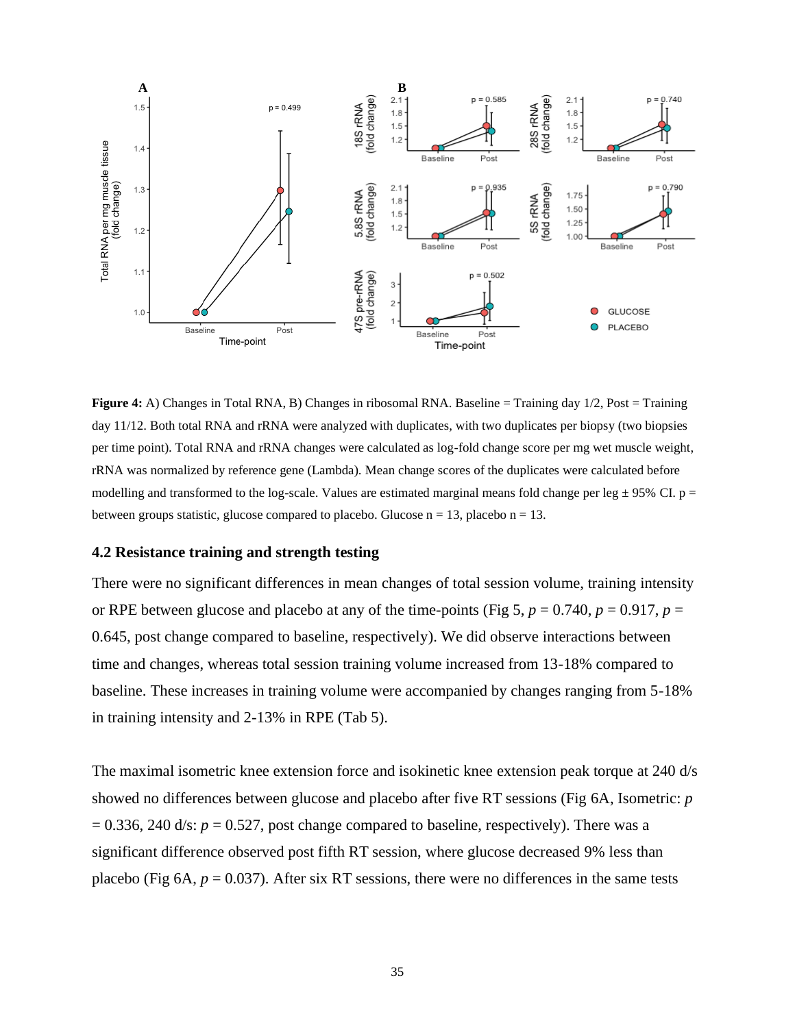**Figure 4:** A) Changes in Total RNA, B) Changes in ribosomal RNA. Baseline = Training day 1/2, Post = Training day 11/12. Both total RNA and rRNA were analyzed with duplicates, with two duplicates per biopsy (two biopsies per time point). Total RNA and rRNA changes were calculated as log-fold change score per mg wet muscle weight, rRNA was normalized by reference gene (Lambda). Mean change scores of the duplicates were calculated before modelling and transformed to the log-scale. Values are estimated marginal means fold change per leg ± 95% CI. p = between groups statistic, glucose compared to placebo. Glucose n = 13, placebo n = 13.

### 4.2 Resistance training and strength testing

There were no significant differences in mean changes of total session volume, training intensity or RPE between glucose and placebo at any of the time-points (Fig 5, $p = 0.740$, $p = 0.917$, $p = 0.645$, post change compared to baseline, respectively). We did observe interactions between time and changes, whereas total session training volume increased from 13-18% compared to baseline. These increases in training volume were accompanied by changes ranging from 5-18% in training intensity and 2-13% in RPE (Tab 5).

The maximal isometric knee extension force and isokinetic knee extension peak torque at 240 d/s showed no differences between glucose and placebo after five RT sessions (Fig 6A, Isometric: $p = 0.336$, 240 d/s: $p = 0.527$, post change compared to baseline, respectively). There was a significant difference observed post fifth RT session, where glucose decreased 9% less than placebo (Fig 6A, $p = 0.037$). After six RT sessions, there were no differences in the same tests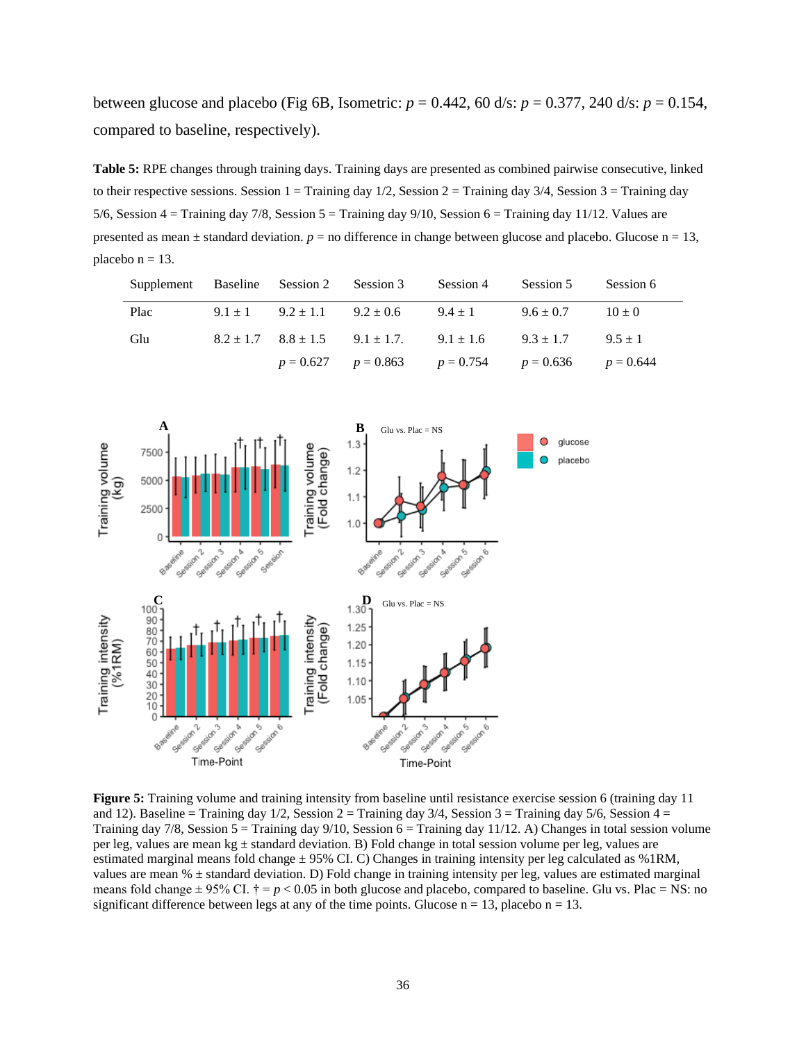between glucose and placebo (Fig 6B, Isometric: $p = 0.442$, 60 d/s: $p = 0.377$, 240 d/s: $p = 0.154$, compared to baseline, respectively).

**Table 5:** RPE changes through training days. Training days are presented as combined pairwise consecutive, linked to their respective sessions. Session 1 = Training day 1/2, Session 2 = Training day 3/4, Session 3 = Training day 5/6, Session 4 = Training day 7/8, Session 5 = Training day 9/10, Session 6 = Training day 11/12. Values are presented as mean ± standard deviation. $p$ = no difference in change between glucose and placebo. Glucose n = 13, placebo n = 13.

| Supplement | Baseline | Session 2 | Session 3 | Session 4 | Session 5 | Session 6 |
|---|---|---|---|---|---|---|
| Plac | 9.1 ± 1 | 9.2 ± 1.1 | 9.2 ± 0.6 | 9.4 ± 1 | 9.6 ± 0.7 | 10 ± 0 |
| Glu | 8.2 ± 1.7 | 8.8 ± 1.5 | 9.1 ± 1.7. | 9.1 ± 1.6 | 9.3 ± 1.7 | 9.5 ± 1 |
| | | $p = 0.627$ | $p = 0.863$ | $p = 0.754$ | $p = 0.636$ | $p = 0.644$ |

**Figure 5:** Training volume and training intensity from baseline until resistance exercise session 6 (training day 11 and 12). Baseline = Training day 1/2, Session 2 = Training day 3/4, Session 3 = Training day 5/6, Session 4 = Training day 7/8, Session 5 = Training day 9/10, Session 6 = Training day 11/12. A) Changes in total session volume per leg, values are mean kg ± standard deviation. B) Fold change in total session volume per leg, values are estimated marginal means fold change ± 95% CI. C) Changes in training intensity per leg calculated as %1RM, values are mean % ± standard deviation. D) Fold change in training intensity per leg, values are estimated marginal means fold change ± 95% CI. † = $p < 0.05$ in both glucose and placebo, compared to baseline. Glu vs. Plac = NS: no significant difference between legs at any of the time points. Glucose n = 13, placebo n = 13.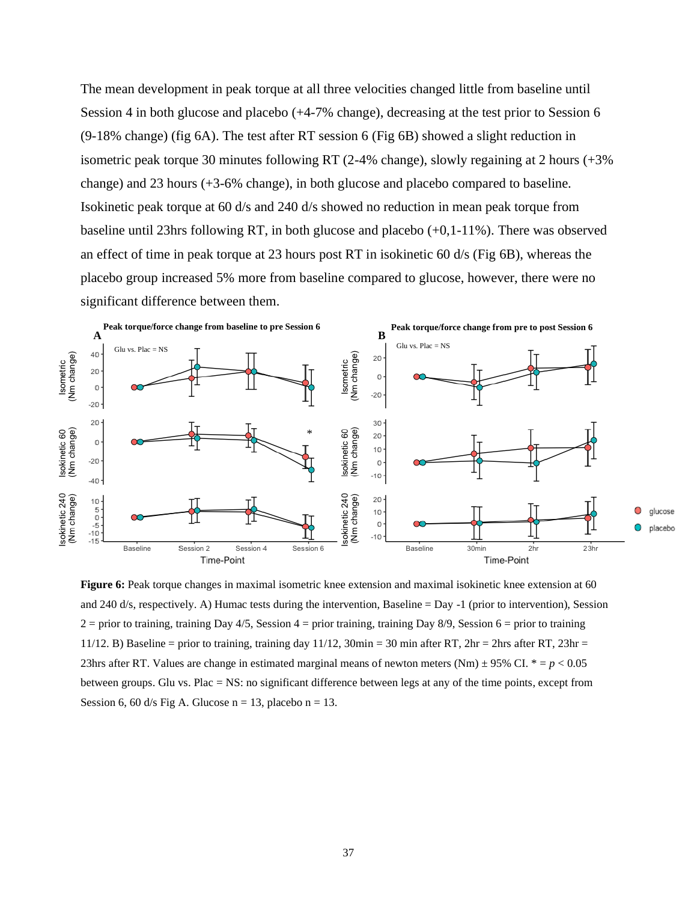The mean development in peak torque at all three velocities changed little from baseline until Session 4 in both glucose and placebo (+4-7% change), decreasing at the test prior to Session 6 (9-18% change) (fig 6A). The test after RT session 6 (Fig 6B) showed a slight reduction in isometric peak torque 30 minutes following RT (2-4% change), slowly regaining at 2 hours (+3% change) and 23 hours (+3-6% change), in both glucose and placebo compared to baseline. Isokinetic peak torque at 60 d/s and 240 d/s showed no reduction in mean peak torque from baseline until 23hrs following RT, in both glucose and placebo (+0,1-11%). There was observed an effect of time in peak torque at 23 hours post RT in isokinetic 60 d/s (Fig 6B), whereas the placebo group increased 5% more from baseline compared to glucose, however, there were no significant difference between them.

**Figure 6:** Peak torque changes in maximal isometric knee extension and maximal isokinetic knee extension at 60 and 240 d/s, respectively. A) Humac tests during the intervention, Baseline = Day -1 (prior to intervention), Session 2 = prior to training, training Day 4/5, Session 4 = prior training, training Day 8/9, Session 6 = prior to training 11/12. B) Baseline = prior to training, training day 11/12, 30min = 30 min after RT, 2hr = 2hrs after RT, 23hr = 23hrs after RT. Values are change in estimated marginal means of newton meters (Nm) ± 95% CI. * = $p < 0.05$ between groups. Glu vs. Plac = NS: no significant difference between legs at any of the time points, except from Session 6, 60 d/s Fig A. Glucose n = 13, placebo n = 13.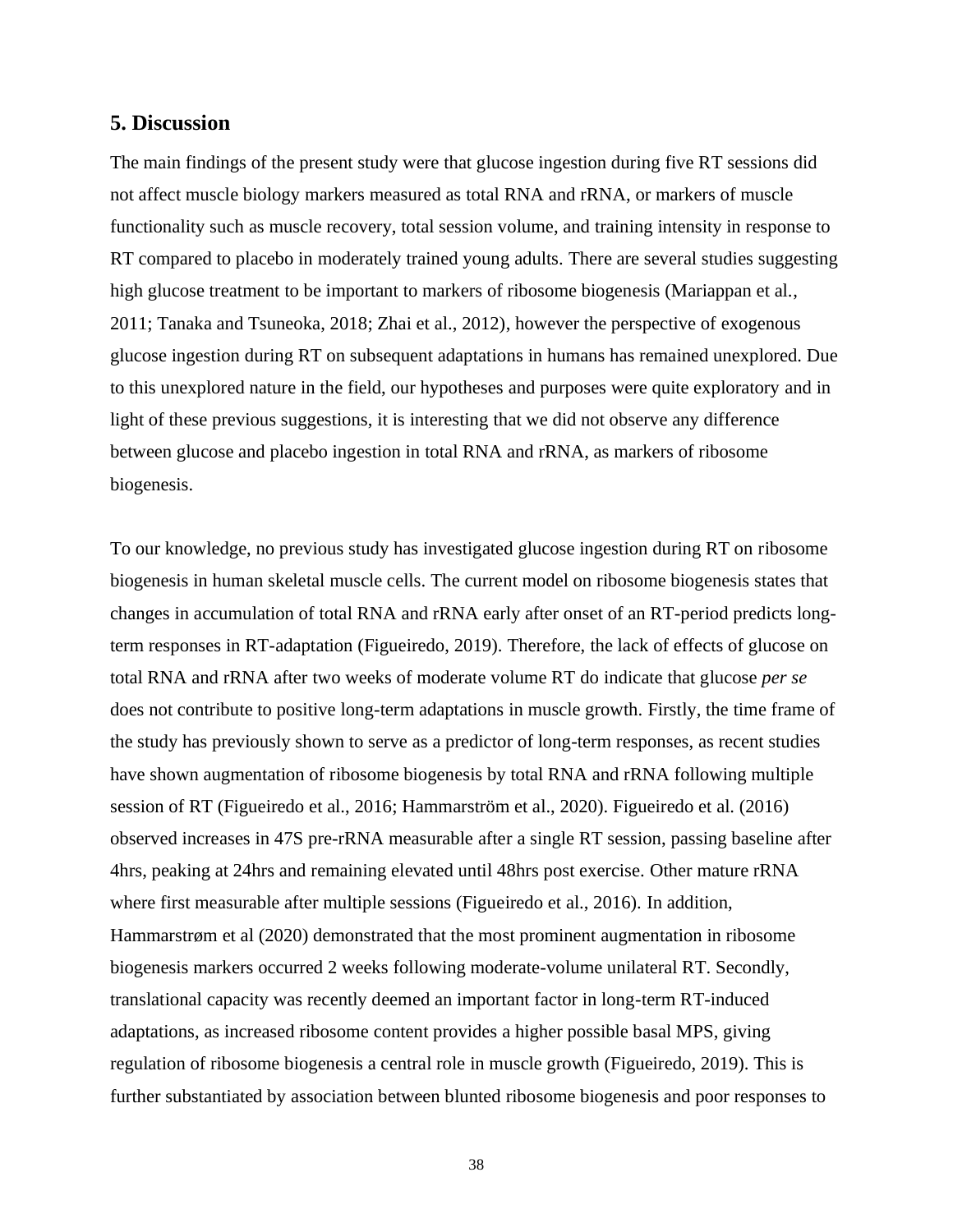## 5. Discussion

The main findings of the present study were that glucose ingestion during five RT sessions did not affect muscle biology markers measured as total RNA and rRNA, or markers of muscle functionality such as muscle recovery, total session volume, and training intensity in response to RT compared to placebo in moderately trained young adults. There are several studies suggesting high glucose treatment to be important to markers of ribosome biogenesis (Mariappan et al., 2011; Tanaka and Tsuneoka, 2018; Zhai et al., 2012), however the perspective of exogenous glucose ingestion during RT on subsequent adaptations in humans has remained unexplored. Due to this unexplored nature in the field, our hypotheses and purposes were quite exploratory and in light of these previous suggestions, it is interesting that we did not observe any difference between glucose and placebo ingestion in total RNA and rRNA, as markers of ribosome biogenesis.

To our knowledge, no previous study has investigated glucose ingestion during RT on ribosome biogenesis in human skeletal muscle cells. The current model on ribosome biogenesis states that changes in accumulation of total RNA and rRNA early after onset of an RT-period predicts long-term responses in RT-adaptation (Figueiredo, 2019). Therefore, the lack of effects of glucose on total RNA and rRNA after two weeks of moderate volume RT do indicate that glucose *per se* does not contribute to positive long-term adaptations in muscle growth. Firstly, the time frame of the study has previously shown to serve as a predictor of long-term responses, as recent studies have shown augmentation of ribosome biogenesis by total RNA and rRNA following multiple session of RT (Figueiredo et al., 2016; Hammarström et al., 2020). Figueiredo et al. (2016) observed increases in 47S pre-rRNA measurable after a single RT session, passing baseline after 4hrs, peaking at 24hrs and remaining elevated until 48hrs post exercise. Other mature rRNA where first measurable after multiple sessions (Figueiredo et al., 2016). In addition, Hammarstrøm et al (2020) demonstrated that the most prominent augmentation in ribosome biogenesis markers occurred 2 weeks following moderate-volume unilateral RT. Secondly, translational capacity was recently deemed an important factor in long-term RT-induced adaptations, as increased ribosome content provides a higher possible basal MPS, giving regulation of ribosome biogenesis a central role in muscle growth (Figueiredo, 2019). This is further substantiated by association between blunted ribosome biogenesis and poor responses to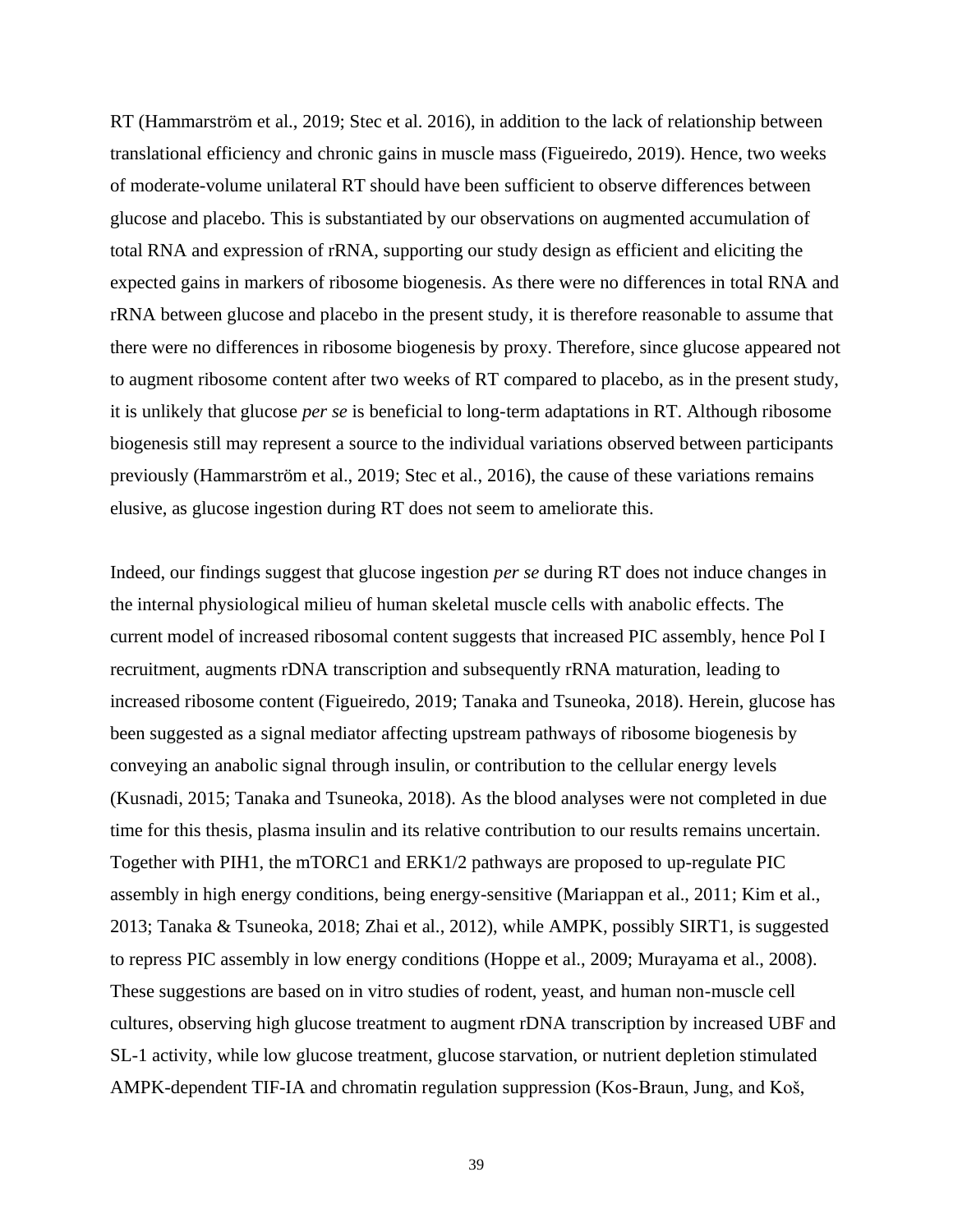RT (Hammarström et al., 2019; Stec et al. 2016), in addition to the lack of relationship between translational efficiency and chronic gains in muscle mass (Figueiredo, 2019). Hence, two weeks of moderate-volume unilateral RT should have been sufficient to observe differences between glucose and placebo. This is substantiated by our observations on augmented accumulation of total RNA and expression of rRNA, supporting our study design as efficient and eliciting the expected gains in markers of ribosome biogenesis. As there were no differences in total RNA and rRNA between glucose and placebo in the present study, it is therefore reasonable to assume that there were no differences in ribosome biogenesis by proxy. Therefore, since glucose appeared not to augment ribosome content after two weeks of RT compared to placebo, as in the present study, it is unlikely that glucose *per se* is beneficial to long-term adaptations in RT. Although ribosome biogenesis still may represent a source to the individual variations observed between participants previously (Hammarström et al., 2019; Stec et al., 2016), the cause of these variations remains elusive, as glucose ingestion during RT does not seem to ameliorate this.

Indeed, our findings suggest that glucose ingestion *per se* during RT does not induce changes in the internal physiological milieu of human skeletal muscle cells with anabolic effects. The current model of increased ribosomal content suggests that increased PIC assembly, hence Pol I recruitment, augments rDNA transcription and subsequently rRNA maturation, leading to increased ribosome content (Figueiredo, 2019; Tanaka and Tsuneoka, 2018). Herein, glucose has been suggested as a signal mediator affecting upstream pathways of ribosome biogenesis by conveying an anabolic signal through insulin, or contribution to the cellular energy levels (Kusnadi, 2015; Tanaka and Tsuneoka, 2018). As the blood analyses were not completed in due time for this thesis, plasma insulin and its relative contribution to our results remains uncertain. Together with PIH1, the mTORC1 and ERK1/2 pathways are proposed to up-regulate PIC assembly in high energy conditions, being energy-sensitive (Mariappan et al., 2011; Kim et al., 2013; Tanaka & Tsuneoka, 2018; Zhai et al., 2012), while AMPK, possibly SIRT1, is suggested to repress PIC assembly in low energy conditions (Hoppe et al., 2009; Murayama et al., 2008). These suggestions are based on in vitro studies of rodent, yeast, and human non-muscle cell cultures, observing high glucose treatment to augment rDNA transcription by increased UBF and SL-1 activity, while low glucose treatment, glucose starvation, or nutrient depletion stimulated AMPK-dependent TIF-IA and chromatin regulation suppression (Kos-Braun, Jung, and Koš,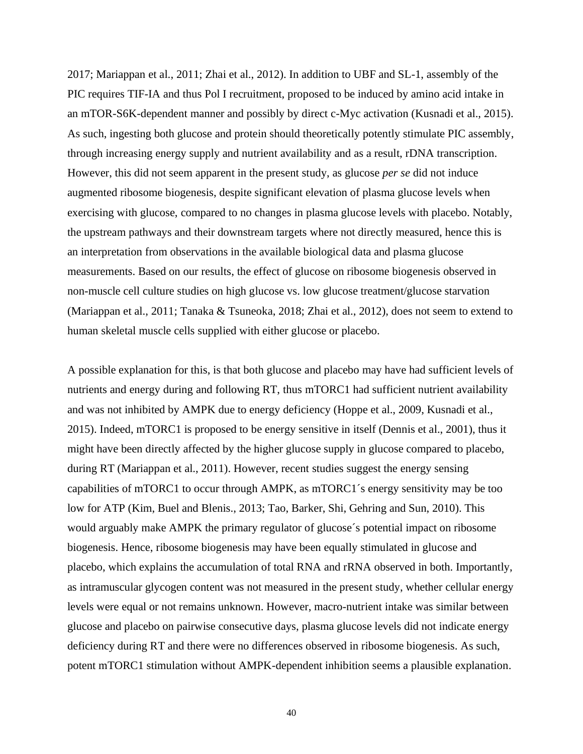2017; Mariappan et al., 2011; Zhai et al., 2012). In addition to UBF and SL-1, assembly of the PIC requires TIF-IA and thus Pol I recruitment, proposed to be induced by amino acid intake in an mTOR-S6K-dependent manner and possibly by direct c-Myc activation (Kusnadi et al., 2015). As such, ingesting both glucose and protein should theoretically potently stimulate PIC assembly, through increasing energy supply and nutrient availability and as a result, rDNA transcription. However, this did not seem apparent in the present study, as glucose *per se* did not induce augmented ribosome biogenesis, despite significant elevation of plasma glucose levels when exercising with glucose, compared to no changes in plasma glucose levels with placebo. Notably, the upstream pathways and their downstream targets where not directly measured, hence this is an interpretation from observations in the available biological data and plasma glucose measurements. Based on our results, the effect of glucose on ribosome biogenesis observed in non-muscle cell culture studies on high glucose vs. low glucose treatment/glucose starvation (Mariappan et al., 2011; Tanaka & Tsuneoka, 2018; Zhai et al., 2012), does not seem to extend to human skeletal muscle cells supplied with either glucose or placebo.

A possible explanation for this, is that both glucose and placebo may have had sufficient levels of nutrients and energy during and following RT, thus mTORC1 had sufficient nutrient availability and was not inhibited by AMPK due to energy deficiency (Hoppe et al., 2009, Kusnadi et al., 2015). Indeed, mTORC1 is proposed to be energy sensitive in itself (Dennis et al., 2001), thus it might have been directly affected by the higher glucose supply in glucose compared to placebo, during RT (Mariappan et al., 2011). However, recent studies suggest the energy sensing capabilities of mTORC1 to occur through AMPK, as mTORC1´s energy sensitivity may be too low for ATP (Kim, Buel and Blenis., 2013; Tao, Barker, Shi, Gehring and Sun, 2010). This would arguably make AMPK the primary regulator of glucose´s potential impact on ribosome biogenesis. Hence, ribosome biogenesis may have been equally stimulated in glucose and placebo, which explains the accumulation of total RNA and rRNA observed in both. Importantly, as intramuscular glycogen content was not measured in the present study, whether cellular energy levels were equal or not remains unknown. However, macro-nutrient intake was similar between glucose and placebo on pairwise consecutive days, plasma glucose levels did not indicate energy deficiency during RT and there were no differences observed in ribosome biogenesis. As such, potent mTORC1 stimulation without AMPK-dependent inhibition seems a plausible explanation.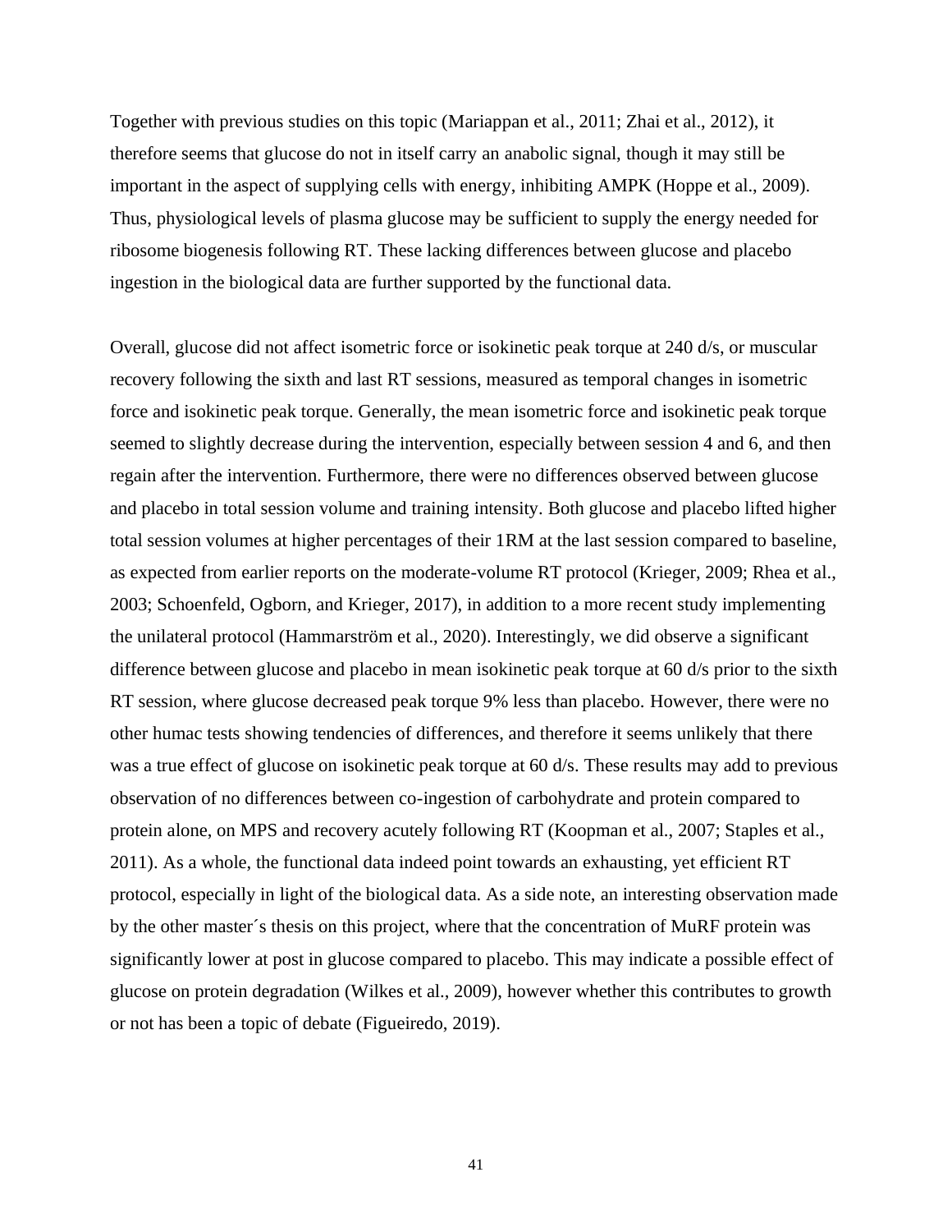Together with previous studies on this topic (Mariappan et al., 2011; Zhai et al., 2012), it therefore seems that glucose do not in itself carry an anabolic signal, though it may still be important in the aspect of supplying cells with energy, inhibiting AMPK (Hoppe et al., 2009). Thus, physiological levels of plasma glucose may be sufficient to supply the energy needed for ribosome biogenesis following RT. These lacking differences between glucose and placebo ingestion in the biological data are further supported by the functional data.

Overall, glucose did not affect isometric force or isokinetic peak torque at 240 d/s, or muscular recovery following the sixth and last RT sessions, measured as temporal changes in isometric force and isokinetic peak torque. Generally, the mean isometric force and isokinetic peak torque seemed to slightly decrease during the intervention, especially between session 4 and 6, and then regain after the intervention. Furthermore, there were no differences observed between glucose and placebo in total session volume and training intensity. Both glucose and placebo lifted higher total session volumes at higher percentages of their 1RM at the last session compared to baseline, as expected from earlier reports on the moderate-volume RT protocol (Krieger, 2009; Rhea et al., 2003; Schoenfeld, Ogborn, and Krieger, 2017), in addition to a more recent study implementing the unilateral protocol (Hammarström et al., 2020). Interestingly, we did observe a significant difference between glucose and placebo in mean isokinetic peak torque at 60 d/s prior to the sixth RT session, where glucose decreased peak torque 9% less than placebo. However, there were no other humac tests showing tendencies of differences, and therefore it seems unlikely that there was a true effect of glucose on isokinetic peak torque at 60 d/s. These results may add to previous observation of no differences between co-ingestion of carbohydrate and protein compared to protein alone, on MPS and recovery acutely following RT (Koopman et al., 2007; Staples et al., 2011). As a whole, the functional data indeed point towards an exhausting, yet efficient RT protocol, especially in light of the biological data. As a side note, an interesting observation made by the other master´s thesis on this project, where that the concentration of MuRF protein was significantly lower at post in glucose compared to placebo. This may indicate a possible effect of glucose on protein degradation (Wilkes et al., 2009), however whether this contributes to growth or not has been a topic of debate (Figueiredo, 2019).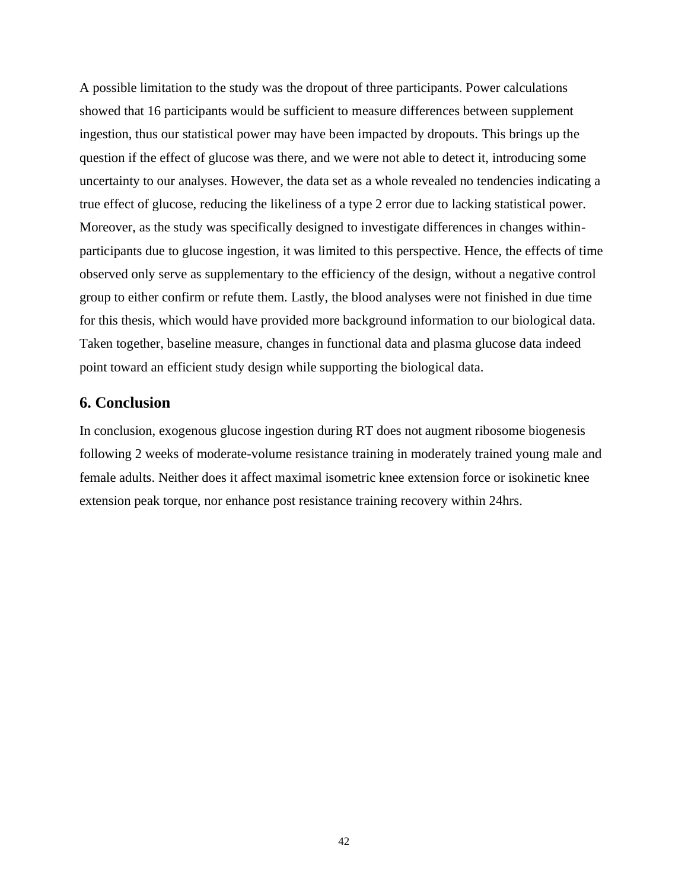A possible limitation to the study was the dropout of three participants. Power calculations showed that 16 participants would be sufficient to measure differences between supplement ingestion, thus our statistical power may have been impacted by dropouts. This brings up the question if the effect of glucose was there, and we were not able to detect it, introducing some uncertainty to our analyses. However, the data set as a whole revealed no tendencies indicating a true effect of glucose, reducing the likeliness of a type 2 error due to lacking statistical power. Moreover, as the study was specifically designed to investigate differences in changes within-participants due to glucose ingestion, it was limited to this perspective. Hence, the effects of time observed only serve as supplementary to the efficiency of the design, without a negative control group to either confirm or refute them. Lastly, the blood analyses were not finished in due time for this thesis, which would have provided more background information to our biological data. Taken together, baseline measure, changes in functional data and plasma glucose data indeed point toward an efficient study design while supporting the biological data.

## 6. Conclusion

In conclusion, exogenous glucose ingestion during RT does not augment ribosome biogenesis following 2 weeks of moderate-volume resistance training in moderately trained young male and female adults. Neither does it affect maximal isometric knee extension force or isokinetic knee extension peak torque, nor enhance post resistance training recovery within 24hrs.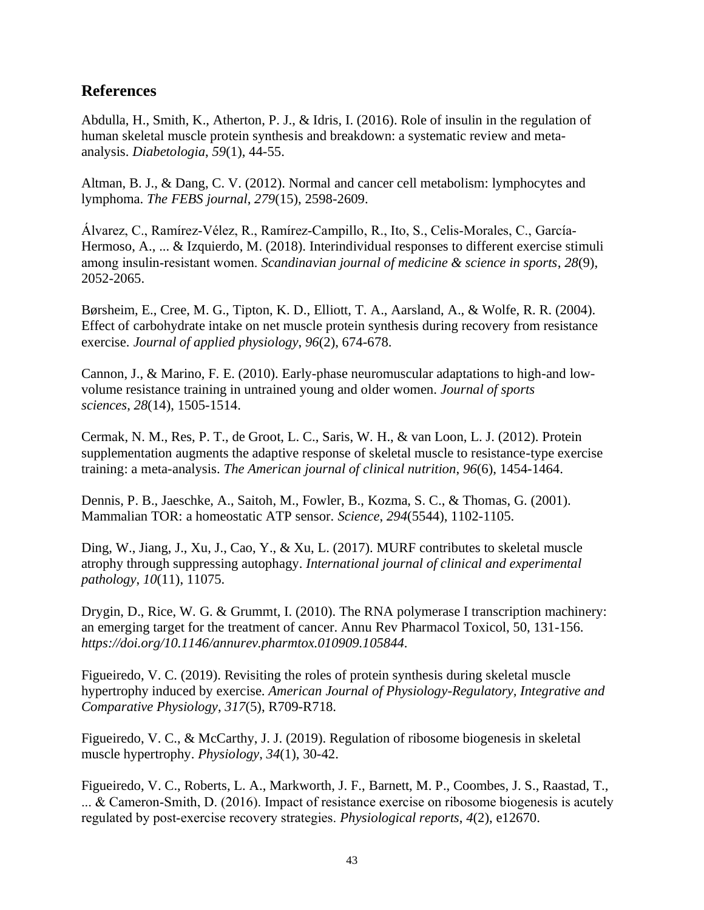## References

Abdulla, H., Smith, K., Atherton, P. J., & Idris, I. (2016). Role of insulin in the regulation of human skeletal muscle protein synthesis and breakdown: a systematic review and meta-analysis. *Diabetologia*, *59*(1), 44-55.

Altman, B. J., & Dang, C. V. (2012). Normal and cancer cell metabolism: lymphocytes and lymphoma. *The FEBS journal*, *279*(15), 2598-2609.

Álvarez, C., Ramírez-Vélez, R., Ramírez-Campillo, R., Ito, S., Celis-Morales, C., García-Hermoso, A., ... & Izquierdo, M. (2018). Interindividual responses to different exercise stimuli among insulin-resistant women. *Scandinavian journal of medicine & science in sports*, *28*(9), 2052-2065.

Børsheim, E., Cree, M. G., Tipton, K. D., Elliott, T. A., Aarsland, A., & Wolfe, R. R. (2004). Effect of carbohydrate intake on net muscle protein synthesis during recovery from resistance exercise. *Journal of applied physiology*, *96*(2), 674-678.

Cannon, J., & Marino, F. E. (2010). Early-phase neuromuscular adaptations to high-and low-volume resistance training in untrained young and older women. *Journal of sports sciences*, *28*(14), 1505-1514.

Cermak, N. M., Res, P. T., de Groot, L. C., Saris, W. H., & van Loon, L. J. (2012). Protein supplementation augments the adaptive response of skeletal muscle to resistance-type exercise training: a meta-analysis. *The American journal of clinical nutrition*, *96*(6), 1454-1464.

Dennis, P. B., Jaeschke, A., Saitoh, M., Fowler, B., Kozma, S. C., & Thomas, G. (2001). Mammalian TOR: a homeostatic ATP sensor. *Science*, *294*(5544), 1102-1105.

Ding, W., Jiang, J., Xu, J., Cao, Y., & Xu, L. (2017). MURF contributes to skeletal muscle atrophy through suppressing autophagy. *International journal of clinical and experimental pathology*, *10*(11), 11075.

Drygin, D., Rice, W. G. & Grummt, I. (2010). The RNA polymerase I transcription machinery: an emerging target for the treatment of cancer. Annu Rev Pharmacol Toxicol, 50, 131-156. *https://doi.org/10.1146/annurev.pharmtox.010909.105844*.

Figueiredo, V. C. (2019). Revisiting the roles of protein synthesis during skeletal muscle hypertrophy induced by exercise. *American Journal of Physiology-Regulatory, Integrative and Comparative Physiology*, *317*(5), R709-R718.

Figueiredo, V. C., & McCarthy, J. J. (2019). Regulation of ribosome biogenesis in skeletal muscle hypertrophy. *Physiology*, *34*(1), 30-42.

Figueiredo, V. C., Roberts, L. A., Markworth, J. F., Barnett, M. P., Coombes, J. S., Raastad, T., ... & Cameron-Smith, D. (2016). Impact of resistance exercise on ribosome biogenesis is acutely regulated by post-exercise recovery strategies. *Physiological reports*, *4*(2), e12670.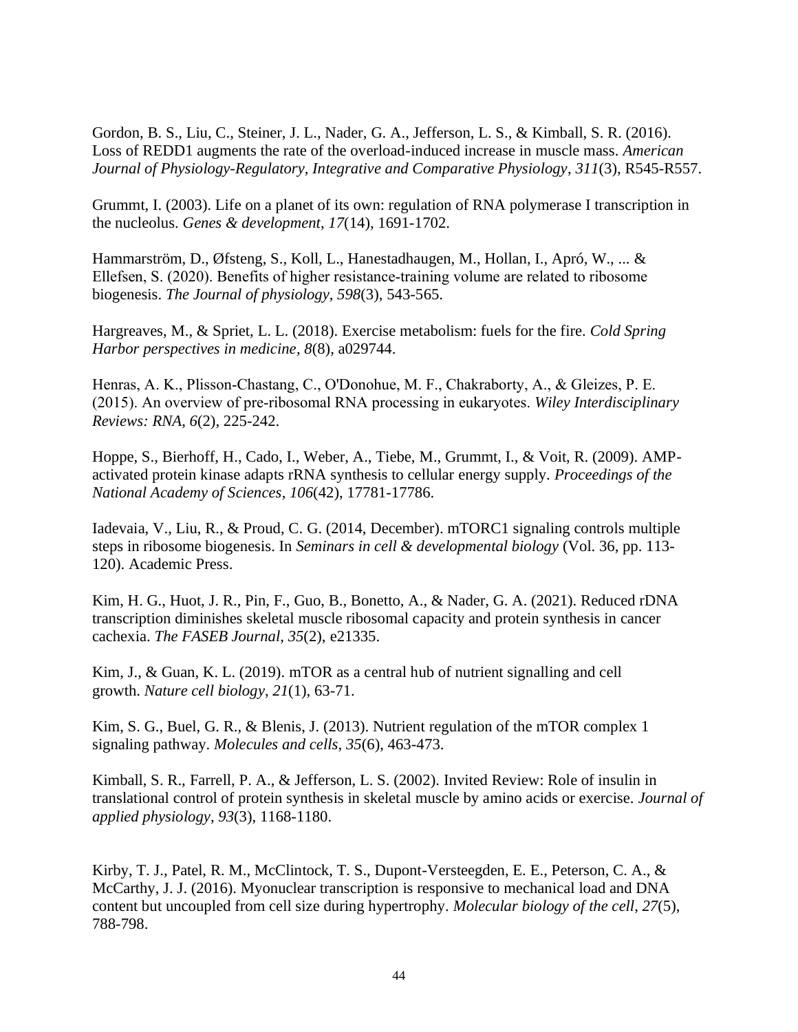Gordon, B. S., Liu, C., Steiner, J. L., Nader, G. A., Jefferson, L. S., & Kimball, S. R. (2016). Loss of REDD1 augments the rate of the overload-induced increase in muscle mass. *American Journal of Physiology-Regulatory, Integrative and Comparative Physiology*, *311*(3), R545-R557.

Grummt, I. (2003). Life on a planet of its own: regulation of RNA polymerase I transcription in the nucleolus. *Genes & development*, *17*(14), 1691-1702.

Hammarström, D., Øfsteng, S., Koll, L., Hanestadhaugen, M., Hollan, I., Apró, W., ... & Ellefsen, S. (2020). Benefits of higher resistance‐training volume are related to ribosome biogenesis. *The Journal of physiology*, *598*(3), 543-565.

Hargreaves, M., & Spriet, L. L. (2018). Exercise metabolism: fuels for the fire. *Cold Spring Harbor perspectives in medicine*, *8*(8), a029744.

Henras, A. K., Plisson‐Chastang, C., O'Donohue, M. F., Chakraborty, A., & Gleizes, P. E. (2015). An overview of pre‐ribosomal RNA processing in eukaryotes. *Wiley Interdisciplinary Reviews: RNA*, *6*(2), 225-242.

Hoppe, S., Bierhoff, H., Cado, I., Weber, A., Tiebe, M., Grummt, I., & Voit, R. (2009). AMP-activated protein kinase adapts rRNA synthesis to cellular energy supply. *Proceedings of the National Academy of Sciences*, *106*(42), 17781-17786.

Iadevaia, V., Liu, R., & Proud, C. G. (2014, December). mTORC1 signaling controls multiple steps in ribosome biogenesis. In *Seminars in cell & developmental biology* (Vol. 36, pp. 113-120). Academic Press.

Kim, H. G., Huot, J. R., Pin, F., Guo, B., Bonetto, A., & Nader, G. A. (2021). Reduced rDNA transcription diminishes skeletal muscle ribosomal capacity and protein synthesis in cancer cachexia. *The FASEB Journal*, *35*(2), e21335.

Kim, J., & Guan, K. L. (2019). mTOR as a central hub of nutrient signalling and cell growth. *Nature cell biology*, *21*(1), 63-71.

Kim, S. G., Buel, G. R., & Blenis, J. (2013). Nutrient regulation of the mTOR complex 1 signaling pathway. *Molecules and cells*, *35*(6), 463-473.

Kimball, S. R., Farrell, P. A., & Jefferson, L. S. (2002). Invited Review: Role of insulin in translational control of protein synthesis in skeletal muscle by amino acids or exercise. *Journal of applied physiology*, *93*(3), 1168-1180.

Kirby, T. J., Patel, R. M., McClintock, T. S., Dupont-Versteegden, E. E., Peterson, C. A., & McCarthy, J. J. (2016). Myonuclear transcription is responsive to mechanical load and DNA content but uncoupled from cell size during hypertrophy. *Molecular biology of the cell*, *27*(5), 788-798.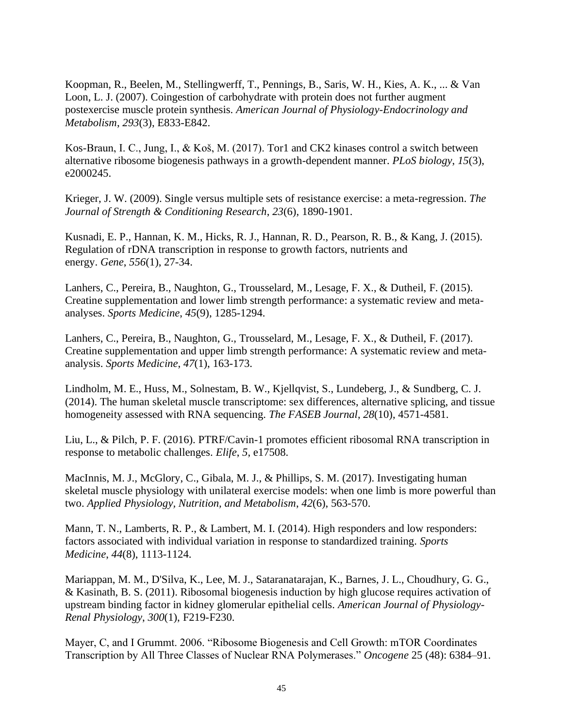Koopman, R., Beelen, M., Stellingwerff, T., Pennings, B., Saris, W. H., Kies, A. K., ... & Van Loon, L. J. (2007). Coingestion of carbohydrate with protein does not further augment postexercise muscle protein synthesis. *American Journal of Physiology-Endocrinology and Metabolism*, *293*(3), E833-E842.

Kos-Braun, I. C., Jung, I., & Koš, M. (2017). Tor1 and CK2 kinases control a switch between alternative ribosome biogenesis pathways in a growth-dependent manner. *PLoS biology*, *15*(3), e2000245.

Krieger, J. W. (2009). Single versus multiple sets of resistance exercise: a meta-regression. *The Journal of Strength & Conditioning Research*, *23*(6), 1890-1901.

Kusnadi, E. P., Hannan, K. M., Hicks, R. J., Hannan, R. D., Pearson, R. B., & Kang, J. (2015). Regulation of rDNA transcription in response to growth factors, nutrients and energy. *Gene*, *556*(1), 27-34.

Lanhers, C., Pereira, B., Naughton, G., Trousselard, M., Lesage, F. X., & Dutheil, F. (2015). Creatine supplementation and lower limb strength performance: a systematic review and meta-analyses. *Sports Medicine*, *45*(9), 1285-1294.

Lanhers, C., Pereira, B., Naughton, G., Trousselard, M., Lesage, F. X., & Dutheil, F. (2017). Creatine supplementation and upper limb strength performance: A systematic review and meta-analysis. *Sports Medicine*, *47*(1), 163-173.

Lindholm, M. E., Huss, M., Solnestam, B. W., Kjellqvist, S., Lundeberg, J., & Sundberg, C. J. (2014). The human skeletal muscle transcriptome: sex differences, alternative splicing, and tissue homogeneity assessed with RNA sequencing. *The FASEB Journal*, *28*(10), 4571-4581.

Liu, L., & Pilch, P. F. (2016). PTRF/Cavin-1 promotes efficient ribosomal RNA transcription in response to metabolic challenges. *Elife*, *5*, e17508.

MacInnis, M. J., McGlory, C., Gibala, M. J., & Phillips, S. M. (2017). Investigating human skeletal muscle physiology with unilateral exercise models: when one limb is more powerful than two. *Applied Physiology, Nutrition, and Metabolism*, *42*(6), 563-570.

Mann, T. N., Lamberts, R. P., & Lambert, M. I. (2014). High responders and low responders: factors associated with individual variation in response to standardized training. *Sports Medicine*, *44*(8), 1113-1124.

Mariappan, M. M., D'Silva, K., Lee, M. J., Sataranatarajan, K., Barnes, J. L., Choudhury, G. G., & Kasinath, B. S. (2011). Ribosomal biogenesis induction by high glucose requires activation of upstream binding factor in kidney glomerular epithelial cells. *American Journal of Physiology-Renal Physiology*, *300*(1), F219-F230.

Mayer, C, and I Grummt. 2006. "Ribosome Biogenesis and Cell Growth: mTOR Coordinates Transcription by All Three Classes of Nuclear RNA Polymerases." *Oncogene* 25 (48): 6384–91.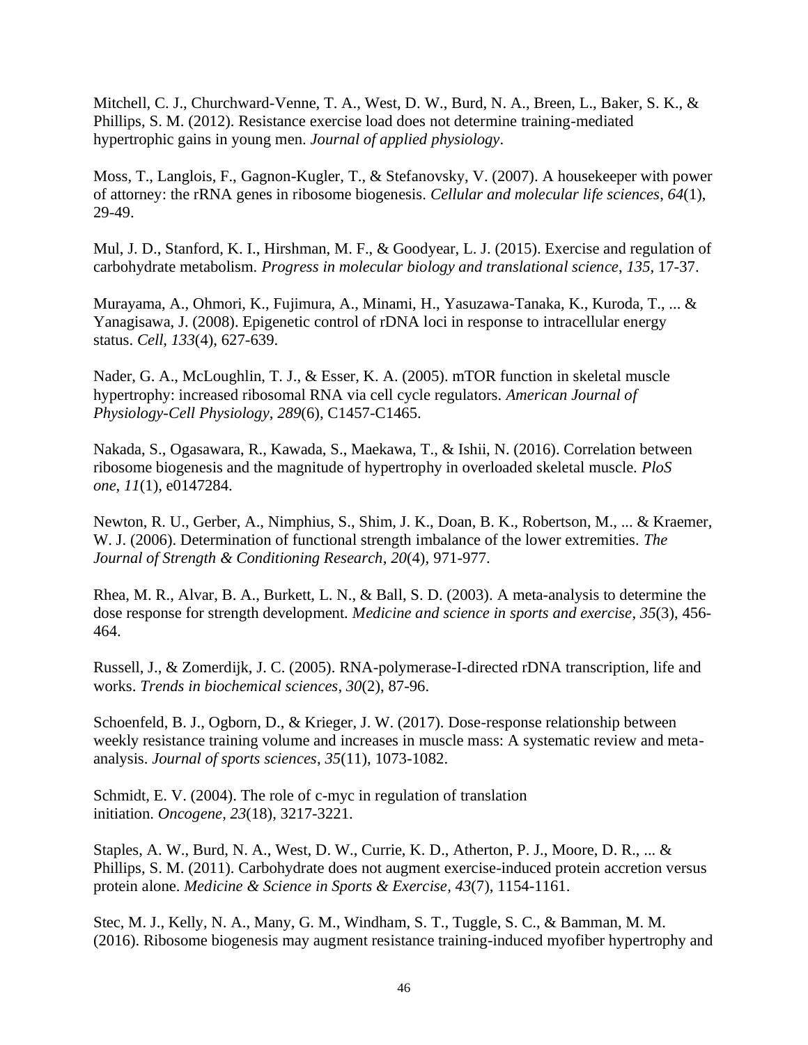Mitchell, C. J., Churchward-Venne, T. A., West, D. W., Burd, N. A., Breen, L., Baker, S. K., & Phillips, S. M. (2012). Resistance exercise load does not determine training-mediated hypertrophic gains in young men. *Journal of applied physiology*.

Moss, T., Langlois, F., Gagnon-Kugler, T., & Stefanovsky, V. (2007). A housekeeper with power of attorney: the rRNA genes in ribosome biogenesis. *Cellular and molecular life sciences*, *64*(1), 29-49.

Mul, J. D., Stanford, K. I., Hirshman, M. F., & Goodyear, L. J. (2015). Exercise and regulation of carbohydrate metabolism. *Progress in molecular biology and translational science*, *135*, 17-37.

Murayama, A., Ohmori, K., Fujimura, A., Minami, H., Yasuzawa-Tanaka, K., Kuroda, T., ... & Yanagisawa, J. (2008). Epigenetic control of rDNA loci in response to intracellular energy status. *Cell*, *133*(4), 627-639.

Nader, G. A., McLoughlin, T. J., & Esser, K. A. (2005). mTOR function in skeletal muscle hypertrophy: increased ribosomal RNA via cell cycle regulators. *American Journal of Physiology-Cell Physiology*, *289*(6), C1457-C1465.

Nakada, S., Ogasawara, R., Kawada, S., Maekawa, T., & Ishii, N. (2016). Correlation between ribosome biogenesis and the magnitude of hypertrophy in overloaded skeletal muscle. *PloS one*, *11*(1), e0147284.

Newton, R. U., Gerber, A., Nimphius, S., Shim, J. K., Doan, B. K., Robertson, M., ... & Kraemer, W. J. (2006). Determination of functional strength imbalance of the lower extremities. *The Journal of Strength & Conditioning Research*, *20*(4), 971-977.

Rhea, M. R., Alvar, B. A., Burkett, L. N., & Ball, S. D. (2003). A meta-analysis to determine the dose response for strength development. *Medicine and science in sports and exercise*, *35*(3), 456-464.

Russell, J., & Zomerdijk, J. C. (2005). RNA-polymerase-I-directed rDNA transcription, life and works. *Trends in biochemical sciences*, *30*(2), 87-96.

Schoenfeld, B. J., Ogborn, D., & Krieger, J. W. (2017). Dose-response relationship between weekly resistance training volume and increases in muscle mass: A systematic review and meta-analysis. *Journal of sports sciences*, *35*(11), 1073-1082.

Schmidt, E. V. (2004). The role of c-myc in regulation of translation initiation. *Oncogene*, *23*(18), 3217-3221.

Staples, A. W., Burd, N. A., West, D. W., Currie, K. D., Atherton, P. J., Moore, D. R., ... & Phillips, S. M. (2011). Carbohydrate does not augment exercise-induced protein accretion versus protein alone. *Medicine & Science in Sports & Exercise*, *43*(7), 1154-1161.

Stec, M. J., Kelly, N. A., Many, G. M., Windham, S. T., Tuggle, S. C., & Bamman, M. M. (2016). Ribosome biogenesis may augment resistance training-induced myofiber hypertrophy and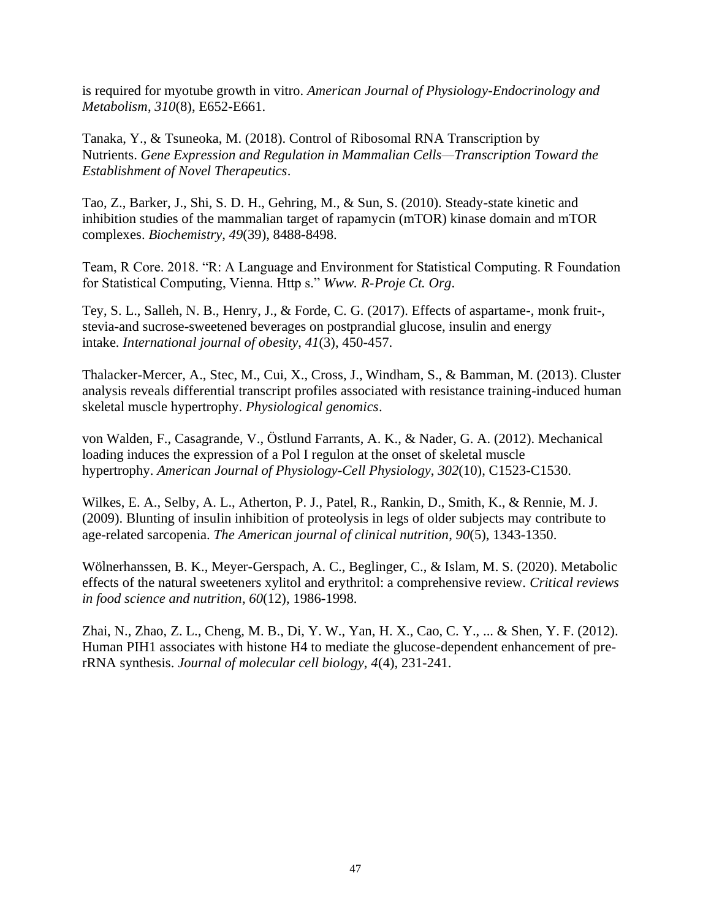is required for myotube growth in vitro. *American Journal of Physiology-Endocrinology and Metabolism*, *310*(8), E652-E661.

Tanaka, Y., & Tsuneoka, M. (2018). Control of Ribosomal RNA Transcription by Nutrients. *Gene Expression and Regulation in Mammalian Cells—Transcription Toward the Establishment of Novel Therapeutics*.

Tao, Z., Barker, J., Shi, S. D. H., Gehring, M., & Sun, S. (2010). Steady-state kinetic and inhibition studies of the mammalian target of rapamycin (mTOR) kinase domain and mTOR complexes. *Biochemistry*, *49*(39), 8488-8498.

Team, R Core. 2018. "R: A Language and Environment for Statistical Computing. R Foundation for Statistical Computing, Vienna. Http s." *Www. R-Proje Ct. Org*.

Tey, S. L., Salleh, N. B., Henry, J., & Forde, C. G. (2017). Effects of aspartame-, monk fruit-, stevia-and sucrose-sweetened beverages on postprandial glucose, insulin and energy intake. *International journal of obesity*, *41*(3), 450-457.

Thalacker-Mercer, A., Stec, M., Cui, X., Cross, J., Windham, S., & Bamman, M. (2013). Cluster analysis reveals differential transcript profiles associated with resistance training-induced human skeletal muscle hypertrophy. *Physiological genomics*.

von Walden, F., Casagrande, V., Östlund Farrants, A. K., & Nader, G. A. (2012). Mechanical loading induces the expression of a Pol I regulon at the onset of skeletal muscle hypertrophy. *American Journal of Physiology-Cell Physiology*, *302*(10), C1523-C1530.

Wilkes, E. A., Selby, A. L., Atherton, P. J., Patel, R., Rankin, D., Smith, K., & Rennie, M. J. (2009). Blunting of insulin inhibition of proteolysis in legs of older subjects may contribute to age-related sarcopenia. *The American journal of clinical nutrition*, *90*(5), 1343-1350.

Wölnerhanssen, B. K., Meyer-Gerspach, A. C., Beglinger, C., & Islam, M. S. (2020). Metabolic effects of the natural sweeteners xylitol and erythritol: a comprehensive review. *Critical reviews in food science and nutrition*, *60*(12), 1986-1998.

Zhai, N., Zhao, Z. L., Cheng, M. B., Di, Y. W., Yan, H. X., Cao, C. Y., ... & Shen, Y. F. (2012). Human PIH1 associates with histone H4 to mediate the glucose-dependent enhancement of pre-rRNA synthesis. *Journal of molecular cell biology*, *4*(4), 231-241.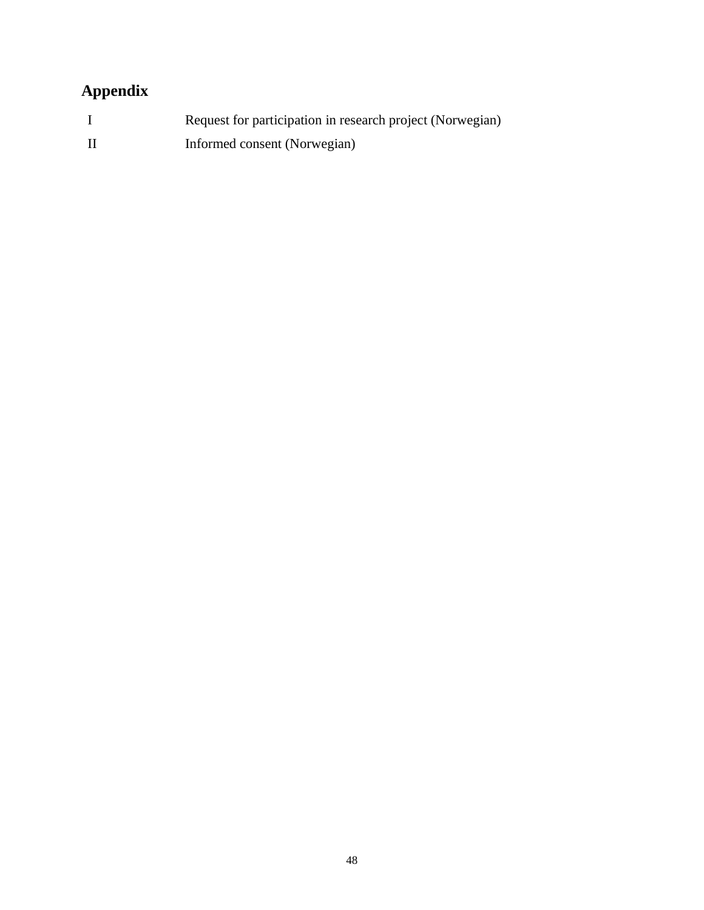## Appendix

| | |
|---|---|
| I | Request for participation in research project (Norwegian) |
| II | Informed consent (Norwegian) |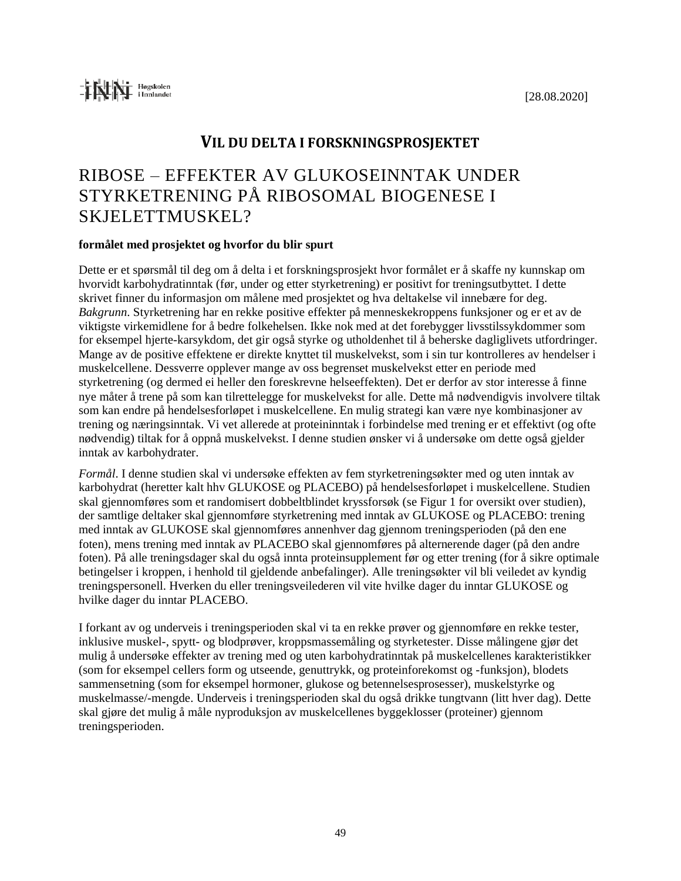[28.08.2020]

## VIL DU DELTA I FORSKNINGSPROSJEKTET

# RIBOSE – EFFEKTER AV GLUKOSEINNTAK UNDER STYRKETRENING PÅ RIBOSOMAL BIOGENESE I SKJELETTMUSKEL?

**formålet med prosjektet og hvorfor du blir spurt**

Dette er et spørsmål til deg om å delta i et forskningsprosjekt hvor formålet er å skaffe ny kunnskap om hvorvidt karbohydratinntak (før, under og etter styrketrening) er positivt for treningsutbyttet. I dette skrivet finner du informasjon om målene med prosjektet og hva deltakelse vil innebære for deg. *Bakgrunn*. Styrketrening har en rekke positive effekter på menneskekroppens funksjoner og er et av de viktigste virkemidlene for å bedre folkehelsen. Ikke nok med at det forebygger livsstilssykdommer som for eksempel hjerte-karsykdom, det gir også styrke og utholdenhet til å beherske dagliglivets utfordringer. Mange av de positive effektene er direkte knyttet til muskelvekst, som i sin tur kontrolleres av hendelser i muskelcellene. Dessverre opplever mange av oss begrenset muskelvekst etter en periode med styrketrening (og dermed ei heller den foreskrevne helseeffekten). Det er derfor av stor interesse å finne nye måter å trene på som kan tilrettelegge for muskelvekst for alle. Dette må nødvendigvis involvere tiltak som kan endre på hendelsesforløpet i muskelcellene. En mulig strategi kan være nye kombinasjoner av trening og næringsinntak. Vi vet allerede at proteininntak i forbindelse med trening er et effektivt (og ofte nødvendig) tiltak for å oppnå muskelvekst. I denne studien ønsker vi å undersøke om dette også gjelder inntak av karbohydrater.

*Formål*. I denne studien skal vi undersøke effekten av fem styrketreningsøkter med og uten inntak av karbohydrat (heretter kalt hhv GLUKOSE og PLACEBO) på hendelsesforløpet i muskelcellene. Studien skal gjennomføres som et randomisert dobbeltblindet kryssforsøk (se Figur 1 for oversikt over studien), der samtlige deltaker skal gjennomføre styrketrening med inntak av GLUKOSE og PLACEBO: trening med inntak av GLUKOSE skal gjennomføres annenhver dag gjennom treningsperioden (på den ene foten), mens trening med inntak av PLACEBO skal gjennomføres på alternerende dager (på den andre foten). På alle treningsdager skal du også innta proteinsupplement før og etter trening (for å sikre optimale betingelser i kroppen, i henhold til gjeldende anbefalinger). Alle treningsøkter vil bli veiledet av kyndig treningspersonell. Hverken du eller treningsveilederen vil vite hvilke dager du inntar GLUKOSE og hvilke dager du inntar PLACEBO.

I forkant av og underveis i treningsperioden skal vi ta en rekke prøver og gjennomføre en rekke tester, inklusive muskel-, spytt- og blodprøver, kroppsmassemåling og styrketester. Disse målingene gjør det mulig å undersøke effekter av trening med og uten karbohydratinntak på muskelcellenes karakteristikker (som for eksempel cellers form og utseende, genuttrykk, og proteinforekomst og -funksjon), blodets sammensetning (som for eksempel hormoner, glukose og betennelsesprosesser), muskelstyrke og muskelmasse/-mengde. Underveis i treningsperioden skal du også drikke tungtvann (litt hver dag). Dette skal gjøre det mulig å måle nyproduksjon av muskelcellenes byggeklosser (proteiner) gjennom treningsperioden.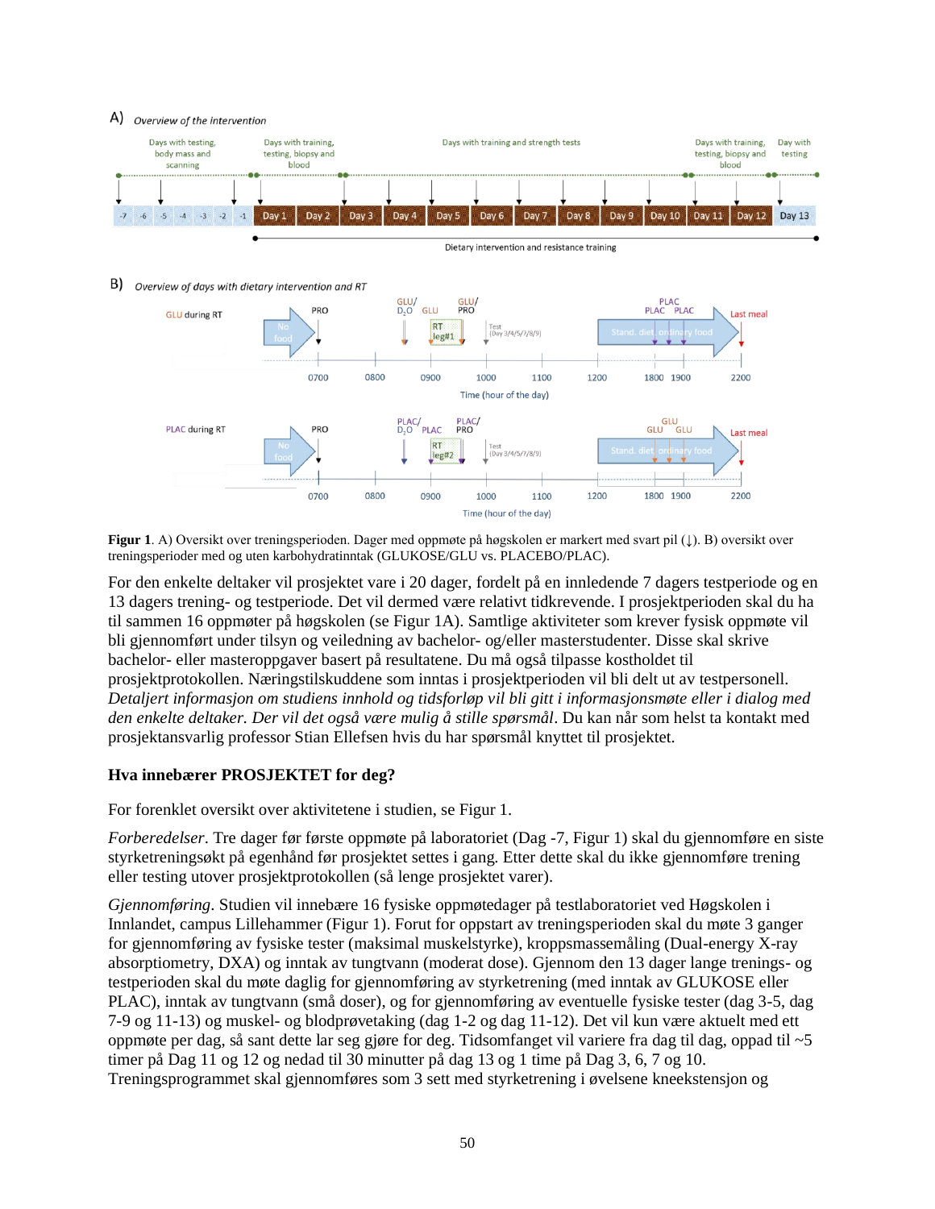**Figur 1**. A) Oversikt over treningsperioden. Dager med oppmøte på høgskolen er markert med svart pil (↓). B) oversikt over treningsperioder med og uten karbohydratinntak (GLUKOSE/GLU vs. PLACEBO/PLAC).

For den enkelte deltaker vil prosjektet vare i 20 dager, fordelt på en innledende 7 dagers testperiode og en 13 dagers trening- og testperiode. Det vil dermed være relativt tidkrevende. I prosjektperioden skal du ha til sammen 16 oppmøter på høgskolen (se Figur 1A). Samtlige aktiviteter som krever fysisk oppmøte vil bli gjennomført under tilsyn og veiledning av bachelor- og/eller masterstudenter. Disse skal skrive bachelor- eller masteroppgaver basert på resultatene. Du må også tilpasse kostholdet til prosjektprotokollen. Næringstilskuddene som inntas i prosjektperioden vil bli delt ut av testpersonell. *Detaljert informasjon om studiens innhold og tidsforløp vil bli gitt i informasjonsmøte eller i dialog med den enkelte deltaker. Der vil det også være mulig å stille spørsmål*. Du kan når som helst ta kontakt med prosjektansvarlig professor Stian Ellefsen hvis du har spørsmål knyttet til prosjektet.

**Hva innebærer PROSJEKTET for deg?**

For forenklet oversikt over aktivitetene i studien, se Figur 1.

*Forberedelser*. Tre dager før første oppmøte på laboratoriet (Dag -7, Figur 1) skal du gjennomføre en siste styrketreningsøkt på egenhånd før prosjektet settes i gang. Etter dette skal du ikke gjennomføre trening eller testing utover prosjektprotokollen (så lenge prosjektet varer).

*Gjennomføring*. Studien vil innebære 16 fysiske oppmøtedager på testlaboratoriet ved Høgskolen i Innlandet, campus Lillehammer (Figur 1). Forut for oppstart av treningsperioden skal du møte 3 ganger for gjennomføring av fysiske tester (maksimal muskelstyrke), kroppsmassemåling (Dual-energy X-ray absorptiometry, DXA) og inntak av tungtvann (moderat dose). Gjennom den 13 dager lange trenings- og testperioden skal du møte daglig for gjennomføring av styrketrening (med inntak av GLUKOSE eller PLAC), inntak av tungtvann (små doser), og for gjennomføring av eventuelle fysiske tester (dag 3-5, dag 7-9 og 11-13) og muskel- og blodprøvetaking (dag 1-2 og dag 11-12). Det vil kun være aktuelt med ett oppmøte per dag, så sant dette lar seg gjøre for deg. Tidsomfanget vil variere fra dag til dag, oppad til ~5 timer på Dag 11 og 12 og nedad til 30 minutter på dag 13 og 1 time på Dag 3, 6, 7 og 10. Treningsprogrammet skal gjennomføres som 3 sett med styrketrening i øvelsene kneekstensjon og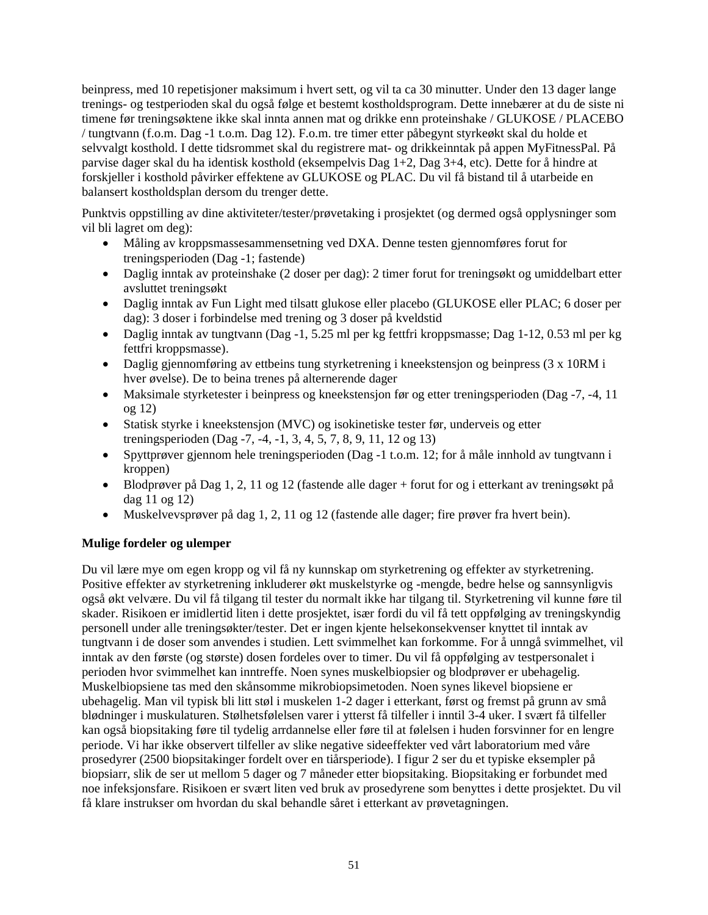beinpress, med 10 repetisjoner maksimum i hvert sett, og vil ta ca 30 minutter. Under den 13 dager lange trenings- og testperioden skal du også følge et bestemt kostholdsprogram. Dette innebærer at du de siste ni timene før treningsøktene ikke skal innta annen mat og drikke enn proteinshake / GLUKOSE / PLACEBO / tungtvann (f.o.m. Dag -1 t.o.m. Dag 12). F.o.m. tre timer etter påbegynt styrkeøkt skal du holde et selvvalgt kosthold. I dette tidsrommet skal du registrere mat- og drikkeinntak på appen MyFitnessPal. På parvise dager skal du ha identisk kosthold (eksempelvis Dag 1+2, Dag 3+4, etc). Dette for å hindre at forskjeller i kosthold påvirker effektene av GLUKOSE og PLAC. Du vil få bistand til å utarbeide en balansert kostholdsplan dersom du trenger dette.

Punktvis oppstilling av dine aktiviteter/tester/prøvetaking i prosjektet (og dermed også opplysninger som vil bli lagret om deg):

- Måling av kroppsmassesammensetning ved DXA. Denne testen gjennomføres forut for treningsperioden (Dag -1; fastende)
- Daglig inntak av proteinshake (2 doser per dag): 2 timer forut for treningsøkt og umiddelbart etter avsluttet treningsøkt
- Daglig inntak av Fun Light med tilsatt glukose eller placebo (GLUKOSE eller PLAC; 6 doser per dag): 3 doser i forbindelse med trening og 3 doser på kveldstid
- Daglig inntak av tungtvann (Dag -1, 5.25 ml per kg fettfri kroppsmasse; Dag 1-12, 0.53 ml per kg fettfri kroppsmasse).
- Daglig gjennomføring av ettbeins tung styrketrening i kneekstensjon og beinpress (3 x 10RM i hver øvelse). De to beina trenes på alternerende dager
- Maksimale styrketester i beinpress og kneekstensjon før og etter treningsperioden (Dag -7, -4, 11 og 12)
- Statisk styrke i kneekstensjon (MVC) og isokinetiske tester før, underveis og etter treningsperioden (Dag -7, -4, -1, 3, 4, 5, 7, 8, 9, 11, 12 og 13)
- Spyttprøver gjennom hele treningsperioden (Dag -1 t.o.m. 12; for å måle innhold av tungtvann i kroppen)
- Blodprøver på Dag 1, 2, 11 og 12 (fastende alle dager + forut for og i etterkant av treningsøkt på dag 11 og 12)
- Muskelvevsprøver på dag 1, 2, 11 og 12 (fastende alle dager; fire prøver fra hvert bein).

**Mulige fordeler og ulemper**

Du vil lære mye om egen kropp og vil få ny kunnskap om styrketrening og effekter av styrketrening. Positive effekter av styrketrening inkluderer økt muskelstyrke og -mengde, bedre helse og sannsynligvis også økt velvære. Du vil få tilgang til tester du normalt ikke har tilgang til. Styrketrening vil kunne føre til skader. Risikoen er imidlertid liten i dette prosjektet, især fordi du vil få tett oppfølging av treningskyndig personell under alle treningsøkter/tester. Det er ingen kjente helsekonsekvenser knyttet til inntak av tungtvann i de doser som anvendes i studien. Lett svimmelhet kan forkomme. For å unngå svimmelhet, vil inntak av den første (og største) dosen fordeles over to timer. Du vil få oppfølging av testpersonalet i perioden hvor svimmelhet kan inntreffe. Noen synes muskelbiopsier og blodprøver er ubehagelig. Muskelbiopsiene tas med den skånsomme mikrobiopsimetoden. Noen synes likevel biopsiene er ubehagelig. Man vil typisk bli litt støl i muskelen 1-2 dager i etterkant, først og fremst på grunn av små blødninger i muskulaturen. Stølhetsfølelsen varer i ytterst få tilfeller i inntil 3-4 uker. I svært få tilfeller kan også biopsitaking føre til tydelig arrdannelse eller føre til at følelsen i huden forsvinner for en lengre periode. Vi har ikke observert tilfeller av slike negative sideeffekter ved vårt laboratorium med våre prosedyrer (2500 biopsitakinger fordelt over en tiårsperiode). I figur 2 ser du et typiske eksempler på biopsiarr, slik de ser ut mellom 5 dager og 7 måneder etter biopsitaking. Biopsitaking er forbundet med noe infeksjonsfare. Risikoen er svært liten ved bruk av prosedyrene som benyttes i dette prosjektet. Du vil få klare instrukser om hvordan du skal behandle såret i etterkant av prøvetagningen.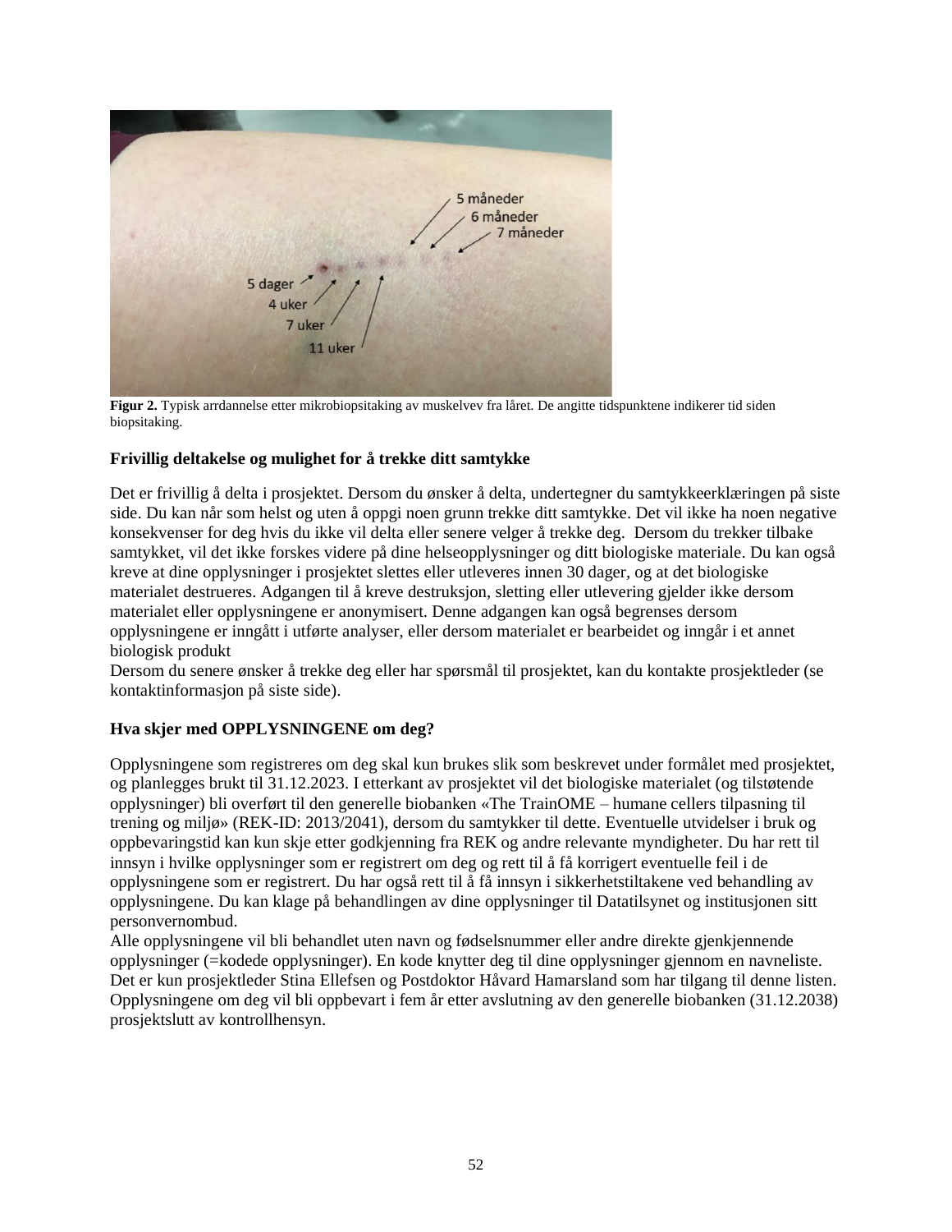**Figur 2.** Typisk arrdannelse etter mikrobiopsitaking av muskelvev fra låret. De angitte tidspunktene indikerer tid siden biopsitaking.

### Frivillig deltakelse og mulighet for å trekke ditt samtykke

Det er frivillig å delta i prosjektet. Dersom du ønsker å delta, undertegner du samtykkeerklæringen på siste side. Du kan når som helst og uten å oppgi noen grunn trekke ditt samtykke. Det vil ikke ha noen negative konsekvenser for deg hvis du ikke vil delta eller senere velger å trekke deg. Dersom du trekker tilbake samtykket, vil det ikke forskes videre på dine helseopplysninger og ditt biologiske materiale. Du kan også kreve at dine opplysninger i prosjektet slettes eller utleveres innen 30 dager, og at det biologiske materialet destrueres. Adgangen til å kreve destruksjon, sletting eller utlevering gjelder ikke dersom materialet eller opplysningene er anonymisert. Denne adgangen kan også begrenses dersom opplysningene er inngått i utførte analyser, eller dersom materialet er bearbeidet og inngår i et annet biologisk produkt
Dersom du senere ønsker å trekke deg eller har spørsmål til prosjektet, kan du kontakte prosjektleder (se kontaktinformasjon på siste side).

### Hva skjer med OPPLYSNINGENE om deg?

Opplysningene som registreres om deg skal kun brukes slik som beskrevet under formålet med prosjektet, og planlegges brukt til 31.12.2023. I etterkant av prosjektet vil det biologiske materialet (og tilstøtende opplysninger) bli overført til den generelle biobanken «The TrainOME – humane cellers tilpasning til trening og miljø» (REK-ID: 2013/2041), dersom du samtykker til dette. Eventuelle utvidelser i bruk og oppbevaringstid kan kun skje etter godkjenning fra REK og andre relevante myndigheter. Du har rett til innsyn i hvilke opplysninger som er registrert om deg og rett til å få korrigert eventuelle feil i de opplysningene som er registrert. Du har også rett til å få innsyn i sikkerhetstiltakene ved behandling av opplysningene. Du kan klage på behandlingen av dine opplysninger til Datatilsynet og institusjonen sitt personvernombud.
Alle opplysningene vil bli behandlet uten navn og fødselsnummer eller andre direkte gjenkjennende opplysninger (=kodede opplysninger). En kode knytter deg til dine opplysninger gjennom en navneliste. Det er kun prosjektleder Stina Ellefsen og Postdoktor Håvard Hamarsland som har tilgang til denne listen. Opplysningene om deg vil bli oppbevart i fem år etter avslutning av den generelle biobanken (31.12.2038) prosjektslutt av kontrollhensyn.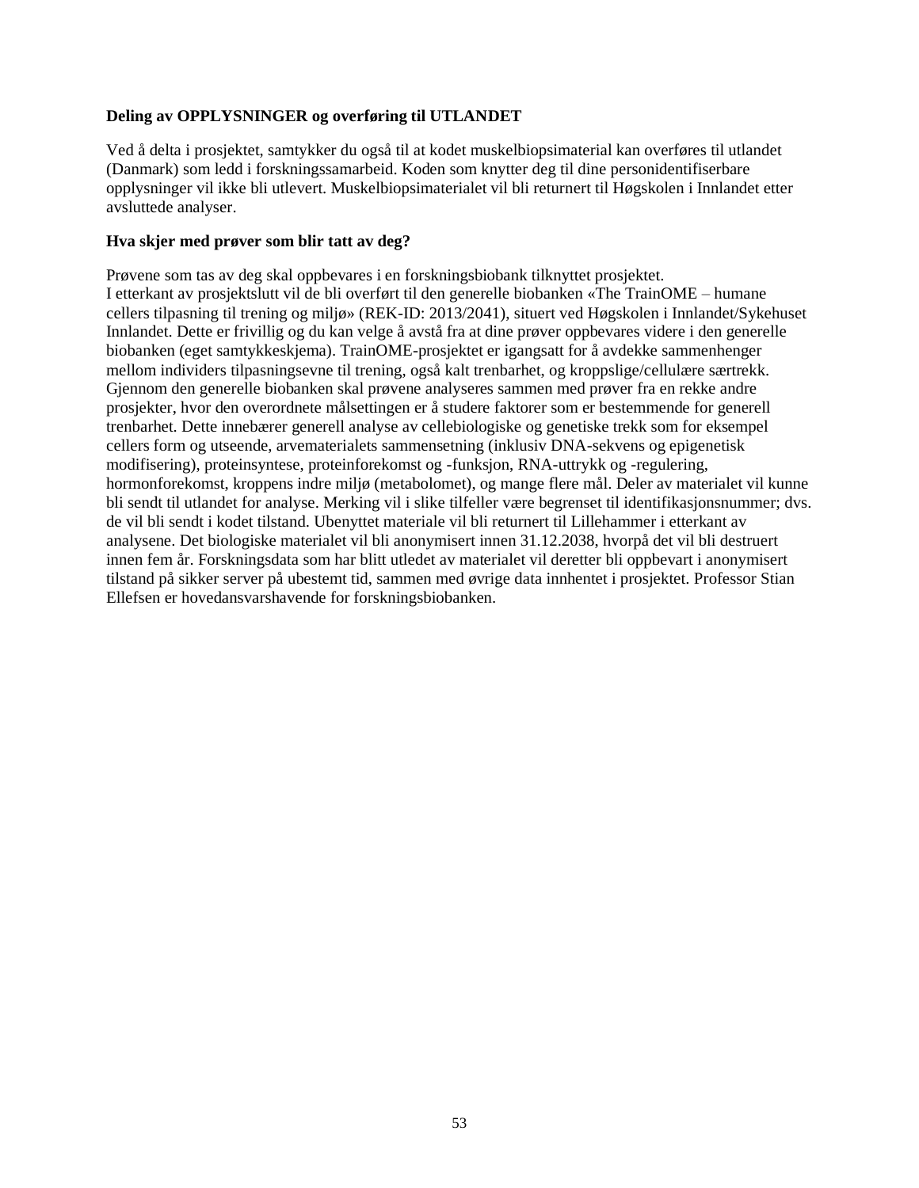**Deling av OPPLYSNINGER og overføring til UTLANDET**

Ved å delta i prosjektet, samtykker du også til at kodet muskelbiopsimaterial kan overføres til utlandet (Danmark) som ledd i forskningssamarbeid. Koden som knytter deg til dine personidentifiserbare opplysninger vil ikke bli utlevert. Muskelbiopsimaterialet vil bli returnert til Høgskolen i Innlandet etter avsluttede analyser.

**Hva skjer med prøver som blir tatt av deg?**

Prøvene som tas av deg skal oppbevares i en forskningsbiobank tilknyttet prosjektet.
I etterkant av prosjektslutt vil de bli overført til den generelle biobanken «The TrainOME – humane cellers tilpasning til trening og miljø» (REK-ID: 2013/2041), situert ved Høgskolen i Innlandet/Sykehuset Innlandet. Dette er frivillig og du kan velge å avstå fra at dine prøver oppbevares videre i den generelle biobanken (eget samtykkeskjema). TrainOME-prosjektet er igangsatt for å avdekke sammenhenger mellom individers tilpasningsevne til trening, også kalt trenbarhet, og kroppslige/cellulære særtrekk. Gjennom den generelle biobanken skal prøvene analyseres sammen med prøver fra en rekke andre prosjekter, hvor den overordnete målsettingen er å studere faktorer som er bestemmende for generell trenbarhet. Dette innebærer generell analyse av cellebiologiske og genetiske trekk som for eksempel cellers form og utseende, arvematerialets sammensetning (inklusiv DNA-sekvens og epigenetisk modifisering), proteinsyntese, proteinforekomst og -funksjon, RNA-uttrykk og -regulering, hormonforekomst, kroppens indre miljø (metabolomet), og mange flere mål. Deler av materialet vil kunne bli sendt til utlandet for analyse. Merking vil i slike tilfeller være begrenset til identifikasjonsnummer; dvs. de vil bli sendt i kodet tilstand. Ubenyttet materiale vil bli returnert til Lillehammer i etterkant av analysene. Det biologiske materialet vil bli anonymisert innen 31.12.2038, hvorpå det vil bli destruert innen fem år. Forskningsdata som har blitt utledet av materialet vil deretter bli oppbevart i anonymisert tilstand på sikker server på ubestemt tid, sammen med øvrige data innhentet i prosjektet. Professor Stian Ellefsen er hovedansvarshavende for forskningsbiobanken.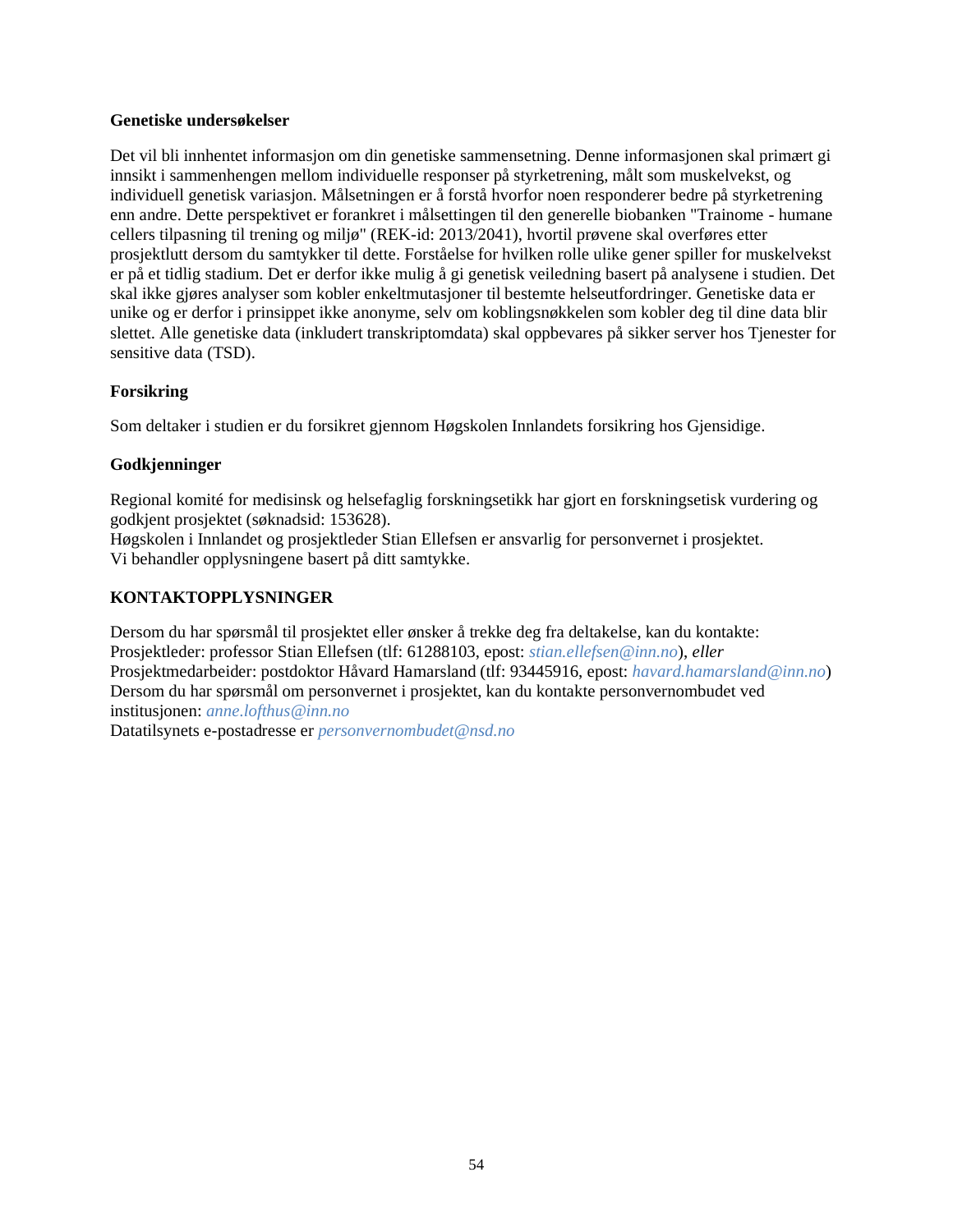**Genetiske undersøkelser**

Det vil bli innhentet informasjon om din genetiske sammensetning. Denne informasjonen skal primært gi innsikt i sammenhengen mellom individuelle responser på styrketrening, målt som muskelvekst, og individuell genetisk variasjon. Målsetningen er å forstå hvorfor noen responderer bedre på styrketrening enn andre. Dette perspektivet er forankret i målsettingen til den generelle biobanken "Trainome - humane cellers tilpasning til trening og miljø" (REK-id: 2013/2041), hvortil prøvene skal overføres etter prosjektlutt dersom du samtykker til dette. Forståelse for hvilken rolle ulike gener spiller for muskelvekst er på et tidlig stadium. Det er derfor ikke mulig å gi genetisk veiledning basert på analysene i studien. Det skal ikke gjøres analyser som kobler enkeltmutasjoner til bestemte helseutfordringer. Genetiske data er unike og er derfor i prinsippet ikke anonyme, selv om koblingsnøkkelen som kobler deg til dine data blir slettet. Alle genetiske data (inkludert transkriptomdata) skal oppbevares på sikker server hos Tjenester for sensitive data (TSD).

**Forsikring**

Som deltaker i studien er du forsikret gjennom Høgskolen Innlandets forsikring hos Gjensidige.

**Godkjenninger**

Regional komité for medisinsk og helsefaglig forskningsetikk har gjort en forskningsetisk vurdering og godkjent prosjektet (søknadsid: 153628).
Høgskolen i Innlandet og prosjektleder Stian Ellefsen er ansvarlig for personvernet i prosjektet.
Vi behandler opplysningene basert på ditt samtykke.

**KONTAKTOPPLYSNINGER**

Dersom du har spørsmål til prosjektet eller ønsker å trekke deg fra deltakelse, kan du kontakte:
Prosjektleder: professor Stian Ellefsen (tlf: 61288103, epost: *stian.ellefsen@inn.no*), *eller*
Prosjektmedarbeider: postdoktor Håvard Hamarsland (tlf: 93445916, epost: *havard.hamarsland@inn.no*)
Dersom du har spørsmål om personvernet i prosjektet, kan du kontakte personvernombudet ved institusjonen: *anne.lofthus@inn.no*
Datatilsynets e-postadresse er *personvernombudet@nsd.no*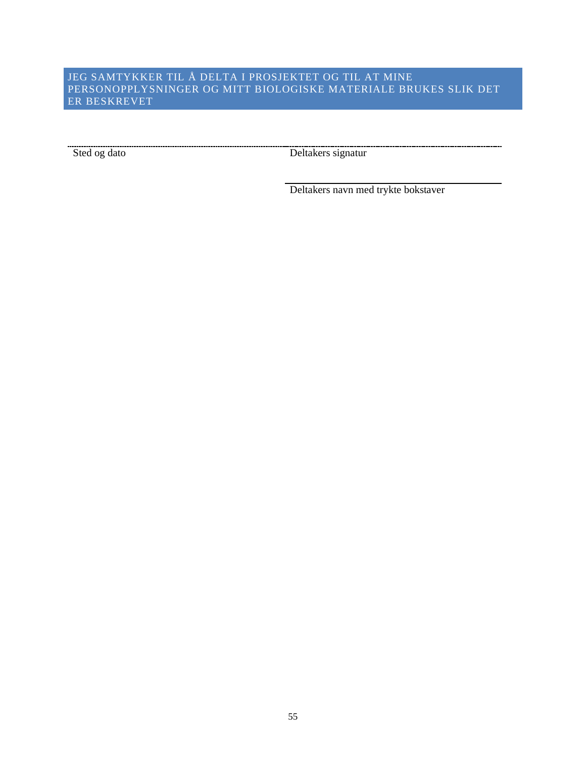## JEG SAMTYKKER TIL Å DELTA I PROSJEKTET OG TIL AT MINE PERSONOPPLYSNINGER OG MITT BIOLOGISKE MATERIALE BRUKES SLIK DET ER BESKREVET

---

Sted og dato

Deltakers signatur

---

Deltakers navn med trykte bokstaver